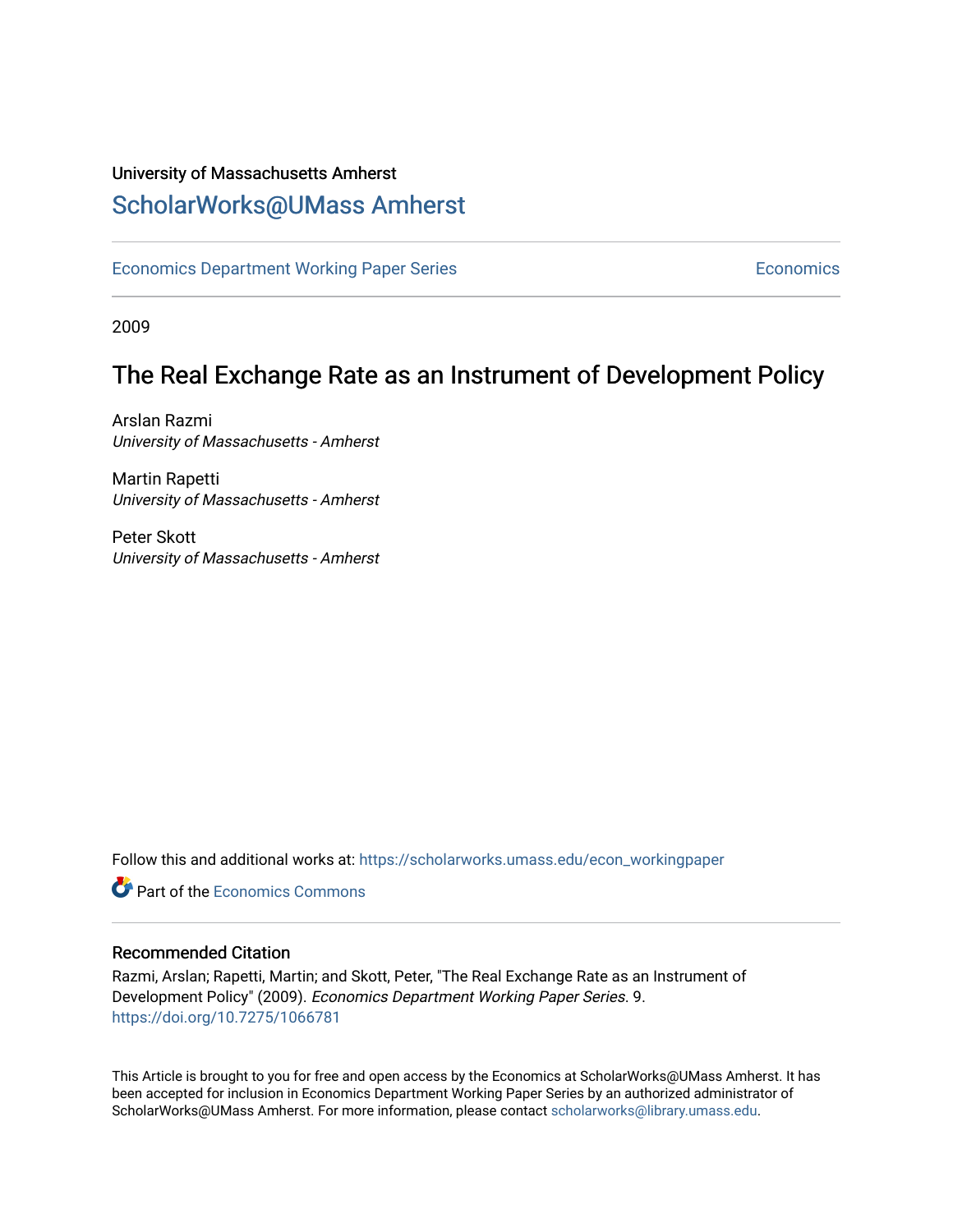University of Massachusetts Amherst

## ScholarWorks@UMass Amherst

Economics Department Working Paper Series | Economics

2009

# The Real Exchange Rate as an Instrument of Development Policy

Arslan Razmi
*University of Massachusetts - Amherst*

Martin Rapetti
*University of Massachusetts - Amherst*

Peter Skott
*University of Massachusetts - Amherst*

Follow this and additional works at: https://scholarworks.umass.edu/econ_workingpaper

Part of the Economics Commons

### Recommended Citation

Razmi, Arslan; Rapetti, Martin; and Skott, Peter, "The Real Exchange Rate as an Instrument of Development Policy" (2009). *Economics Department Working Paper Series*. 9.
https://doi.org/10.7275/1066781

This Article is brought to you for free and open access by the Economics at ScholarWorks@UMass Amherst. It has been accepted for inclusion in Economics Department Working Paper Series by an authorized administrator of ScholarWorks@UMass Amherst. For more information, please contact scholarworks@library.umass.edu.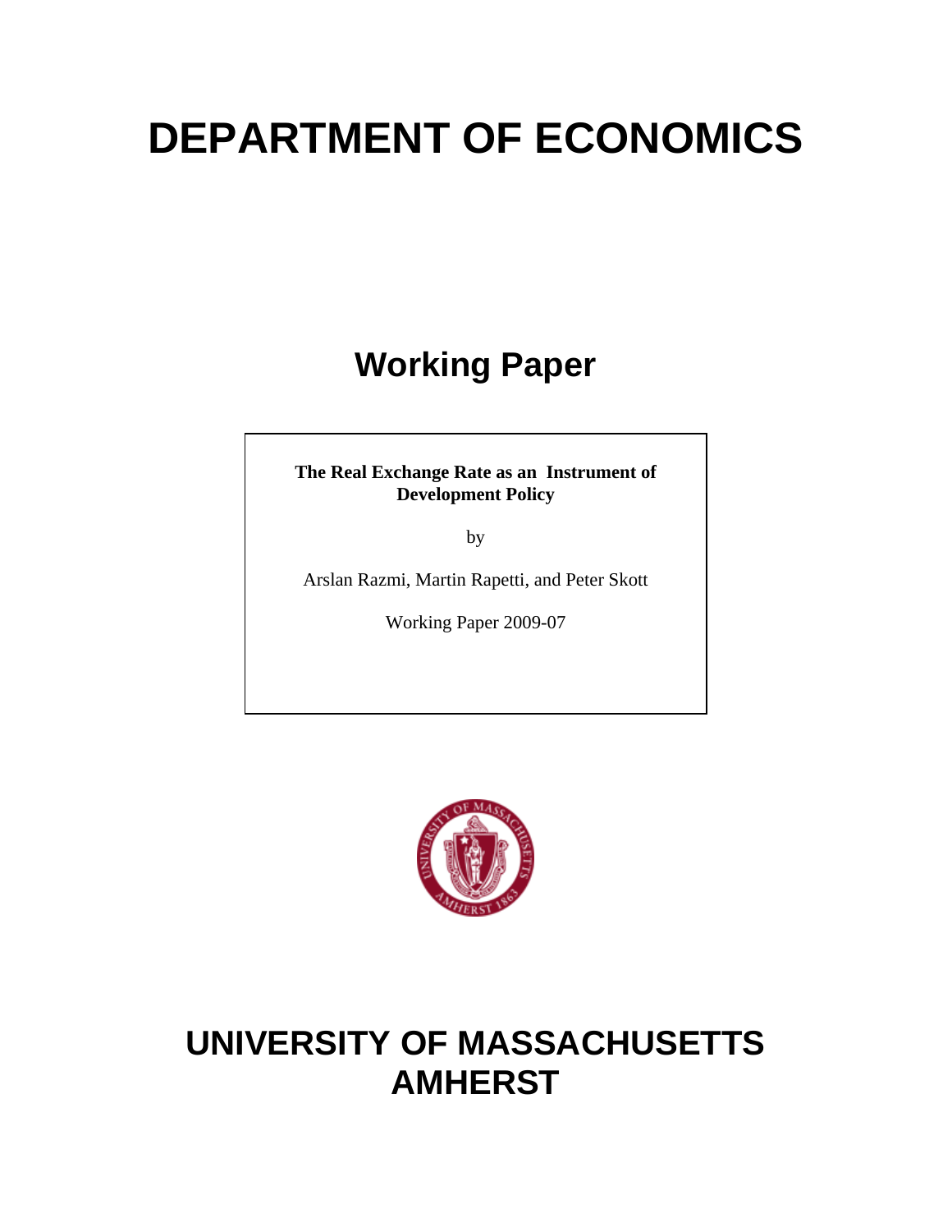# DEPARTMENT OF ECONOMICS

## Working Paper

**The Real Exchange Rate as an Instrument of Development Policy**

by

Arslan Razmi, Martin Rapetti, and Peter Skott

Working Paper 2009-07

# UNIVERSITY OF MASSACHUSETTS AMHERST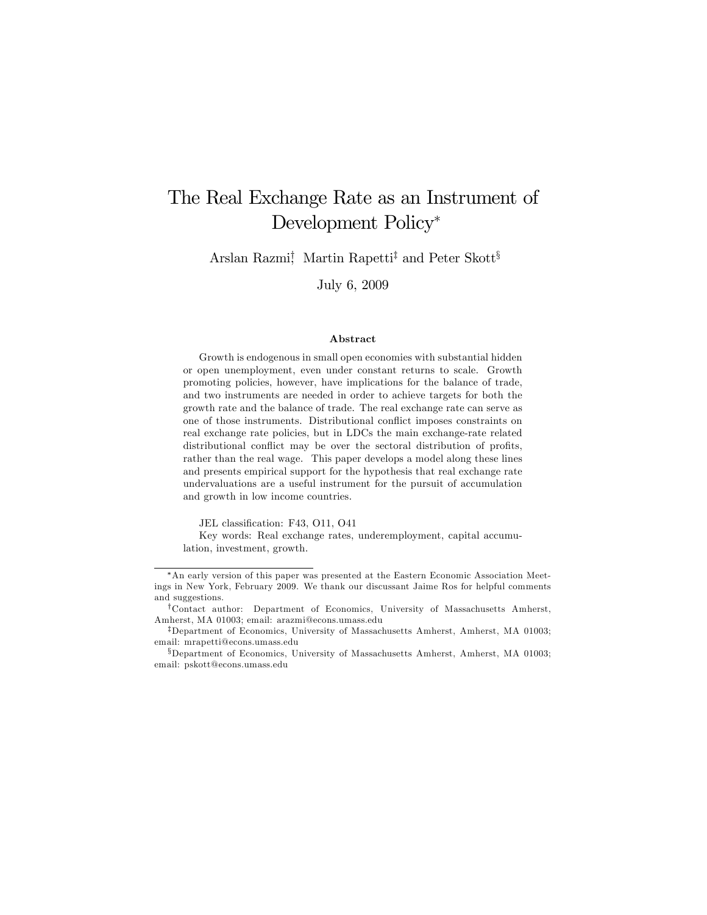# The Real Exchange Rate as an Instrument of Development Policy*

Arslan Razmi[†], Martin Rapetti[‡] and Peter Skott[§]

July 6, 2009

### Abstract

Growth is endogenous in small open economies with substantial hidden or open unemployment, even under constant returns to scale. Growth promoting policies, however, have implications for the balance of trade, and two instruments are needed in order to achieve targets for both the growth rate and the balance of trade. The real exchange rate can serve as one of those instruments. Distributional conflict imposes constraints on real exchange rate policies, but in LDCs the main exchange-rate related distributional conflict may be over the sectoral distribution of profits, rather than the real wage. This paper develops a model along these lines and presents empirical support for the hypothesis that real exchange rate undervaluations are a useful instrument for the pursuit of accumulation and growth in low income countries.

JEL classification: F43, O11, O41

Key words: Real exchange rates, underemployment, capital accumulation, investment, growth.

---

*An early version of this paper was presented at the Eastern Economic Association Meetings in New York, February 2009. We thank our discussant Jaime Ros for helpful comments and suggestions.

†Contact author: Department of Economics, University of Massachusetts Amherst, Amherst, MA 01003; email: arazmi@econs.umass.edu

‡Department of Economics, University of Massachusetts Amherst, Amherst, MA 01003; email: mrapetti@econs.umass.edu

§Department of Economics, University of Massachusetts Amherst, Amherst, MA 01003; email: pskott@econs.umass.edu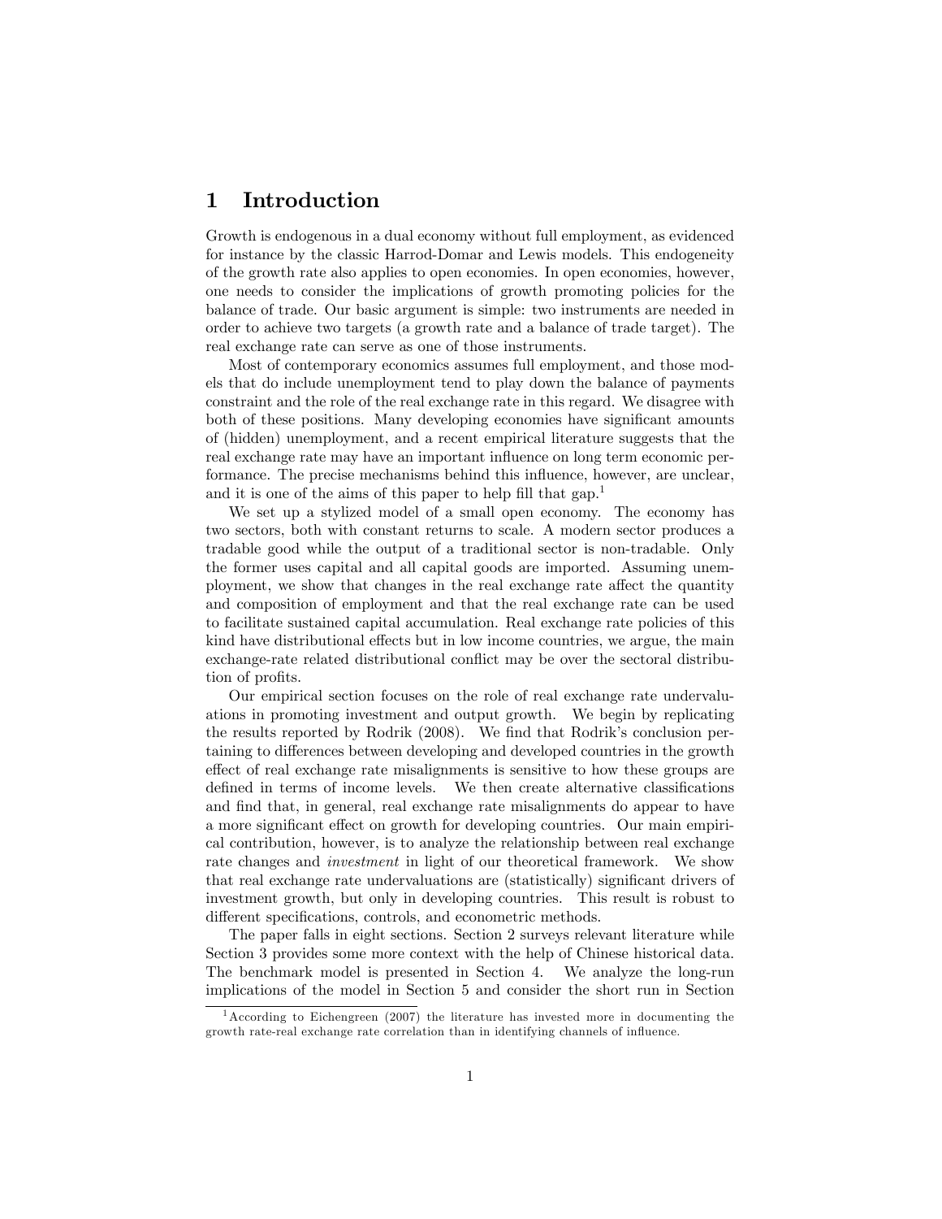## 1 Introduction

Growth is endogenous in a dual economy without full employment, as evidenced for instance by the classic Harrod-Domar and Lewis models. This endogeneity of the growth rate also applies to open economies. In open economies, however, one needs to consider the implications of growth promoting policies for the balance of trade. Our basic argument is simple: two instruments are needed in order to achieve two targets (a growth rate and a balance of trade target). The real exchange rate can serve as one of those instruments.

Most of contemporary economics assumes full employment, and those models that do include unemployment tend to play down the balance of payments constraint and the role of the real exchange rate in this regard. We disagree with both of these positions. Many developing economies have significant amounts of (hidden) unemployment, and a recent empirical literature suggests that the real exchange rate may have an important influence on long term economic performance. The precise mechanisms behind this influence, however, are unclear, and it is one of the aims of this paper to help fill that gap.[1]

We set up a stylized model of a small open economy. The economy has two sectors, both with constant returns to scale. A modern sector produces a tradable good while the output of a traditional sector is non-tradable. Only the former uses capital and all capital goods are imported. Assuming unemployment, we show that changes in the real exchange rate affect the quantity and composition of employment and that the real exchange rate can be used to facilitate sustained capital accumulation. Real exchange rate policies of this kind have distributional effects but in low income countries, we argue, the main exchange-rate related distributional conflict may be over the sectoral distribution of profits.

Our empirical section focuses on the role of real exchange rate undervaluations in promoting investment and output growth. We begin by replicating the results reported by Rodrik (2008). We find that Rodrik's conclusion pertaining to differences between developing and developed countries in the growth effect of real exchange rate misalignments is sensitive to how these groups are defined in terms of income levels. We then create alternative classifications and find that, in general, real exchange rate misalignments do appear to have a more significant effect on growth for developing countries. Our main empirical contribution, however, is to analyze the relationship between real exchange rate changes and *investment* in light of our theoretical framework. We show that real exchange rate undervaluations are (statistically) significant drivers of investment growth, but only in developing countries. This result is robust to different specifications, controls, and econometric methods.

The paper falls in eight sections. Section 2 surveys relevant literature while Section 3 provides some more context with the help of Chinese historical data. The benchmark model is presented in Section 4. We analyze the long-run implications of the model in Section 5 and consider the short run in Section

[1] According to Eichengreen (2007) the literature has invested more in documenting the growth rate-real exchange rate correlation than in identifying channels of influence.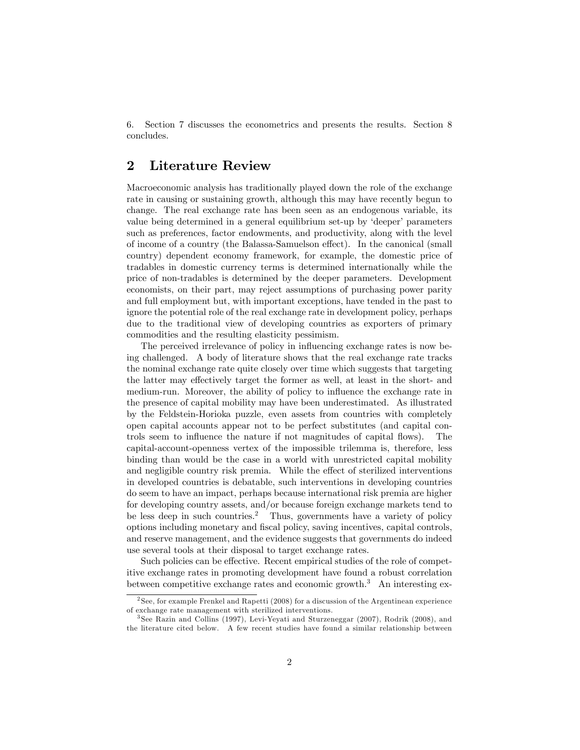6. Section 7 discusses the econometrics and presents the results. Section 8 concludes.

## 2 Literature Review

Macroeconomic analysis has traditionally played down the role of the exchange rate in causing or sustaining growth, although this may have recently begun to change. The real exchange rate has been seen as an endogenous variable, its value being determined in a general equilibrium set-up by 'deeper' parameters such as preferences, factor endowments, and productivity, along with the level of income of a country (the Balassa-Samuelson effect). In the canonical (small country) dependent economy framework, for example, the domestic price of tradables in domestic currency terms is determined internationally while the price of non-tradables is determined by the deeper parameters. Development economists, on their part, may reject assumptions of purchasing power parity and full employment but, with important exceptions, have tended in the past to ignore the potential role of the real exchange rate in development policy, perhaps due to the traditional view of developing countries as exporters of primary commodities and the resulting elasticity pessimism.

The perceived irrelevance of policy in influencing exchange rates is now being challenged. A body of literature shows that the real exchange rate tracks the nominal exchange rate quite closely over time which suggests that targeting the latter may effectively target the former as well, at least in the short- and medium-run. Moreover, the ability of policy to influence the exchange rate in the presence of capital mobility may have been underestimated. As illustrated by the Feldstein-Horioka puzzle, even assets from countries with completely open capital accounts appear not to be perfect substitutes (and capital controls seem to influence the nature if not magnitudes of capital flows). The capital-account-openness vertex of the impossible trilemma is, therefore, less binding than would be the case in a world with unrestricted capital mobility and negligible country risk premia. While the effect of sterilized interventions in developed countries is debatable, such interventions in developing countries do seem to have an impact, perhaps because international risk premia are higher for developing country assets, and/or because foreign exchange markets tend to be less deep in such countries.[2] Thus, governments have a variety of policy options including monetary and fiscal policy, saving incentives, capital controls, and reserve management, and the evidence suggests that governments do indeed use several tools at their disposal to target exchange rates.

Such policies can be effective. Recent empirical studies of the role of competitive exchange rates in promoting development have found a robust correlation between competitive exchange rates and economic growth.[3] An interesting ex-

[2] See, for example Frenkel and Rapetti (2008) for a discussion of the Argentinean experience of exchange rate management with sterilized interventions.

[3] See Razin and Collins (1997), Levi-Yeyati and Sturzeneggar (2007), Rodrik (2008), and the literature cited below. A few recent studies have found a similar relationship between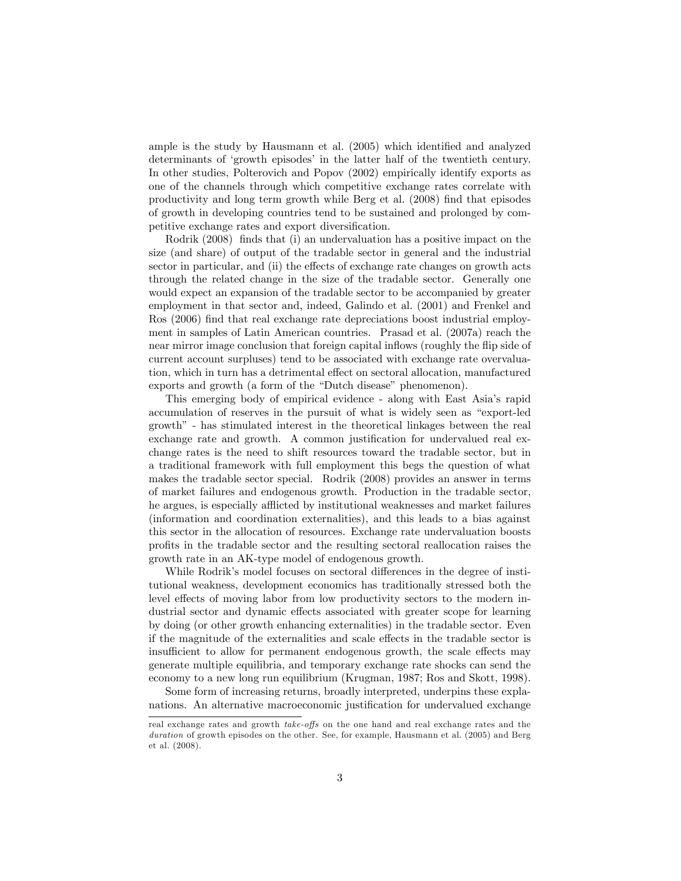ample is the study by Hausmann et al. (2005) which identified and analyzed determinants of 'growth episodes' in the latter half of the twentieth century. In other studies, Polterovich and Popov (2002) empirically identify exports as one of the channels through which competitive exchange rates correlate with productivity and long term growth while Berg et al. (2008) find that episodes of growth in developing countries tend to be sustained and prolonged by competitive exchange rates and export diversification.

Rodrik (2008) finds that (i) an undervaluation has a positive impact on the size (and share) of output of the tradable sector in general and the industrial sector in particular, and (ii) the effects of exchange rate changes on growth acts through the related change in the size of the tradable sector. Generally one would expect an expansion of the tradable sector to be accompanied by greater employment in that sector and, indeed, Galindo et al. (2001) and Frenkel and Ros (2006) find that real exchange rate depreciations boost industrial employment in samples of Latin American countries. Prasad et al. (2007a) reach the near mirror image conclusion that foreign capital inflows (roughly the flip side of current account surpluses) tend to be associated with exchange rate overvaluation, which in turn has a detrimental effect on sectoral allocation, manufactured exports and growth (a form of the "Dutch disease" phenomenon).

This emerging body of empirical evidence - along with East Asia's rapid accumulation of reserves in the pursuit of what is widely seen as "export-led growth" - has stimulated interest in the theoretical linkages between the real exchange rate and growth. A common justification for undervalued real exchange rates is the need to shift resources toward the tradable sector, but in a traditional framework with full employment this begs the question of what makes the tradable sector special. Rodrik (2008) provides an answer in terms of market failures and endogenous growth. Production in the tradable sector, he argues, is especially afflicted by institutional weaknesses and market failures (information and coordination externalities), and this leads to a bias against this sector in the allocation of resources. Exchange rate undervaluation boosts profits in the tradable sector and the resulting sectoral reallocation raises the growth rate in an AK-type model of endogenous growth.

While Rodrik's model focuses on sectoral differences in the degree of institutional weakness, development economics has traditionally stressed both the level effects of moving labor from low productivity sectors to the modern industrial sector and dynamic effects associated with greater scope for learning by doing (or other growth enhancing externalities) in the tradable sector. Even if the magnitude of the externalities and scale effects in the tradable sector is insufficient to allow for permanent endogenous growth, the scale effects may generate multiple equilibria, and temporary exchange rate shocks can send the economy to a new long run equilibrium (Krugman, 1987; Ros and Skott, 1998).

Some form of increasing returns, broadly interpreted, underpins these explanations. An alternative macroeconomic justification for undervalued exchange

real exchange rates and growth *take-offs* on the one hand and real exchange rates and the *duration* of growth episodes on the other. See, for example, Hausmann et al. (2005) and Berg et al. (2008).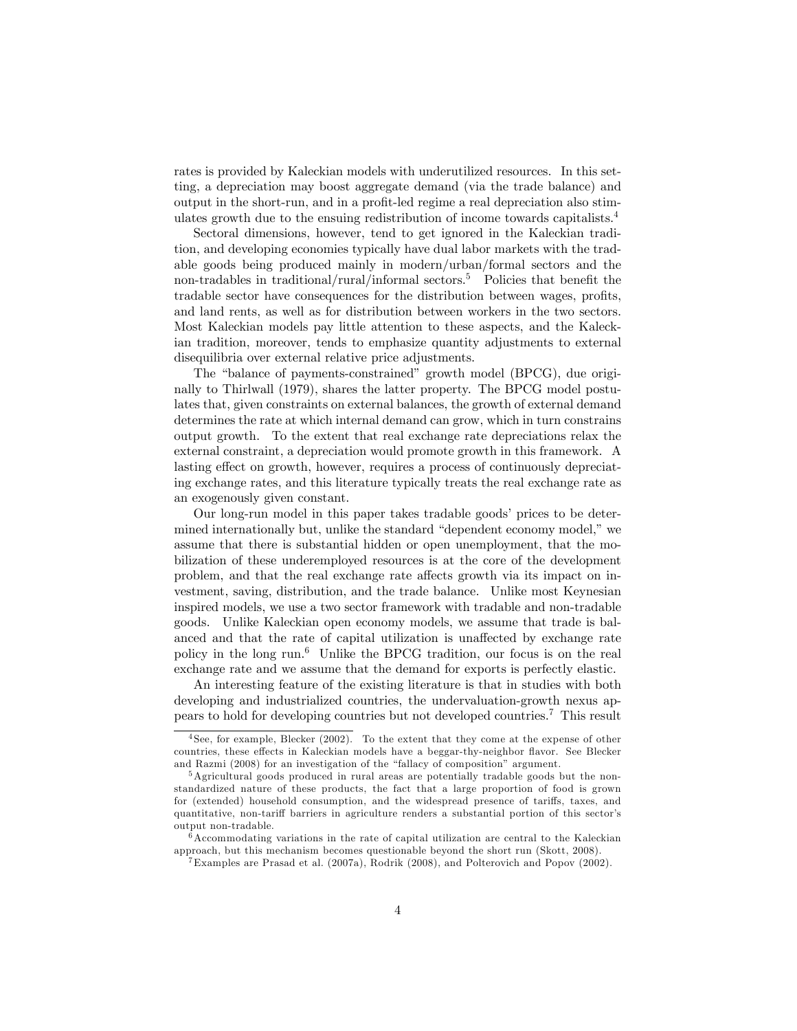rates is provided by Kaleckian models with underutilized resources. In this setting, a depreciation may boost aggregate demand (via the trade balance) and output in the short-run, and in a profit-led regime a real depreciation also stimulates growth due to the ensuing redistribution of income towards capitalists.[4]

Sectoral dimensions, however, tend to get ignored in the Kaleckian tradition, and developing economies typically have dual labor markets with the tradable goods being produced mainly in modern/urban/formal sectors and the non-tradables in traditional/rural/informal sectors.[5] Policies that benefit the tradable sector have consequences for the distribution between wages, profits, and land rents, as well as for distribution between workers in the two sectors. Most Kaleckian models pay little attention to these aspects, and the Kaleckian tradition, moreover, tends to emphasize quantity adjustments to external disequilibria over external relative price adjustments.

The "balance of payments-constrained" growth model (BPCG), due originally to Thirlwall (1979), shares the latter property. The BPCG model postulates that, given constraints on external balances, the growth of external demand determines the rate at which internal demand can grow, which in turn constrains output growth. To the extent that real exchange rate depreciations relax the external constraint, a depreciation would promote growth in this framework. A lasting effect on growth, however, requires a process of continuously depreciating exchange rates, and this literature typically treats the real exchange rate as an exogenously given constant.

Our long-run model in this paper takes tradable goods' prices to be determined internationally but, unlike the standard "dependent economy model," we assume that there is substantial hidden or open unemployment, that the mobilization of these underemployed resources is at the core of the development problem, and that the real exchange rate affects growth via its impact on investment, saving, distribution, and the trade balance. Unlike most Keynesian inspired models, we use a two sector framework with tradable and non-tradable goods. Unlike Kaleckian open economy models, we assume that trade is balanced and that the rate of capital utilization is unaffected by exchange rate policy in the long run.[6] Unlike the BPCG tradition, our focus is on the real exchange rate and we assume that the demand for exports is perfectly elastic.

An interesting feature of the existing literature is that in studies with both developing and industrialized countries, the undervaluation-growth nexus appears to hold for developing countries but not developed countries.[7] This result

---

[4] See, for example, Blecker (2002). To the extent that they come at the expense of other countries, these effects in Kaleckian models have a beggar-thy-neighbor flavor. See Blecker and Razmi (2008) for an investigation of the "fallacy of composition" argument.

[5] Agricultural goods produced in rural areas are potentially tradable goods but the non-standardized nature of these products, the fact that a large proportion of food is grown for (extended) household consumption, and the widespread presence of tariffs, taxes, and quantitative, non-tariff barriers in agriculture renders a substantial portion of this sector's output non-tradable.

[6] Accommodating variations in the rate of capital utilization are central to the Kaleckian approach, but this mechanism becomes questionable beyond the short run (Skott, 2008).

[7] Examples are Prasad et al. (2007a), Rodrik (2008), and Polterovich and Popov (2002).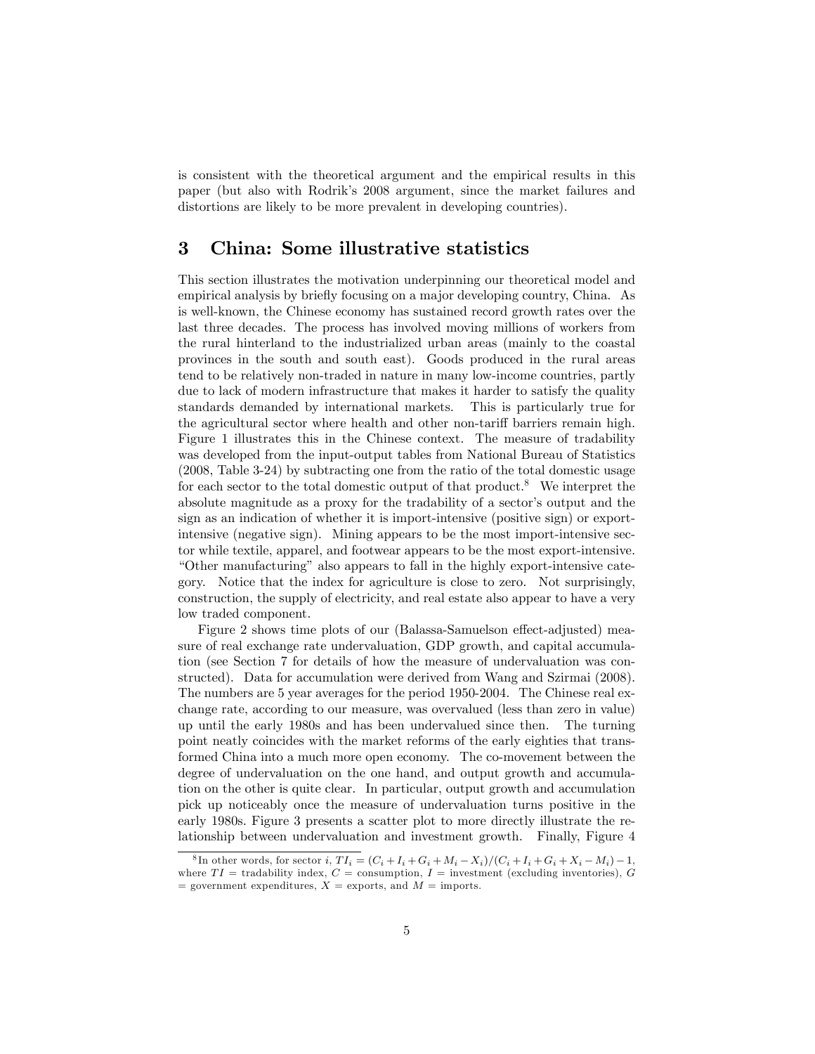is consistent with the theoretical argument and the empirical results in this paper (but also with Rodrik's 2008 argument, since the market failures and distortions are likely to be more prevalent in developing countries).

## 3 China: Some illustrative statistics

This section illustrates the motivation underpinning our theoretical model and empirical analysis by briefly focusing on a major developing country, China. As is well-known, the Chinese economy has sustained record growth rates over the last three decades. The process has involved moving millions of workers from the rural hinterland to the industrialized urban areas (mainly to the coastal provinces in the south and south east). Goods produced in the rural areas tend to be relatively non-traded in nature in many low-income countries, partly due to lack of modern infrastructure that makes it harder to satisfy the quality standards demanded by international markets. This is particularly true for the agricultural sector where health and other non-tariff barriers remain high. Figure 1 illustrates this in the Chinese context. The measure of tradability was developed from the input-output tables from National Bureau of Statistics (2008, Table 3-24) by subtracting one from the ratio of the total domestic usage for each sector to the total domestic output of that product.[8] We interpret the absolute magnitude as a proxy for the tradability of a sector's output and the sign as an indication of whether it is import-intensive (positive sign) or export-intensive (negative sign). Mining appears to be the most import-intensive sector while textile, apparel, and footwear appears to be the most export-intensive. "Other manufacturing" also appears to fall in the highly export-intensive category. Notice that the index for agriculture is close to zero. Not surprisingly, construction, the supply of electricity, and real estate also appear to have a very low traded component.

Figure 2 shows time plots of our (Balassa-Samuelson effect-adjusted) measure of real exchange rate undervaluation, GDP growth, and capital accumulation (see Section 7 for details of how the measure of undervaluation was constructed). Data for accumulation were derived from Wang and Szirmai (2008). The numbers are 5 year averages for the period 1950-2004. The Chinese real exchange rate, according to our measure, was overvalued (less than zero in value) up until the early 1980s and has been undervalued since then. The turning point neatly coincides with the market reforms of the early eighties that transformed China into a much more open economy. The co-movement between the degree of undervaluation on the one hand, and output growth and accumulation on the other is quite clear. In particular, output growth and accumulation pick up noticeably once the measure of undervaluation turns positive in the early 1980s. Figure 3 presents a scatter plot to more directly illustrate the relationship between undervaluation and investment growth. Finally, Figure 4

[8] In other words, for sector $i$, $TI_i = (C_i + I_i + G_i + M_i - X_i)/(C_i + I_i + G_i + X_i - M_i) - 1$, where $TI$ = tradability index, $C$ = consumption, $I$ = investment (excluding inventories), $G$ = government expenditures, $X$ = exports, and $M$ = imports.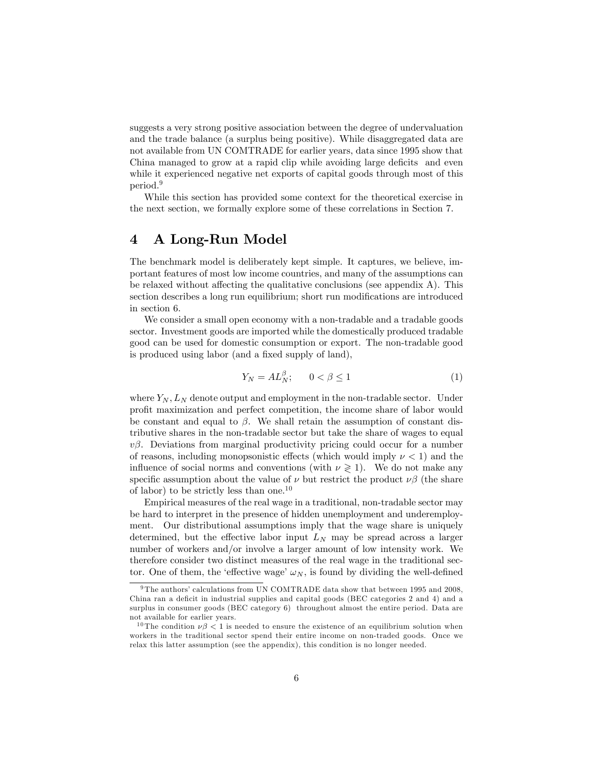suggests a very strong positive association between the degree of undervaluation and the trade balance (a surplus being positive). While disaggregated data are not available from UN COMTRADE for earlier years, data since 1995 show that China managed to grow at a rapid clip while avoiding large deficits and even while it experienced negative net exports of capital goods through most of this period.[9]

While this section has provided some context for the theoretical exercise in the next section, we formally explore some of these correlations in Section 7.

# 4 A Long-Run Model

The benchmark model is deliberately kept simple. It captures, we believe, important features of most low income countries, and many of the assumptions can be relaxed without affecting the qualitative conclusions (see appendix A). This section describes a long run equilibrium; short run modifications are introduced in section 6.

We consider a small open economy with a non-tradable and a tradable goods sector. Investment goods are imported while the domestically produced tradable good can be used for domestic consumption or export. The non-tradable good is produced using labor (and a fixed supply of land),

$$Y_N = AL_N^{\beta}; \qquad 0 < \beta \leq 1 \tag{1}$$

where $Y_N, L_N$ denote output and employment in the non-tradable sector. Under profit maximization and perfect competition, the income share of labor would be constant and equal to $\beta$. We shall retain the assumption of constant distributive shares in the non-tradable sector but take the share of wages to equal $v\beta$. Deviations from marginal productivity pricing could occur for a number of reasons, including monopsonistic effects (which would imply $\nu < 1$) and the influence of social norms and conventions (with $\nu \gtrless 1$). We do not make any specific assumption about the value of $\nu$ but restrict the product $\nu\beta$ (the share of labor) to be strictly less than one.[10]

Empirical measures of the real wage in a traditional, non-tradable sector may be hard to interpret in the presence of hidden unemployment and underemployment. Our distributional assumptions imply that the wage share is uniquely determined, but the effective labor input $L_N$ may be spread across a larger number of workers and/or involve a larger amount of low intensity work. We therefore consider two distinct measures of the real wage in the traditional sector. One of them, the 'effective wage' $\omega_N$, is found by dividing the well-defined

[9] The authors' calculations from UN COMTRADE data show that between 1995 and 2008, China ran a deficit in industrial supplies and capital goods (BEC categories 2 and 4) and a surplus in consumer goods (BEC category 6) throughout almost the entire period. Data are not available for earlier years.

[10] The condition $\nu\beta < 1$ is needed to ensure the existence of an equilibrium solution when workers in the traditional sector spend their entire income on non-traded goods. Once we relax this latter assumption (see the appendix), this condition is no longer needed.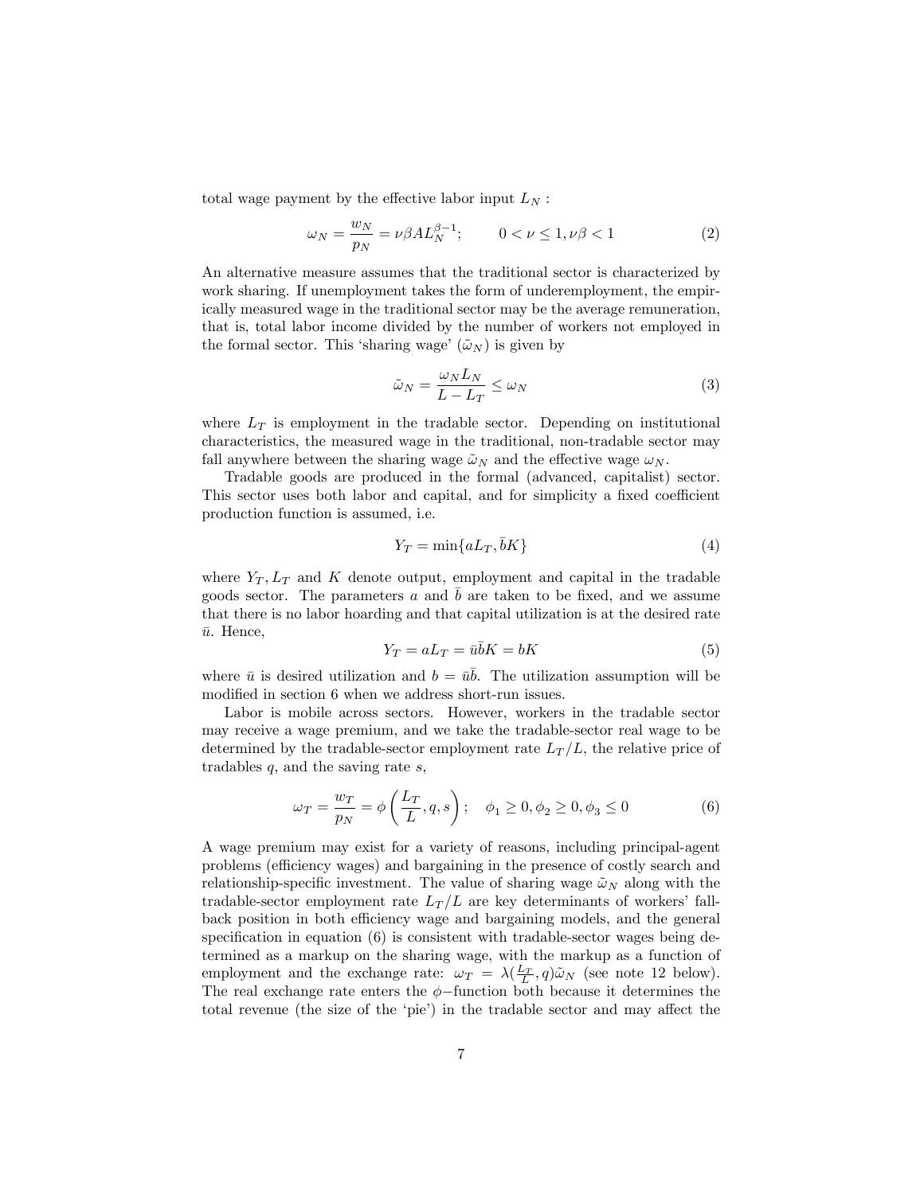total wage payment by the effective labor input $L_N$ :

$$\omega_N = \frac{w_N}{p_N} = \nu\beta A L_N^{\beta-1}; \qquad 0 < \nu \leq 1, \nu\beta < 1 \tag{2}$$

An alternative measure assumes that the traditional sector is characterized by work sharing. If unemployment takes the form of underemployment, the empirically measured wage in the traditional sector may be the average remuneration, that is, total labor income divided by the number of workers not employed in the formal sector. This 'sharing wage' ($\tilde{\omega}_N$) is given by

$$\tilde{\omega}_N = \frac{\omega_N L_N}{L - L_T} \leq \omega_N \tag{3}$$

where $L_T$ is employment in the tradable sector. Depending on institutional characteristics, the measured wage in the traditional, non-tradable sector may fall anywhere between the sharing wage $\tilde{\omega}_N$ and the effective wage $\omega_N$.

Tradable goods are produced in the formal (advanced, capitalist) sector. This sector uses both labor and capital, and for simplicity a fixed coefficient production function is assumed, i.e.

$$Y_T = \min\{aL_T, \bar{b}K\} \tag{4}$$

where $Y_T, L_T$ and $K$ denote output, employment and capital in the tradable goods sector. The parameters $a$ and $\bar{b}$ are taken to be fixed, and we assume that there is no labor hoarding and that capital utilization is at the desired rate $\bar{u}$. Hence,

$$Y_T = aL_T = \bar{u}\bar{b}K = bK \tag{5}$$

where $\bar{u}$ is desired utilization and $b = \bar{u}\bar{b}$. The utilization assumption will be modified in section 6 when we address short-run issues.

Labor is mobile across sectors. However, workers in the tradable sector may receive a wage premium, and we take the tradable-sector real wage to be determined by the tradable-sector employment rate $L_T/L$, the relative price of tradables $q$, and the saving rate $s$,

$$\omega_T = \frac{w_T}{p_N} = \phi\left(\frac{L_T}{L}, q, s\right); \quad \phi_1 \geq 0, \phi_2 \geq 0, \phi_3 \leq 0 \tag{6}$$

A wage premium may exist for a variety of reasons, including principal-agent problems (efficiency wages) and bargaining in the presence of costly search and relationship-specific investment. The value of sharing wage $\tilde{\omega}_N$ along with the tradable-sector employment rate $L_T/L$ are key determinants of workers' fallback position in both efficiency wage and bargaining models, and the general specification in equation (6) is consistent with tradable-sector wages being determined as a markup on the sharing wage, with the markup as a function of employment and the exchange rate: $\omega_T = \lambda(\frac{L_T}{L}, q)\tilde{\omega}_N$ (see note 12 below). The real exchange rate enters the $\phi-$function both because it determines the total revenue (the size of the 'pie') in the tradable sector and may affect the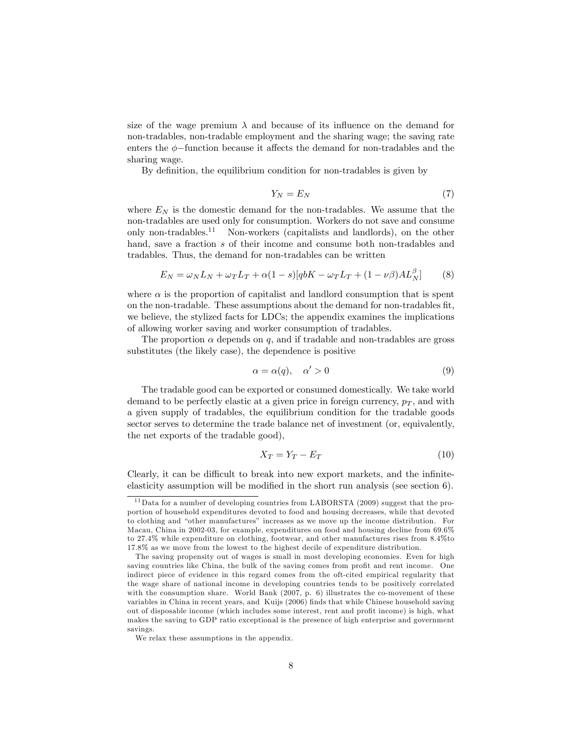size of the wage premium $\lambda$ and because of its influence on the demand for non-tradables, non-tradable employment and the sharing wage; the saving rate enters the $\phi-$function because it affects the demand for non-tradables and the sharing wage.

By definition, the equilibrium condition for non-tradables is given by

$$Y_N = E_N \tag{7}$$

where $E_N$ is the domestic demand for the non-tradables. We assume that the non-tradables are used only for consumption. Workers do not save and consume only non-tradables.[11] Non-workers (capitalists and landlords), on the other hand, save a fraction $s$ of their income and consume both non-tradables and tradables. Thus, the demand for non-tradables can be written

$$E_N = \omega_N L_N + \omega_T L_T + \alpha(1-s)[qbK - \omega_T L_T + (1-\nu\beta)AL_N^{\beta}] \tag{8}$$

where $\alpha$ is the proportion of capitalist and landlord consumption that is spent on the non-tradable. These assumptions about the demand for non-tradables fit, we believe, the stylized facts for LDCs; the appendix examines the implications of allowing worker saving and worker consumption of tradables.

The proportion $\alpha$ depends on $q$, and if tradable and non-tradables are gross substitutes (the likely case), the dependence is positive

$$\alpha = \alpha(q), \quad \alpha' > 0 \tag{9}$$

The tradable good can be exported or consumed domestically. We take world demand to be perfectly elastic at a given price in foreign currency, $p_T$, and with a given supply of tradables, the equilibrium condition for the tradable goods sector serves to determine the trade balance net of investment (or, equivalently, the net exports of the tradable good),

$$X_T = Y_T - E_T \tag{10}$$

Clearly, it can be difficult to break into new export markets, and the infinite-elasticity assumption will be modified in the short run analysis (see section 6).

[11] Data for a number of developing countries from LABORSTA (2009) suggest that the proportion of household expenditures devoted to food and housing decreases, while that devoted to clothing and "other manufactures" increases as we move up the income distribution. For Macau, China in 2002-03, for example, expenditures on food and housing decline from 69.6% to 27.4% while expenditure on clothing, footwear, and other manufactures rises from 8.4%to 17.8% as we move from the lowest to the highest decile of expenditure distribution.

The saving propensity out of wages is small in most developing economies. Even for high saving countries like China, the bulk of the saving comes from profit and rent income. One indirect piece of evidence in this regard comes from the oft-cited empirical regularity that the wage share of national income in developing countries tends to be positively correlated with the consumption share. World Bank (2007, p. 6) illustrates the co-movement of these variables in China in recent years, and Kuijs (2006) finds that while Chinese household saving out of disposable income (which includes some interest, rent and profit income) is high, what makes the saving to GDP ratio exceptional is the presence of high enterprise and government savings.

We relax these assumptions in the appendix.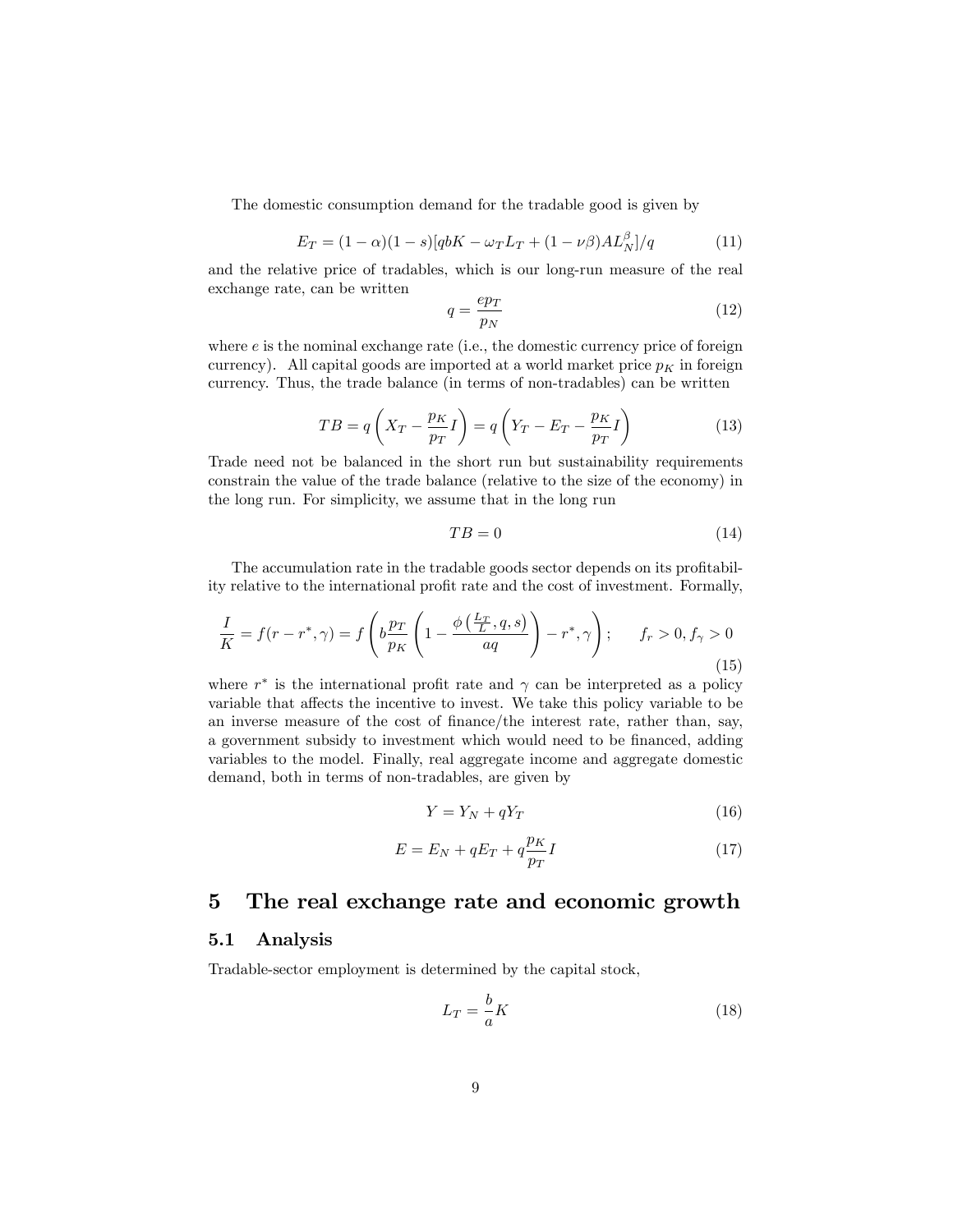The domestic consumption demand for the tradable good is given by

$$E_T = (1-\alpha)(1-s)[qbK - \omega_T L_T + (1-\nu\beta)AL_N^\beta]/q \tag{11}$$

and the relative price of tradables, which is our long-run measure of the real exchange rate, can be written

$$q = \frac{ep_T}{p_N} \tag{12}$$

where $e$ is the nominal exchange rate (i.e., the domestic currency price of foreign currency). All capital goods are imported at a world market price $p_K$ in foreign currency. Thus, the trade balance (in terms of non-tradables) can be written

$$TB = q\left(X_T - \frac{p_K}{p_T}I\right) = q\left(Y_T - E_T - \frac{p_K}{p_T}I\right) \tag{13}$$

Trade need not be balanced in the short run but sustainability requirements constrain the value of the trade balance (relative to the size of the economy) in the long run. For simplicity, we assume that in the long run

$$TB = 0 \tag{14}$$

The accumulation rate in the tradable goods sector depends on its profitability relative to the international profit rate and the cost of investment. Formally,

$$\frac{I}{K} = f(r - r^*, \gamma) = f\left(b\frac{p_T}{p_K}\left(1 - \frac{\phi\left(\frac{L_T}{L}, q, s\right)}{aq}\right) - r^*, \gamma\right); \qquad f_r > 0, f_\gamma > 0 \tag{15}$$

where $r^*$ is the international profit rate and $\gamma$ can be interpreted as a policy variable that affects the incentive to invest. We take this policy variable to be an inverse measure of the cost of finance/the interest rate, rather than, say, a government subsidy to investment which would need to be financed, adding variables to the model. Finally, real aggregate income and aggregate domestic demand, both in terms of non-tradables, are given by

$$Y = Y_N + qY_T \tag{16}$$

$$E = E_N + qE_T + q\frac{p_K}{p_T}I \tag{17}$$

## 5 The real exchange rate and economic growth

### 5.1 Analysis

Tradable-sector employment is determined by the capital stock,

$$L_T = \frac{b}{a}K \tag{18}$$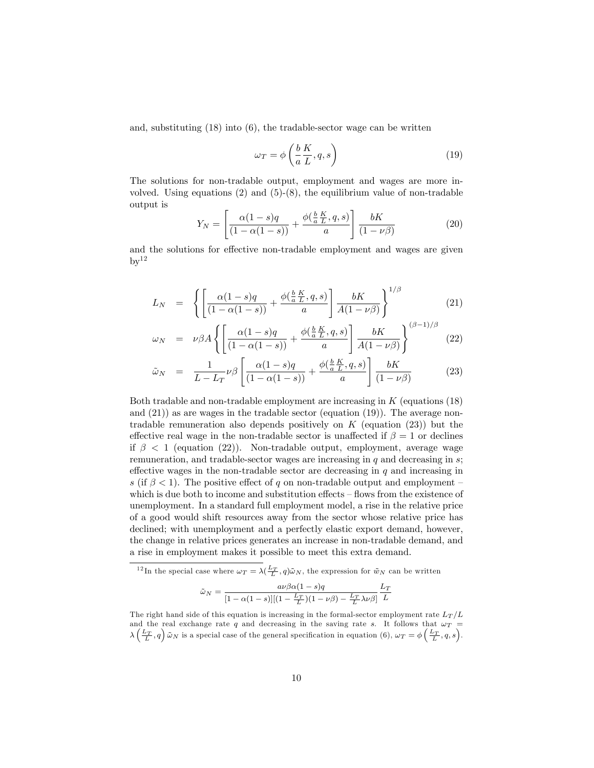and, substituting (18) into (6), the tradable-sector wage can be written

$$\omega_T = \phi\left(\frac{b}{a}\frac{K}{L}, q, s\right) \tag{19}$$

The solutions for non-tradable output, employment and wages are more involved. Using equations (2) and (5)-(8), the equilibrium value of non-tradable output is

$$Y_N = \left[\frac{\alpha(1-s)q}{(1-\alpha(1-s))} + \frac{\phi(\frac{b}{a}\frac{K}{L}, q, s)}{a}\right]\frac{bK}{(1-\nu\beta)} \tag{20}$$

and the solutions for effective non-tradable employment and wages are given by[12]

$$L_N = \left\{\left[\frac{\alpha(1-s)q}{(1-\alpha(1-s))} + \frac{\phi(\frac{b}{a}\frac{K}{L}, q, s)}{a}\right]\frac{bK}{A(1-\nu\beta)}\right\}^{1/\beta} \tag{21}$$

$$\omega_N = \nu\beta A\left\{\left[\frac{\alpha(1-s)q}{(1-\alpha(1-s))} + \frac{\phi(\frac{b}{a}\frac{K}{L}, q, s)}{a}\right]\frac{bK}{A(1-\nu\beta)}\right\}^{(\beta-1)/\beta} \tag{22}$$

$$\tilde{\omega}_N = \frac{1}{L-L_T}\nu\beta\left[\frac{\alpha(1-s)q}{(1-\alpha(1-s))} + \frac{\phi(\frac{b}{a}\frac{K}{L}, q, s)}{a}\right]\frac{bK}{(1-\nu\beta)} \tag{23}$$

Both tradable and non-tradable employment are increasing in $K$ (equations (18) and (21)) as are wages in the tradable sector (equation (19)). The average non-tradable remuneration also depends positively on $K$ (equation (23)) but the effective real wage in the non-tradable sector is unaffected if $\beta = 1$ or declines if $\beta < 1$ (equation (22)). Non-tradable output, employment, average wage remuneration, and tradable-sector wages are increasing in $q$ and decreasing in $s$; effective wages in the non-tradable sector are decreasing in $q$ and increasing in $s$ (if $\beta < 1$). The positive effect of $q$ on non-tradable output and employment – which is due both to income and substitution effects – flows from the existence of unemployment. In a standard full employment model, a rise in the relative price of a good would shift resources away from the sector whose relative price has declined; with unemployment and a perfectly elastic export demand, however, the change in relative prices generates an increase in non-tradable demand, and a rise in employment makes it possible to meet this extra demand.

[12] In the special case where $\omega_T = \lambda(\frac{L_T}{L}, q)\tilde{\omega}_N$, the expression for $\tilde{w}_N$ can be written

$$\tilde{\omega}_N = \frac{a\nu\beta\alpha(1-s)q}{[1-\alpha(1-s)][(1-\frac{L_T}{L})(1-\nu\beta) - \frac{L_T}{L}\lambda\nu\beta]}\frac{L_T}{L}$$

The right hand side of this equation is increasing in the formal-sector employment rate $L_T/L$ and the real exchange rate $q$ and decreasing in the saving rate $s$. It follows that $\omega_T = \lambda\left(\frac{L_T}{L}, q\right)\tilde{\omega}_N$ is a special case of the general specification in equation (6), $\omega_T = \phi\left(\frac{L_T}{L}, q, s\right)$.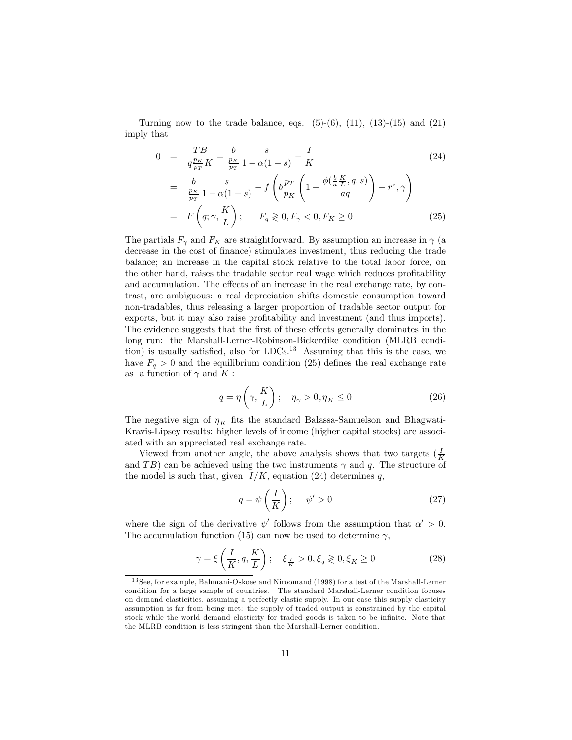Turning now to the trade balance, eqs. (5)-(6), (11), (13)-(15) and (21) imply that

$$
\begin{aligned}
0 &= \frac{TB}{q\frac{p_K}{p_T}K} = \frac{b}{\frac{p_K}{p_T}}\frac{s}{1-\alpha(1-s)} - \frac{I}{K} \qquad (24)\\
&= \frac{b}{\frac{p_K}{p_T}}\frac{s}{1-\alpha(1-s)} - f\left(b\frac{p_T}{p_K}\left(1 - \frac{\phi(\frac{b}{a}\frac{K}{L}, q, s)}{aq}\right) - r^*, \gamma\right)\\
&= F\left(q; \gamma, \frac{K}{L}\right); \qquad F_q \gtrless 0, F_\gamma < 0, F_K \geq 0 \qquad (25)
\end{aligned}
$$

The partials $F_\gamma$ and $F_K$ are straightforward. By assumption an increase in $\gamma$ (a decrease in the cost of finance) stimulates investment, thus reducing the trade balance; an increase in the capital stock relative to the total labor force, on the other hand, raises the tradable sector real wage which reduces profitability and accumulation. The effects of an increase in the real exchange rate, by contrast, are ambiguous: a real depreciation shifts domestic consumption toward non-tradables, thus releasing a larger proportion of tradable sector output for exports, but it may also raise profitability and investment (and thus imports). The evidence suggests that the first of these effects generally dominates in the long run: the Marshall-Lerner-Robinson-Bickerdike condition (MLRB condition) is usually satisfied, also for LDCs.[13] Assuming that this is the case, we have $F_q > 0$ and the equilibrium condition (25) defines the real exchange rate as a function of $\gamma$ and $K$ :

$$q = \eta\left(\gamma, \frac{K}{L}\right); \quad \eta_\gamma > 0, \eta_K \leq 0 \qquad (26)$$

The negative sign of $\eta_K$ fits the standard Balassa-Samuelson and Bhagwati-Kravis-Lipsey results: higher levels of income (higher capital stocks) are associated with an appreciated real exchange rate.

Viewed from another angle, the above analysis shows that two targets ($\frac{I}{K}$ and $TB$) can be achieved using the two instruments $\gamma$ and $q$. The structure of the model is such that, given $I/K$, equation (24) determines $q$,

$$q = \psi\left(\frac{I}{K}\right); \quad \psi' > 0 \qquad (27)$$

where the sign of the derivative $\psi'$ follows from the assumption that $\alpha' > 0$. The accumulation function (15) can now be used to determine $\gamma$,

$$\gamma = \xi\left(\frac{I}{K}, q, \frac{K}{L}\right); \quad \xi_{\frac{I}{K}} > 0, \xi_q \gtrless 0, \xi_K \geq 0 \qquad (28)$$

[13] See, for example, Bahmani-Oskoee and Niroomand (1998) for a test of the Marshall-Lerner condition for a large sample of countries. The standard Marshall-Lerner condition focuses on demand elasticities, assuming a perfectly elastic supply. In our case this supply elasticity assumption is far from being met: the supply of traded output is constrained by the capital stock while the world demand elasticity for traded goods is taken to be infinite. Note that the MLRB condition is less stringent than the Marshall-Lerner condition.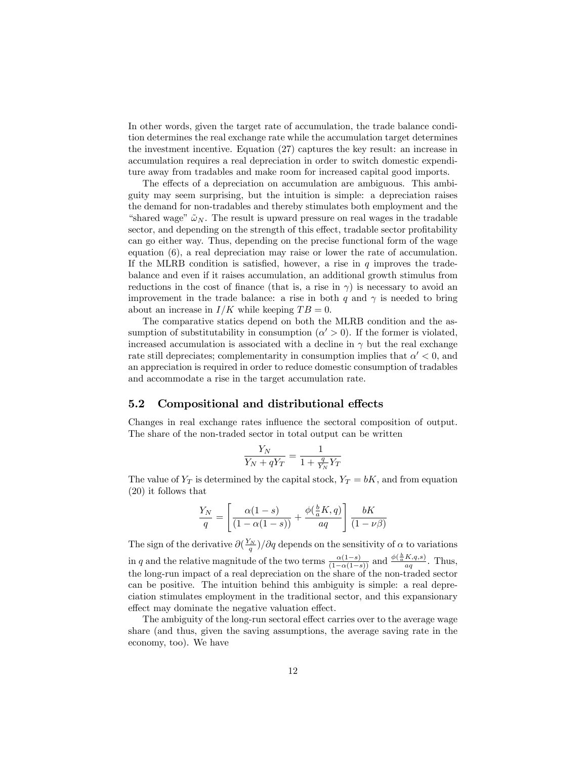In other words, given the target rate of accumulation, the trade balance condition determines the real exchange rate while the accumulation target determines the investment incentive. Equation (27) captures the key result: an increase in accumulation requires a real depreciation in order to switch domestic expenditure away from tradables and make room for increased capital good imports.

The effects of a depreciation on accumulation are ambiguous. This ambiguity may seem surprising, but the intuition is simple: a depreciation raises the demand for non-tradables and thereby stimulates both employment and the "shared wage" $\tilde{\omega}_N$. The result is upward pressure on real wages in the tradable sector, and depending on the strength of this effect, tradable sector profitability can go either way. Thus, depending on the precise functional form of the wage equation (6), a real depreciation may raise or lower the rate of accumulation. If the MLRB condition is satisfied, however, a rise in $q$ improves the trade-balance and even if it raises accumulation, an additional growth stimulus from reductions in the cost of finance (that is, a rise in $\gamma$) is necessary to avoid an improvement in the trade balance: a rise in both $q$ and $\gamma$ is needed to bring about an increase in $I/K$ while keeping $TB = 0$.

The comparative statics depend on both the MLRB condition and the assumption of substitutability in consumption ($\alpha' > 0$). If the former is violated, increased accumulation is associated with a decline in $\gamma$ but the real exchange rate still depreciates; complementarity in consumption implies that $\alpha' < 0$, and an appreciation is required in order to reduce domestic consumption of tradables and accommodate a rise in the target accumulation rate.

## 5.2 Compositional and distributional effects

Changes in real exchange rates influence the sectoral composition of output. The share of the non-traded sector in total output can be written

$$\frac{Y_N}{Y_N + qY_T} = \frac{1}{1 + \frac{q}{Y_N}Y_T}$$

The value of $Y_T$ is determined by the capital stock, $Y_T = bK$, and from equation (20) it follows that

$$\frac{Y_N}{q} = \left[\frac{\alpha(1-s)}{(1-\alpha(1-s))} + \frac{\phi(\frac{b}{a}K, q)}{aq}\right]\frac{bK}{(1-\nu\beta)}$$

The sign of the derivative $\partial(\frac{Y_N}{q})/\partial q$ depends on the sensitivity of $\alpha$ to variations in $q$ and the relative magnitude of the two terms $\frac{\alpha(1-s)}{(1-\alpha(1-s))}$ and $\frac{\phi(\frac{b}{a}K,q,s)}{aq}$. Thus, the long-run impact of a real depreciation on the share of the non-traded sector can be positive. The intuition behind this ambiguity is simple: a real depreciation stimulates employment in the traditional sector, and this expansionary effect may dominate the negative valuation effect.

The ambiguity of the long-run sectoral effect carries over to the average wage share (and thus, given the saving assumptions, the average saving rate in the economy, too). We have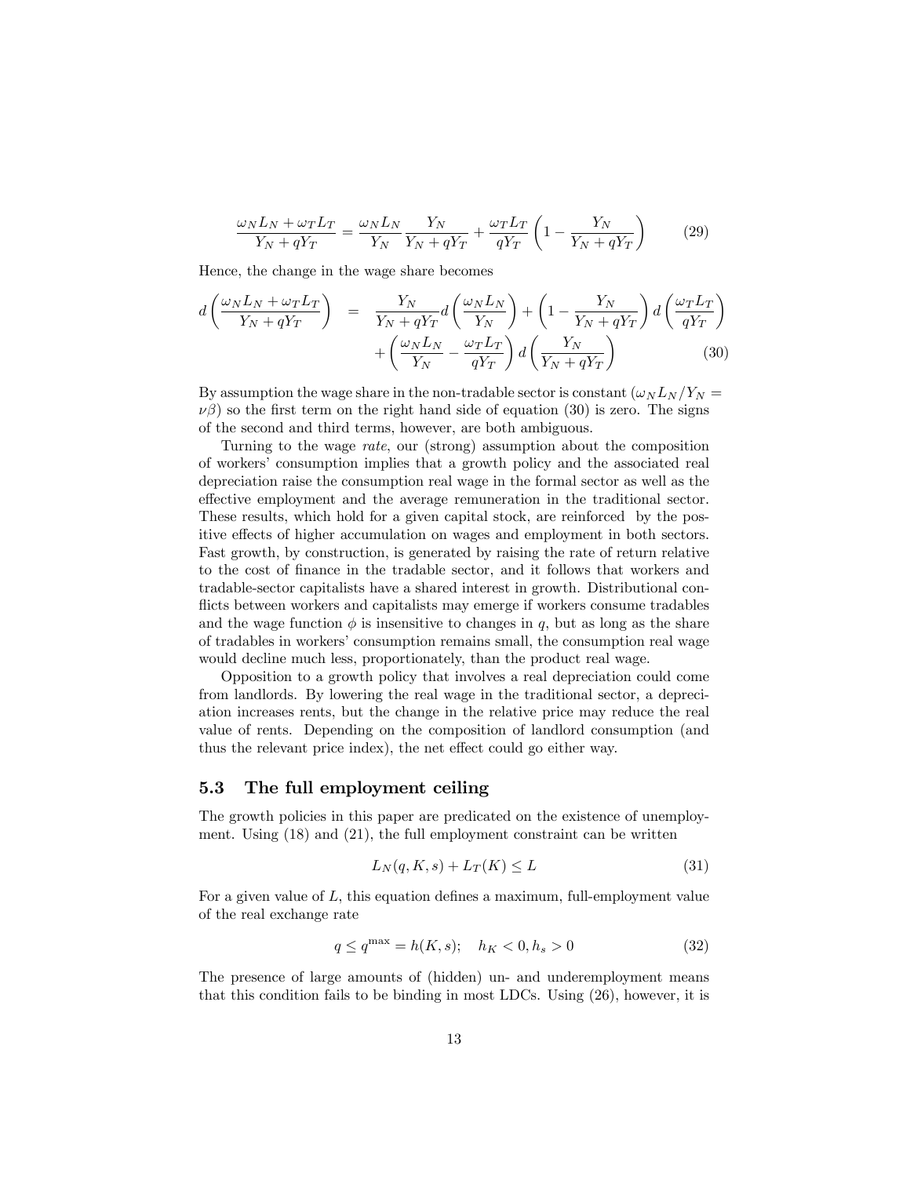$$\frac{\omega_N L_N + \omega_T L_T}{Y_N + qY_T} = \frac{\omega_N L_N}{Y_N} \frac{Y_N}{Y_N + qY_T} + \frac{\omega_T L_T}{qY_T} \left(1 - \frac{Y_N}{Y_N + qY_T}\right) \tag{29}$$

Hence, the change in the wage share becomes

$$\begin{aligned} d\left(\frac{\omega_N L_N + \omega_T L_T}{Y_N + qY_T}\right) &= \frac{Y_N}{Y_N + qY_T} d\left(\frac{\omega_N L_N}{Y_N}\right) + \left(1 - \frac{Y_N}{Y_N + qY_T}\right) d\left(\frac{\omega_T L_T}{qY_T}\right) \\ &\quad + \left(\frac{\omega_N L_N}{Y_N} - \frac{\omega_T L_T}{qY_T}\right) d\left(\frac{Y_N}{Y_N + qY_T}\right) \end{aligned} \tag{30}$$

By assumption the wage share in the non-tradable sector is constant ($\omega_N L_N / Y_N = \nu\beta$) so the first term on the right hand side of equation (30) is zero. The signs of the second and third terms, however, are both ambiguous.

Turning to the wage *rate*, our (strong) assumption about the composition of workers' consumption implies that a growth policy and the associated real depreciation raise the consumption real wage in the formal sector as well as the effective employment and the average remuneration in the traditional sector. These results, which hold for a given capital stock, are reinforced by the positive effects of higher accumulation on wages and employment in both sectors. Fast growth, by construction, is generated by raising the rate of return relative to the cost of finance in the tradable sector, and it follows that workers and tradable-sector capitalists have a shared interest in growth. Distributional conflicts between workers and capitalists may emerge if workers consume tradables and the wage function $\phi$ is insensitive to changes in $q$, but as long as the share of tradables in workers' consumption remains small, the consumption real wage would decline much less, proportionately, than the product real wage.

Opposition to a growth policy that involves a real depreciation could come from landlords. By lowering the real wage in the traditional sector, a depreciation increases rents, but the change in the relative price may reduce the real value of rents. Depending on the composition of landlord consumption (and thus the relevant price index), the net effect could go either way.

## 5.3 The full employment ceiling

The growth policies in this paper are predicated on the existence of unemployment. Using (18) and (21), the full employment constraint can be written

$$L_N(q, K, s) + L_T(K) \leq L \tag{31}$$

For a given value of $L$, this equation defines a maximum, full-employment value of the real exchange rate

$$q \leq q^{\max} = h(K, s); \quad h_K < 0, h_s > 0 \tag{32}$$

The presence of large amounts of (hidden) un- and underemployment means that this condition fails to be binding in most LDCs. Using (26), however, it is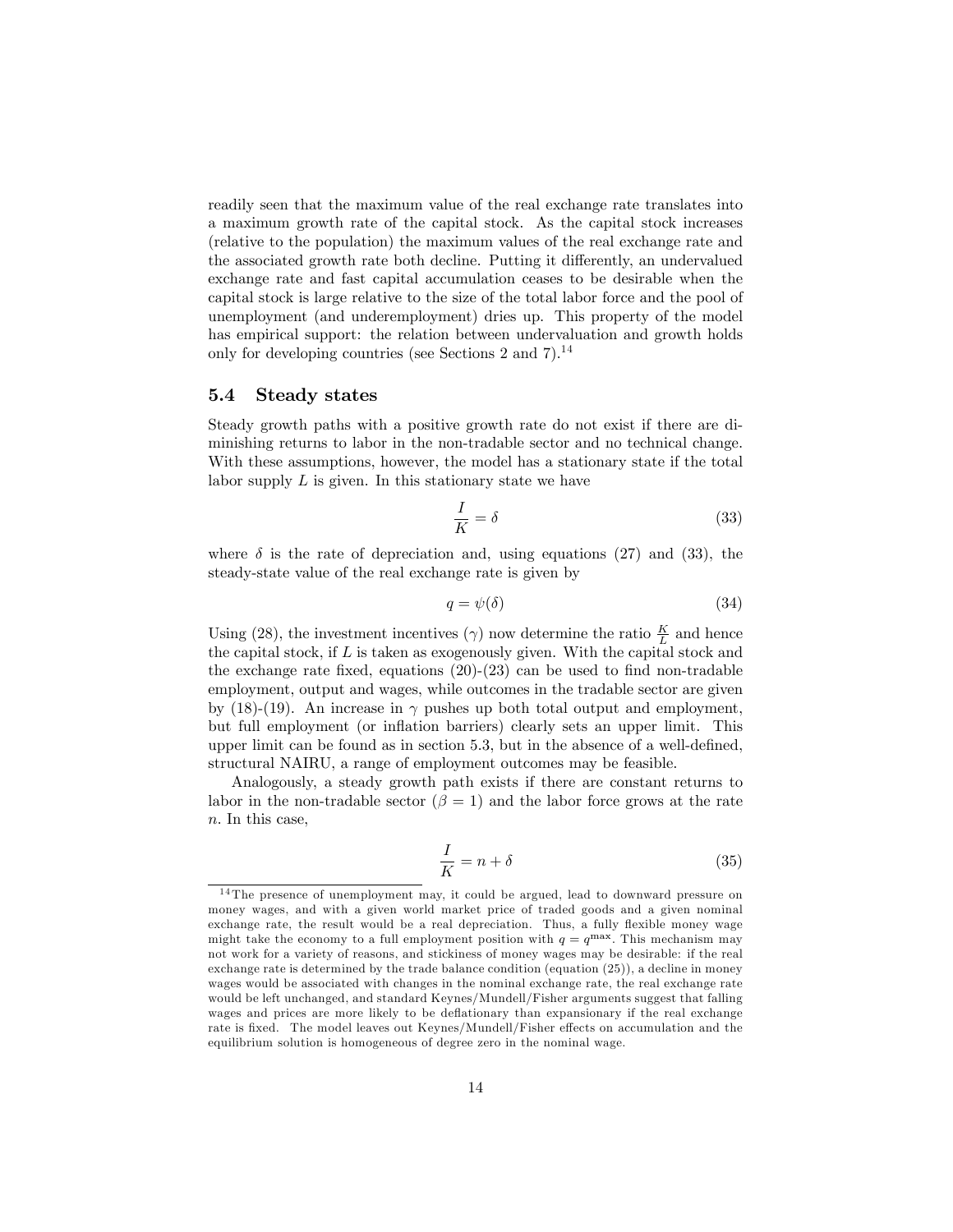readily seen that the maximum value of the real exchange rate translates into a maximum growth rate of the capital stock. As the capital stock increases (relative to the population) the maximum values of the real exchange rate and the associated growth rate both decline. Putting it differently, an undervalued exchange rate and fast capital accumulation ceases to be desirable when the capital stock is large relative to the size of the total labor force and the pool of unemployment (and underemployment) dries up. This property of the model has empirical support: the relation between undervaluation and growth holds only for developing countries (see Sections 2 and 7).[14]

### 5.4 Steady states

Steady growth paths with a positive growth rate do not exist if there are diminishing returns to labor in the non-tradable sector and no technical change. With these assumptions, however, the model has a stationary state if the total labor supply $L$ is given. In this stationary state we have

$$\frac{I}{K} = \delta \tag{33}$$

where $\delta$ is the rate of depreciation and, using equations (27) and (33), the steady-state value of the real exchange rate is given by

$$q = \psi(\delta) \tag{34}$$

Using (28), the investment incentives ($\gamma$) now determine the ratio $\frac{K}{L}$ and hence the capital stock, if $L$ is taken as exogenously given. With the capital stock and the exchange rate fixed, equations (20)-(23) can be used to find non-tradable employment, output and wages, while outcomes in the tradable sector are given by (18)-(19). An increase in $\gamma$ pushes up both total output and employment, but full employment (or inflation barriers) clearly sets an upper limit. This upper limit can be found as in section 5.3, but in the absence of a well-defined, structural NAIRU, a range of employment outcomes may be feasible.

Analogously, a steady growth path exists if there are constant returns to labor in the non-tradable sector ($\beta = 1$) and the labor force grows at the rate $n$. In this case,

$$\frac{I}{K} = n + \delta \tag{35}$$

[14] The presence of unemployment may, it could be argued, lead to downward pressure on money wages, and with a given world market price of traded goods and a given nominal exchange rate, the result would be a real depreciation. Thus, a fully flexible money wage might take the economy to a full employment position with $q = q^{\max}$. This mechanism may not work for a variety of reasons, and stickiness of money wages may be desirable: if the real exchange rate is determined by the trade balance condition (equation (25)), a decline in money wages would be associated with changes in the nominal exchange rate, the real exchange rate would be left unchanged, and standard Keynes/Mundell/Fisher arguments suggest that falling wages and prices are more likely to be deflationary than expansionary if the real exchange rate is fixed. The model leaves out Keynes/Mundell/Fisher effects on accumulation and the equilibrium solution is homogeneous of degree zero in the nominal wage.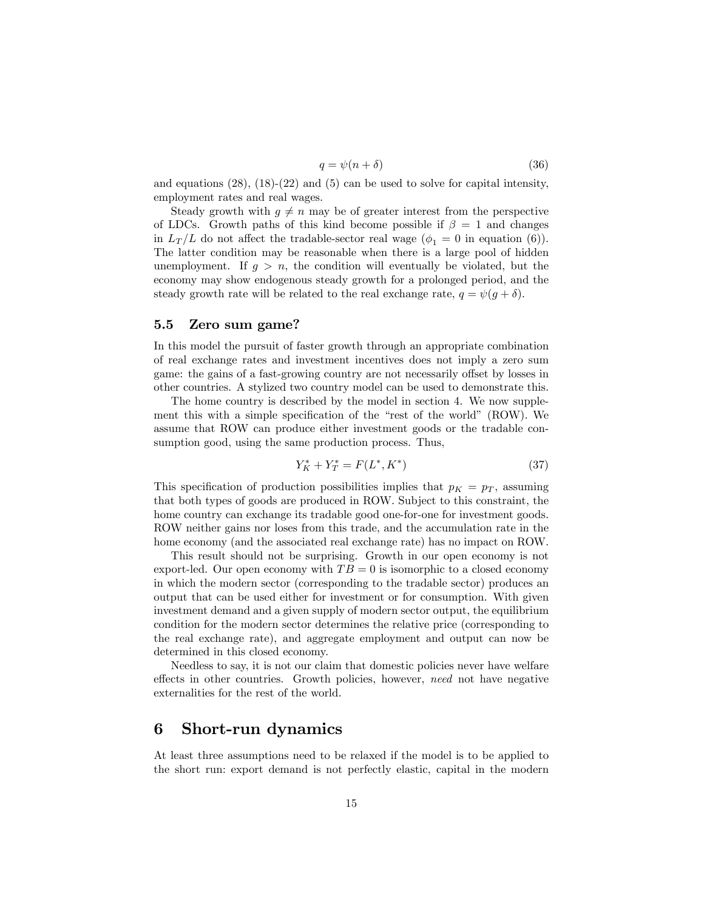$$q = \psi(n + \delta) \tag{36}$$

and equations (28), (18)-(22) and (5) can be used to solve for capital intensity, employment rates and real wages.

Steady growth with $g \neq n$ may be of greater interest from the perspective of LDCs. Growth paths of this kind become possible if $\beta = 1$ and changes in $L_T/L$ do not affect the tradable-sector real wage ($\phi_1 = 0$ in equation (6)). The latter condition may be reasonable when there is a large pool of hidden unemployment. If $g > n$, the condition will eventually be violated, but the economy may show endogenous steady growth for a prolonged period, and the steady growth rate will be related to the real exchange rate, $q = \psi(g + \delta)$.

### 5.5 Zero sum game?

In this model the pursuit of faster growth through an appropriate combination of real exchange rates and investment incentives does not imply a zero sum game: the gains of a fast-growing country are not necessarily offset by losses in other countries. A stylized two country model can be used to demonstrate this.

The home country is described by the model in section 4. We now supplement this with a simple specification of the "rest of the world" (ROW). We assume that ROW can produce either investment goods or the tradable consumption good, using the same production process. Thus,

$$Y_K^* + Y_T^* = F(L^*, K^*) \tag{37}$$

This specification of production possibilities implies that $p_K = p_T$, assuming that both types of goods are produced in ROW. Subject to this constraint, the home country can exchange its tradable good one-for-one for investment goods. ROW neither gains nor loses from this trade, and the accumulation rate in the home economy (and the associated real exchange rate) has no impact on ROW.

This result should not be surprising. Growth in our open economy is not export-led. Our open economy with $TB = 0$ is isomorphic to a closed economy in which the modern sector (corresponding to the tradable sector) produces an output that can be used either for investment or for consumption. With given investment demand and a given supply of modern sector output, the equilibrium condition for the modern sector determines the relative price (corresponding to the real exchange rate), and aggregate employment and output can now be determined in this closed economy.

Needless to say, it is not our claim that domestic policies never have welfare effects in other countries. Growth policies, however, *need* not have negative externalities for the rest of the world.

## 6 Short-run dynamics

At least three assumptions need to be relaxed if the model is to be applied to the short run: export demand is not perfectly elastic, capital in the modern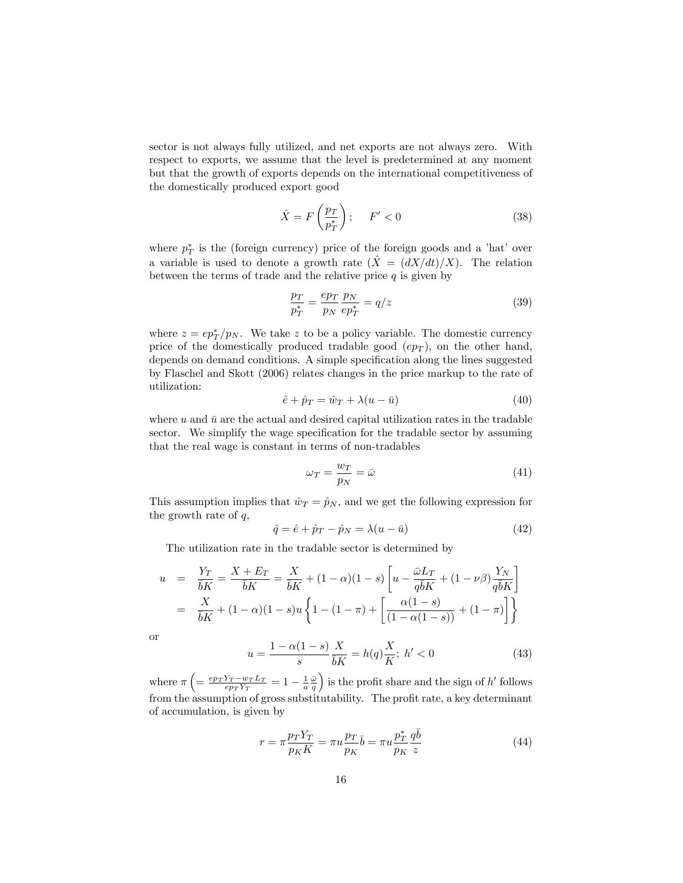sector is not always fully utilized, and net exports are not always zero. With respect to exports, we assume that the level is predetermined at any moment but that the growth of exports depends on the international competitiveness of the domestically produced export good

$$\hat{X} = F\left(\frac{p_T}{p_T^*}\right); \quad F' < 0 \tag{38}$$

where $p_T^*$ is the (foreign currency) price of the foreign goods and a 'hat' over a variable is used to denote a growth rate ($\hat{X} = (dX/dt)/X$). The relation between the terms of trade and the relative price $q$ is given by

$$\frac{p_T}{p_T^*} = \frac{ep_T}{p_N}\frac{p_N}{ep_T^*} = q/z \tag{39}$$

where $z = ep_T^*/p_N$. We take $z$ to be a policy variable. The domestic currency price of the domestically produced tradable good ($ep_T$), on the other hand, depends on demand conditions. A simple specification along the lines suggested by Flaschel and Skott (2006) relates changes in the price markup to the rate of utilization:

$$\hat{e} + \hat{p}_T = \hat{w}_T + \lambda(u - \bar{u}) \tag{40}$$

where $u$ and $\bar{u}$ are the actual and desired capital utilization rates in the tradable sector. We simplify the wage specification for the tradable sector by assuming that the real wage is constant in terms of non-tradables

$$\omega_T = \frac{w_T}{p_N} = \bar{\omega} \tag{41}$$

This assumption implies that $\hat{w}_T = \hat{p}_N$, and we get the following expression for the growth rate of $q$,

$$\hat{q} = \hat{e} + \hat{p}_T - \hat{p}_N = \lambda(u - \bar{u}) \tag{42}$$

The utilization rate in the tradable sector is determined by

$$\begin{aligned} u &= \frac{Y_T}{\bar{b}K} = \frac{X + E_T}{\bar{b}K} = \frac{X}{\bar{b}K} + (1-\alpha)(1-s)\left[u - \frac{\bar{\omega}L_T}{q\bar{b}K} + (1-\nu\beta)\frac{Y_N}{q\bar{b}K}\right] \\ &= \frac{X}{\bar{b}K} + (1-\alpha)(1-s)u\left\{1 - (1-\pi) + \left[\frac{\alpha(1-s)}{(1-\alpha(1-s))} + (1-\pi)\right]\right\} \end{aligned}$$

or

$$u = \frac{1-\alpha(1-s)}{s}\frac{X}{\bar{b}K} = h(q)\frac{X}{K};\ h' < 0 \tag{43}$$

where $\pi \left(= \frac{ep_TY_T - w_TL_T}{ep_TY_T} = 1 - \frac{1}{a}\frac{\bar{\omega}}{q}\right)$ is the profit share and the sign of $h'$ follows from the assumption of gross substitutability. The profit rate, a key determinant of accumulation, is given by

$$r = \pi\frac{p_TY_T}{p_KK} = \pi u\frac{p_T}{p_K}\bar{b} = \pi u\frac{p_T^*}{p_K}\frac{q\bar{b}}{z} \tag{44}$$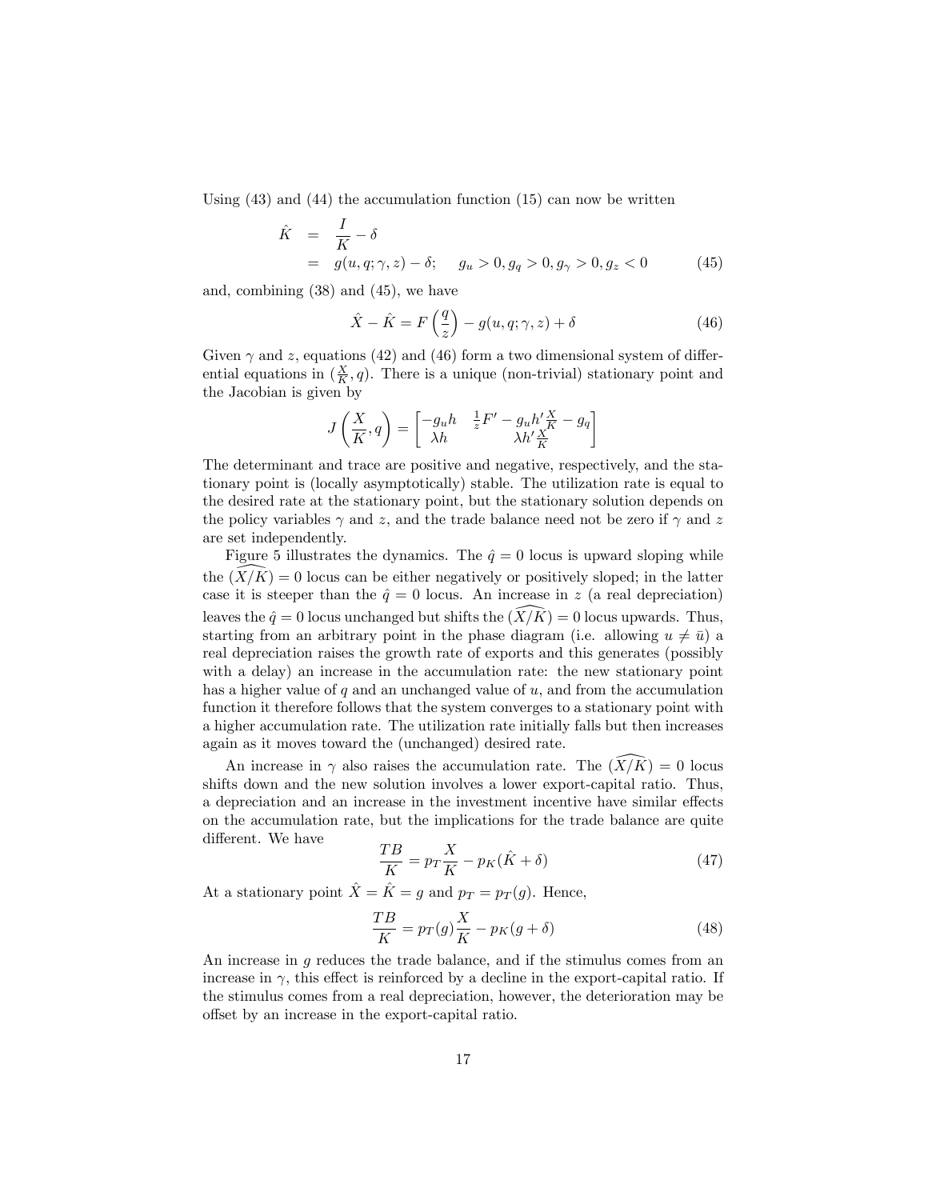Using (43) and (44) the accumulation function (15) can now be written

$$
\begin{aligned}
\hat{K} &= \frac{I}{K} - \delta \\
&= g(u, q; \gamma, z) - \delta; \qquad g_u > 0, g_q > 0, g_\gamma > 0, g_z < 0 \qquad (45)
\end{aligned}
$$

and, combining (38) and (45), we have

$$
\hat{X} - \hat{K} = F\left(\frac{q}{z}\right) - g(u, q; \gamma, z) + \delta \qquad (46)
$$

Given $\gamma$ and $z$, equations (42) and (46) form a two dimensional system of differential equations in $(\frac{X}{K}, q)$. There is a unique (non-trivial) stationary point and the Jacobian is given by

$$
J\left(\frac{X}{K}, q\right) = \begin{bmatrix} -g_u h & \frac{1}{z}F' - g_u h' \frac{X}{K} - g_q \\ \lambda h & \lambda h' \frac{X}{K} \end{bmatrix}
$$

The determinant and trace are positive and negative, respectively, and the stationary point is (locally asymptotically) stable. The utilization rate is equal to the desired rate at the stationary point, but the stationary solution depends on the policy variables $\gamma$ and $z$, and the trade balance need not be zero if $\gamma$ and $z$ are set independently.

Figure 5 illustrates the dynamics. The $\hat{q} = 0$ locus is upward sloping while the $\widehat{(X/K)} = 0$ locus can be either negatively or positively sloped; in the latter case it is steeper than the $\hat{q} = 0$ locus. An increase in $z$ (a real depreciation) leaves the $\hat{q} = 0$ locus unchanged but shifts the $\widehat{(X/K)} = 0$ locus upwards. Thus, starting from an arbitrary point in the phase diagram (i.e. allowing $u \neq \bar{u}$) a real depreciation raises the growth rate of exports and this generates (possibly with a delay) an increase in the accumulation rate: the new stationary point has a higher value of $q$ and an unchanged value of $u$, and from the accumulation function it therefore follows that the system converges to a stationary point with a higher accumulation rate. The utilization rate initially falls but then increases again as it moves toward the (unchanged) desired rate.

An increase in $\gamma$ also raises the accumulation rate. The $\widehat{(X/K)} = 0$ locus shifts down and the new solution involves a lower export-capital ratio. Thus, a depreciation and an increase in the investment incentive have similar effects on the accumulation rate, but the implications for the trade balance are quite different. We have

$$
\frac{TB}{K} = p_T \frac{X}{K} - p_K(\hat{K} + \delta) \qquad (47)
$$

At a stationary point $\hat{X} = \hat{K} = g$ and $p_T = p_T(g)$. Hence,

$$
\frac{TB}{K} = p_T(g) \frac{X}{K} - p_K(g + \delta) \qquad (48)
$$

An increase in $g$ reduces the trade balance, and if the stimulus comes from an increase in $\gamma$, this effect is reinforced by a decline in the export-capital ratio. If the stimulus comes from a real depreciation, however, the deterioration may be offset by an increase in the export-capital ratio.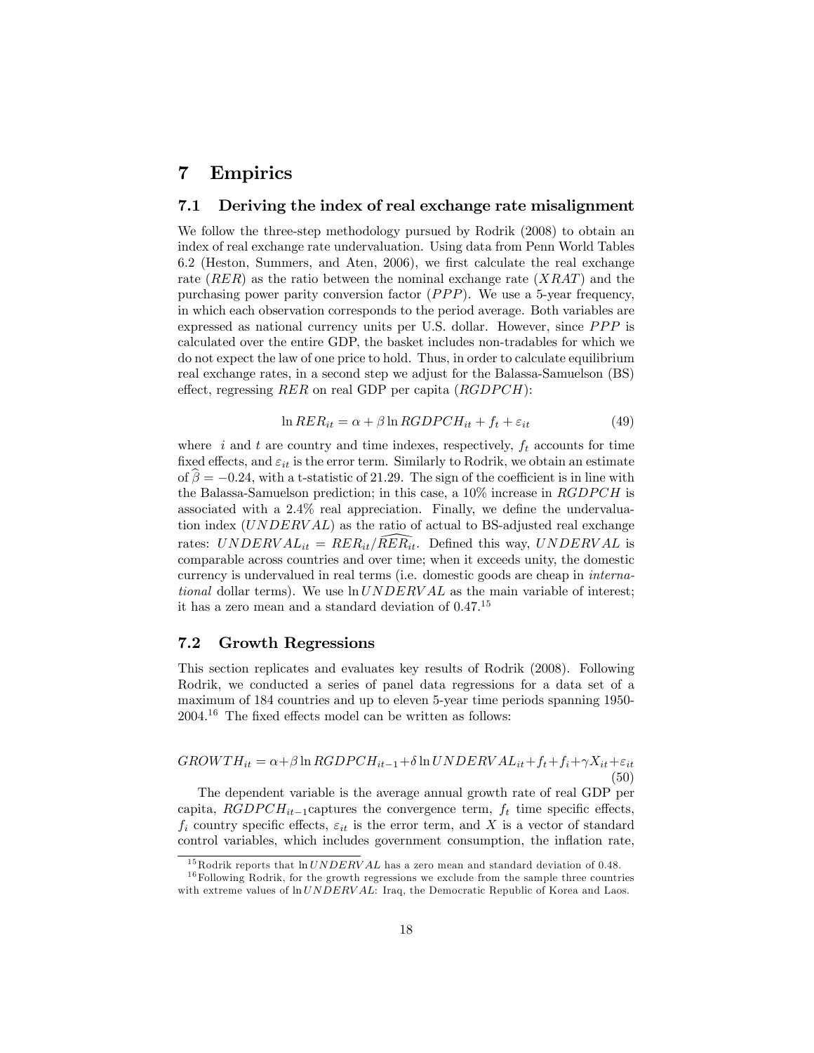# 7 Empirics

## 7.1 Deriving the index of real exchange rate misalignment

We follow the three-step methodology pursued by Rodrik (2008) to obtain an index of real exchange rate undervaluation. Using data from Penn World Tables 6.2 (Heston, Summers, and Aten, 2006), we first calculate the real exchange rate ($RER$) as the ratio between the nominal exchange rate ($XRAT$) and the purchasing power parity conversion factor ($PPP$). We use a 5-year frequency, in which each observation corresponds to the period average. Both variables are expressed as national currency units per U.S. dollar. However, since $PPP$ is calculated over the entire GDP, the basket includes non-tradables for which we do not expect the law of one price to hold. Thus, in order to calculate equilibrium real exchange rates, in a second step we adjust for the Balassa-Samuelson (BS) effect, regressing $RER$ on real GDP per capita ($RGDPCH$):

$$\ln RER_{it} = \alpha + \beta \ln RGDPCH_{it} + f_t + \varepsilon_{it} \tag{49}$$

where $i$ and $t$ are country and time indexes, respectively, $f_t$ accounts for time fixed effects, and $\varepsilon_{it}$ is the error term. Similarly to Rodrik, we obtain an estimate of $\widehat{\beta} = -0.24$, with a t-statistic of 21.29. The sign of the coefficient is in line with the Balassa-Samuelson prediction; in this case, a 10% increase in $RGDPCH$ is associated with a 2.4% real appreciation. Finally, we define the undervaluation index ($UNDERVAL$) as the ratio of actual to BS-adjusted real exchange rates: $UNDERVAL_{it} = RER_{it}/\widehat{RER}_{it}$. Defined this way, $UNDERVAL$ is comparable across countries and over time; when it exceeds unity, the domestic currency is undervalued in real terms (i.e. domestic goods are cheap in *international* dollar terms). We use $\ln UNDERVAL$ as the main variable of interest; it has a zero mean and a standard deviation of 0.47.[15]

## 7.2 Growth Regressions

This section replicates and evaluates key results of Rodrik (2008). Following Rodrik, we conducted a series of panel data regressions for a data set of a maximum of 184 countries and up to eleven 5-year time periods spanning 1950-2004.[16] The fixed effects model can be written as follows:

$$GROWTH_{it} = \alpha + \beta \ln RGDPCH_{it-1} + \delta \ln UNDERVAL_{it} + f_t + f_i + \gamma X_{it} + \varepsilon_{it} \tag{50}$$

The dependent variable is the average annual growth rate of real GDP per capita, $RGDPCH_{it-1}$captures the convergence term, $f_t$ time specific effects, $f_i$ country specific effects, $\varepsilon_{it}$ is the error term, and $X$ is a vector of standard control variables, which includes government consumption, the inflation rate,

---

[15] Rodrik reports that $\ln UNDERVAL$ has a zero mean and standard deviation of 0.48.

[16] Following Rodrik, for the growth regressions we exclude from the sample three countries with extreme values of $\ln UNDERVAL$: Iraq, the Democratic Republic of Korea and Laos.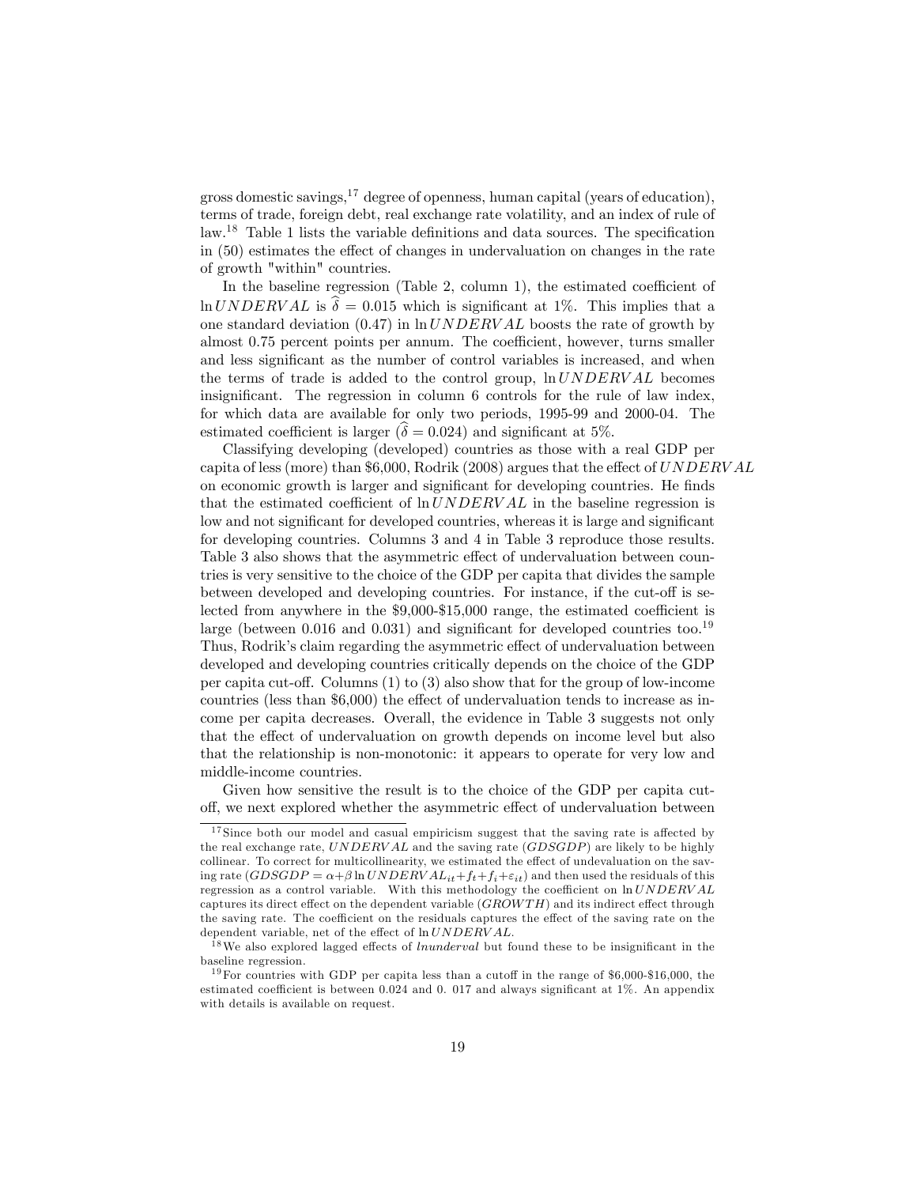gross domestic savings,[17] degree of openness, human capital (years of education), terms of trade, foreign debt, real exchange rate volatility, and an index of rule of law.[18] Table 1 lists the variable definitions and data sources. The specification in (50) estimates the effect of changes in undervaluation on changes in the rate of growth "within" countries.

In the baseline regression (Table 2, column 1), the estimated coefficient of $\ln UNDERVAL$ is $\widehat{\delta} = 0.015$ which is significant at 1%. This implies that a one standard deviation (0.47) in $\ln UNDERVAL$ boosts the rate of growth by almost 0.75 percent points per annum. The coefficient, however, turns smaller and less significant as the number of control variables is increased, and when the terms of trade is added to the control group, $\ln UNDERVAL$ becomes insignificant. The regression in column 6 controls for the rule of law index, for which data are available for only two periods, 1995-99 and 2000-04. The estimated coefficient is larger ($\widehat{\delta} = 0.024$) and significant at 5%.

Classifying developing (developed) countries as those with a real GDP per capita of less (more) than \$6,000, Rodrik (2008) argues that the effect of $UNDERVAL$ on economic growth is larger and significant for developing countries. He finds that the estimated coefficient of $\ln UNDERVAL$ in the baseline regression is low and not significant for developed countries, whereas it is large and significant for developing countries. Columns 3 and 4 in Table 3 reproduce those results. Table 3 also shows that the asymmetric effect of undervaluation between countries is very sensitive to the choice of the GDP per capita that divides the sample between developed and developing countries. For instance, if the cut-off is selected from anywhere in the \$9,000-\$15,000 range, the estimated coefficient is large (between 0.016 and 0.031) and significant for developed countries too.[19] Thus, Rodrik's claim regarding the asymmetric effect of undervaluation between developed and developing countries critically depends on the choice of the GDP per capita cut-off. Columns (1) to (3) also show that for the group of low-income countries (less than \$6,000) the effect of undervaluation tends to increase as income per capita decreases. Overall, the evidence in Table 3 suggests not only that the effect of undervaluation on growth depends on income level but also that the relationship is non-monotonic: it appears to operate for very low and middle-income countries.

Given how sensitive the result is to the choice of the GDP per capita cut-off, we next explored whether the asymmetric effect of undervaluation between

[17] Since both our model and casual empiricism suggest that the saving rate is affected by the real exchange rate, $UNDERVAL$ and the saving rate ($GDSGDP$) are likely to be highly collinear. To correct for multicollinearity, we estimated the effect of undevaluation on the saving rate ($GDSGDP = \alpha + \beta \ln UNDERVAL_{it} + f_t + f_i + \varepsilon_{it}$) and then used the residuals of this regression as a control variable. With this methodology the coefficient on $\ln UNDERVAL$ captures its direct effect on the dependent variable ($GROWTH$) and its indirect effect through the saving rate. The coefficient on the residuals captures the effect of the saving rate on the dependent variable, net of the effect of $\ln UNDERVAL$.

[18] We also explored lagged effects of *lnunderval* but found these to be insignificant in the baseline regression.

[19] For countries with GDP per capita less than a cutoff in the range of \$6,000-\$16,000, the estimated coefficient is between 0.024 and 0. 017 and always significant at 1%. An appendix with details is available on request.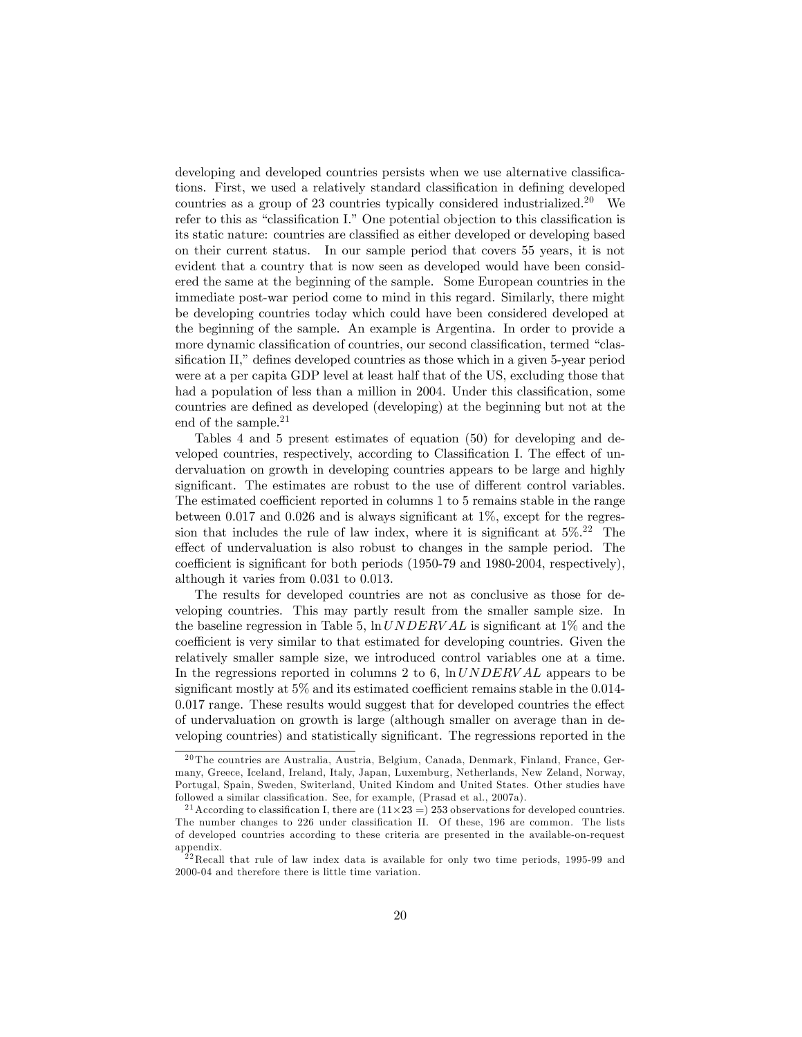developing and developed countries persists when we use alternative classifications. First, we used a relatively standard classification in defining developed countries as a group of 23 countries typically considered industrialized.[20] We refer to this as "classification I." One potential objection to this classification is its static nature: countries are classified as either developed or developing based on their current status. In our sample period that covers 55 years, it is not evident that a country that is now seen as developed would have been considered the same at the beginning of the sample. Some European countries in the immediate post-war period come to mind in this regard. Similarly, there might be developing countries today which could have been considered developed at the beginning of the sample. An example is Argentina. In order to provide a more dynamic classification of countries, our second classification, termed "classification II," defines developed countries as those which in a given 5-year period were at a per capita GDP level at least half that of the US, excluding those that had a population of less than a million in 2004. Under this classification, some countries are defined as developed (developing) at the beginning but not at the end of the sample.[21]

Tables 4 and 5 present estimates of equation (50) for developing and developed countries, respectively, according to Classification I. The effect of undervaluation on growth in developing countries appears to be large and highly significant. The estimates are robust to the use of different control variables. The estimated coefficient reported in columns 1 to 5 remains stable in the range between 0.017 and 0.026 and is always significant at 1%, except for the regression that includes the rule of law index, where it is significant at 5%.[22] The effect of undervaluation is also robust to changes in the sample period. The coefficient is significant for both periods (1950-79 and 1980-2004, respectively), although it varies from 0.031 to 0.013.

The results for developed countries are not as conclusive as those for developing countries. This may partly result from the smaller sample size. In the baseline regression in Table 5, $\ln UNDERVAL$ is significant at 1% and the coefficient is very similar to that estimated for developing countries. Given the relatively smaller sample size, we introduced control variables one at a time. In the regressions reported in columns 2 to 6, $\ln UNDERVAL$ appears to be significant mostly at 5% and its estimated coefficient remains stable in the 0.014-0.017 range. These results would suggest that for developed countries the effect of undervaluation on growth is large (although smaller on average than in developing countries) and statistically significant. The regressions reported in the

---

[20] The countries are Australia, Austria, Belgium, Canada, Denmark, Finland, France, Germany, Greece, Iceland, Ireland, Italy, Japan, Luxemburg, Netherlands, New Zeland, Norway, Portugal, Spain, Sweden, Switerland, United Kindom and United States. Other studies have followed a similar classification. See, for example, (Prasad et al., 2007a).

[21] According to classification I, there are $(11 \times 23 =)$ 253 observations for developed countries. The number changes to 226 under classification II. Of these, 196 are common. The lists of developed countries according to these criteria are presented in the available-on-request appendix.

[22] Recall that rule of law index data is available for only two time periods, 1995-99 and 2000-04 and therefore there is little time variation.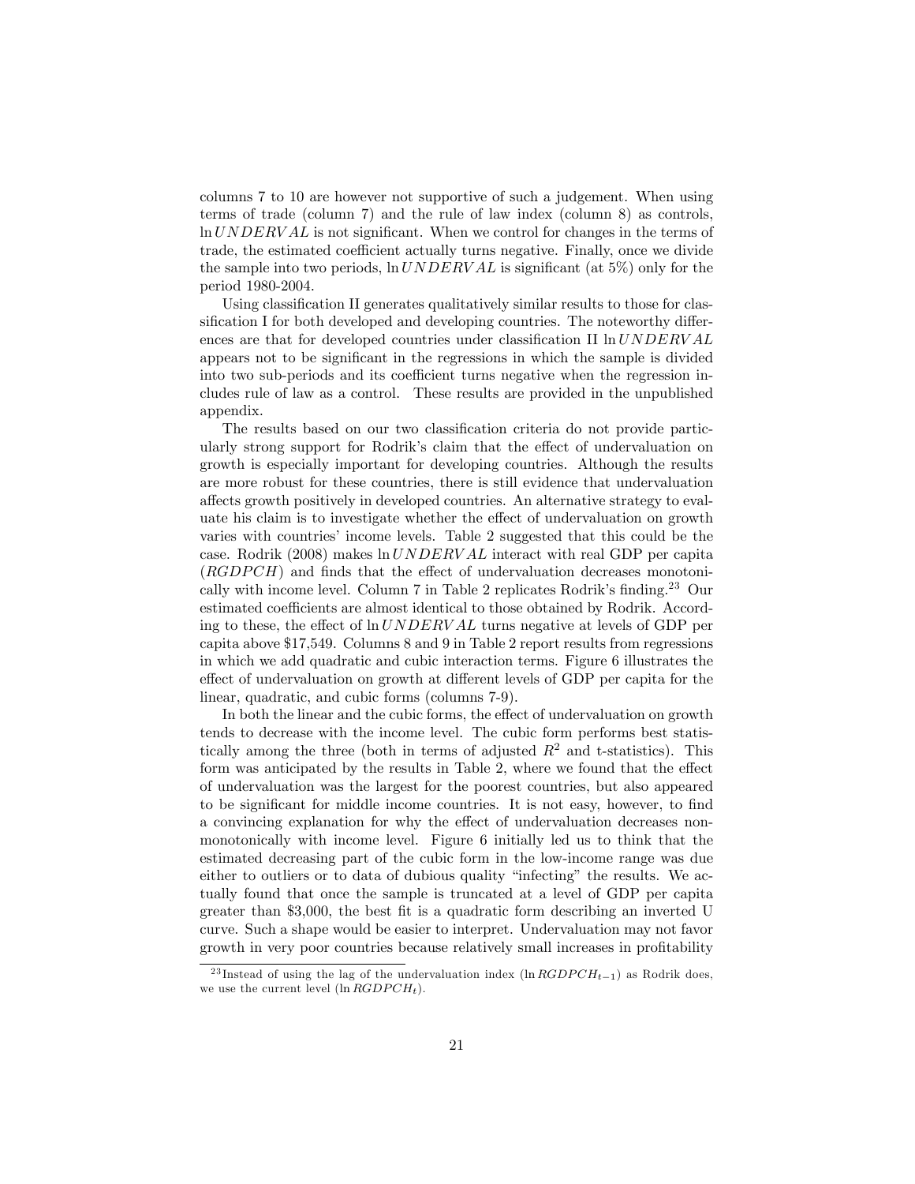columns 7 to 10 are however not supportive of such a judgement. When using terms of trade (column 7) and the rule of law index (column 8) as controls, $\ln UNDERVAL$ is not significant. When we control for changes in the terms of trade, the estimated coefficient actually turns negative. Finally, once we divide the sample into two periods, $\ln UNDERVAL$ is significant (at 5%) only for the period 1980-2004.

Using classification II generates qualitatively similar results to those for classification I for both developed and developing countries. The noteworthy differences are that for developed countries under classification II $\ln UNDERVAL$ appears not to be significant in the regressions in which the sample is divided into two sub-periods and its coefficient turns negative when the regression includes rule of law as a control. These results are provided in the unpublished appendix.

The results based on our two classification criteria do not provide particularly strong support for Rodrik's claim that the effect of undervaluation on growth is especially important for developing countries. Although the results are more robust for these countries, there is still evidence that undervaluation affects growth positively in developed countries. An alternative strategy to evaluate his claim is to investigate whether the effect of undervaluation on growth varies with countries' income levels. Table 2 suggested that this could be the case. Rodrik (2008) makes $\ln UNDERVAL$ interact with real GDP per capita ($RGDPCH$) and finds that the effect of undervaluation decreases monotonically with income level. Column 7 in Table 2 replicates Rodrik's finding.[23] Our estimated coefficients are almost identical to those obtained by Rodrik. According to these, the effect of $\ln UNDERVAL$ turns negative at levels of GDP per capita above \$17,549. Columns 8 and 9 in Table 2 report results from regressions in which we add quadratic and cubic interaction terms. Figure 6 illustrates the effect of undervaluation on growth at different levels of GDP per capita for the linear, quadratic, and cubic forms (columns 7-9).

In both the linear and the cubic forms, the effect of undervaluation on growth tends to decrease with the income level. The cubic form performs best statistically among the three (both in terms of adjusted $R^2$ and t-statistics). This form was anticipated by the results in Table 2, where we found that the effect of undervaluation was the largest for the poorest countries, but also appeared to be significant for middle income countries. It is not easy, however, to find a convincing explanation for why the effect of undervaluation decreases nonmonotonically with income level. Figure 6 initially led us to think that the estimated decreasing part of the cubic form in the low-income range was due either to outliers or to data of dubious quality "infecting" the results. We actually found that once the sample is truncated at a level of GDP per capita greater than \$3,000, the best fit is a quadratic form describing an inverted U curve. Such a shape would be easier to interpret. Undervaluation may not favor growth in very poor countries because relatively small increases in profitability

[23] Instead of using the lag of the undervaluation index ($\ln RGDPCH_{t-1}$) as Rodrik does, we use the current level ($\ln RGDPCH_t$).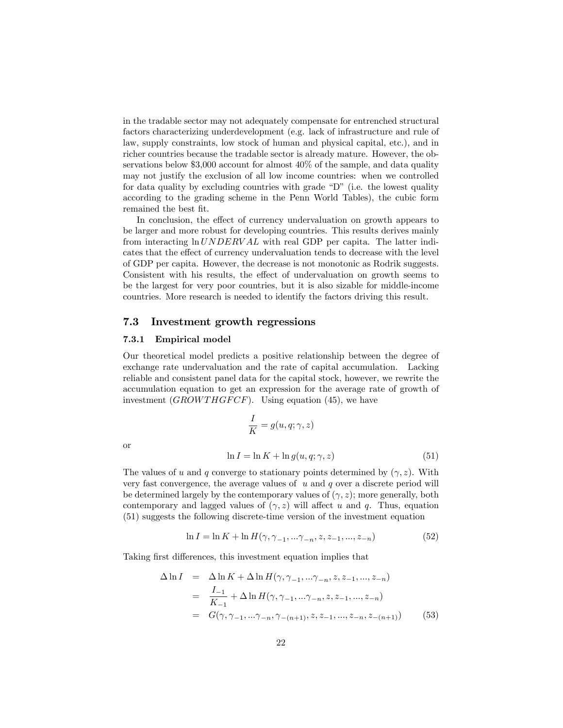in the tradable sector may not adequately compensate for entrenched structural factors characterizing underdevelopment (e.g. lack of infrastructure and rule of law, supply constraints, low stock of human and physical capital, etc.), and in richer countries because the tradable sector is already mature. However, the observations below \$3,000 account for almost 40% of the sample, and data quality may not justify the exclusion of all low income countries: when we controlled for data quality by excluding countries with grade "D" (i.e. the lowest quality according to the grading scheme in the Penn World Tables), the cubic form remained the best fit.

In conclusion, the effect of currency undervaluation on growth appears to be larger and more robust for developing countries. This results derives mainly from interacting $\ln UNDERVAL$ with real GDP per capita. The latter indicates that the effect of currency undervaluation tends to decrease with the level of GDP per capita. However, the decrease is not monotonic as Rodrik suggests. Consistent with his results, the effect of undervaluation on growth seems to be the largest for very poor countries, but it is also sizable for middle-income countries. More research is needed to identify the factors driving this result.

## 7.3 Investment growth regressions

### 7.3.1 Empirical model

Our theoretical model predicts a positive relationship between the degree of exchange rate undervaluation and the rate of capital accumulation. Lacking reliable and consistent panel data for the capital stock, however, we rewrite the accumulation equation to get an expression for the average rate of growth of investment ($GROWTHGFCF$). Using equation (45), we have

$$\frac{I}{K} = g(u, q; \gamma, z)$$

or

$$\ln I = \ln K + \ln g(u, q; \gamma, z) \tag{51}$$

The values of $u$ and $q$ converge to stationary points determined by $(\gamma, z)$. With very fast convergence, the average values of $u$ and $q$ over a discrete period will be determined largely by the contemporary values of $(\gamma, z)$; more generally, both contemporary and lagged values of $(\gamma, z)$ will affect $u$ and $q$. Thus, equation (51) suggests the following discrete-time version of the investment equation

$$\ln I = \ln K + \ln H(\gamma, \gamma_{-1}, ...\gamma_{-n}, z, z_{-1}, ..., z_{-n}) \tag{52}$$

Taking first differences, this investment equation implies that

$$\begin{aligned}
\Delta \ln I &= \Delta \ln K + \Delta \ln H(\gamma, \gamma_{-1}, ...\gamma_{-n}, z, z_{-1}, ..., z_{-n}) \\
&= \frac{I_{-1}}{K_{-1}} + \Delta \ln H(\gamma, \gamma_{-1}, ...\gamma_{-n}, z, z_{-1}, ..., z_{-n}) \\
&= G(\gamma, \gamma_{-1}, ...\gamma_{-n}, \gamma_{-(n+1)}, z, z_{-1}, ..., z_{-n}, z_{-(n+1)})
\end{aligned} \tag{53}$$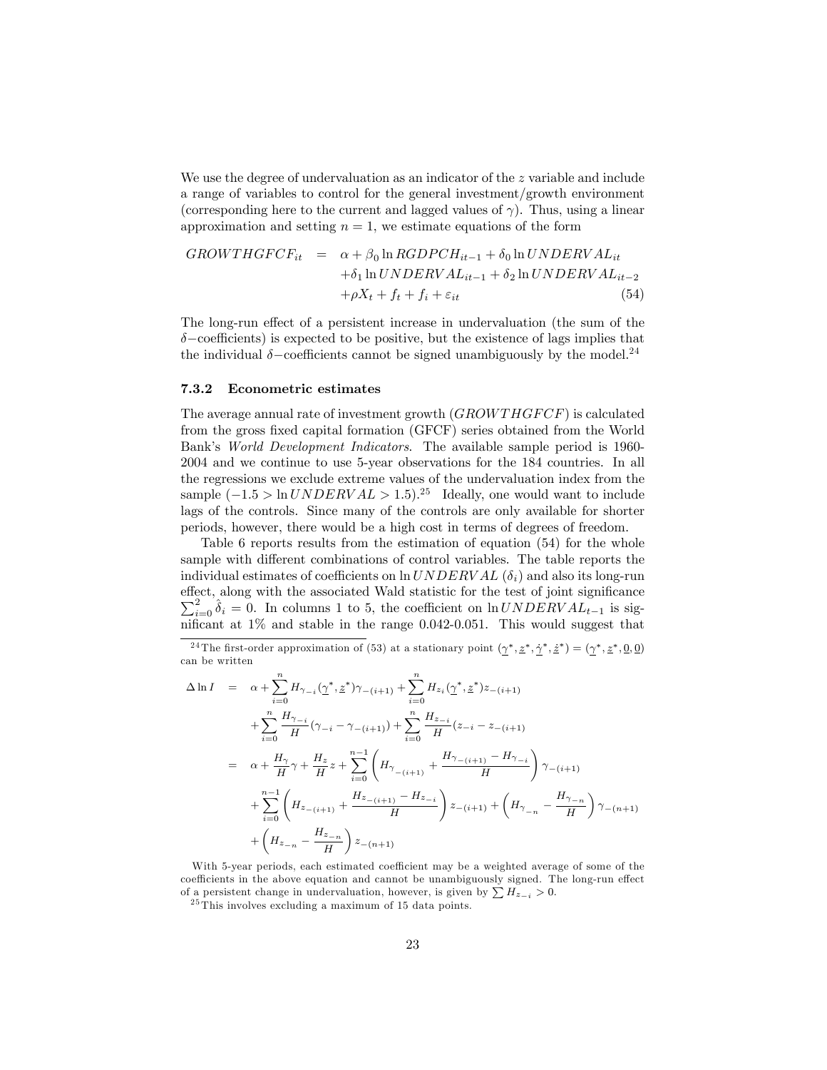We use the degree of undervaluation as an indicator of the $z$ variable and include a range of variables to control for the general investment/growth environment (corresponding here to the current and lagged values of $\gamma$). Thus, using a linear approximation and setting $n = 1$, we estimate equations of the form

$$
\begin{aligned}
GROWTHGFCF_{it} \quad &= \quad \alpha + \beta_0 \ln RGDPCH_{it-1} + \delta_0 \ln UNDERVAL_{it} \\
&\quad + \delta_1 \ln UNDERVAL_{it-1} + \delta_2 \ln UNDERVAL_{it-2} \\
&\quad + \rho X_t + f_t + f_i + \varepsilon_{it} \qquad (54)
\end{aligned}
$$

The long-run effect of a persistent increase in undervaluation (the sum of the $\delta-$coefficients) is expected to be positive, but the existence of lags implies that the individual $\delta-$coefficients cannot be signed unambiguously by the model.[24]

### 7.3.2 Econometric estimates

The average annual rate of investment growth ($GROWTHGFCF$) is calculated from the gross fixed capital formation (GFCF) series obtained from the World Bank's *World Development Indicators*. The available sample period is 1960-2004 and we continue to use 5-year observations for the 184 countries. In all the regressions we exclude extreme values of the undervaluation index from the sample ($-1.5 > \ln UNDERVAL > 1.5$).[25] Ideally, one would want to include lags of the controls. Since many of the controls are only available for shorter periods, however, there would be a high cost in terms of degrees of freedom.

Table 6 reports results from the estimation of equation (54) for the whole sample with different combinations of control variables. The table reports the individual estimates of coefficients on $\ln UNDERVAL$ ($\delta_i$) and also its long-run effect, along with the associated Wald statistic for the test of joint significance $\sum_{i=0}^{2} \hat{\delta}_i = 0$. In columns 1 to 5, the coefficient on $\ln UNDERVAL_{t-1}$ is significant at 1% and stable in the range 0.042-0.051. This would suggest that

---

[24] The first-order approximation of (53) at a stationary point $(\underline{\gamma}^*, \underline{z}^*, \underline{\dot{\gamma}}^*, \underline{\dot{z}}^*) = (\underline{\gamma}^*, \underline{z}^*, \underline{0}, \underline{0})$ can be written

$$
\begin{aligned}
\Delta \ln I \quad &= \quad \alpha + \sum_{i=0}^{n} H_{\gamma_{-i}}(\underline{\gamma}^*, \underline{z}^*)\gamma_{-(i+1)} + \sum_{i=0}^{n} H_{z_i}(\underline{\gamma}^*, \underline{z}^*) z_{-(i+1)} \\
&\quad + \sum_{i=0}^{n} \frac{H_{\gamma_{-i}}}{H}(\gamma_{-i} - \gamma_{-(i+1)}) + \sum_{i=0}^{n} \frac{H_{z_{-i}}}{H}(z_{-i} - z_{-(i+1)}) \\
&= \quad \alpha + \frac{H_\gamma}{H}\gamma + \frac{H_z}{H} z + \sum_{i=0}^{n-1} \left( H_{\gamma_{-(i+1)}} + \frac{H_{\gamma_{-(i+1)}} - H_{\gamma_{-i}}}{H} \right) \gamma_{-(i+1)} \\
&\quad + \sum_{i=0}^{n-1} \left( H_{z_{-(i+1)}} + \frac{H_{z_{-(i+1)}} - H_{z_{-i}}}{H} \right) z_{-(i+1)} + \left( H_{\gamma_{-n}} - \frac{H_{\gamma_{-n}}}{H} \right) \gamma_{-(n+1)} \\
&\quad + \left( H_{z_{-n}} - \frac{H_{z_{-n}}}{H} \right) z_{-(n+1)}
\end{aligned}
$$

With 5-year periods, each estimated coefficient may be a weighted average of some of the coefficients in the above equation and cannot be unambiguously signed. The long-run effect of a persistent change in undervaluation, however, is given by $\sum H_{z_{-i}} > 0$.

[25] This involves excluding a maximum of 15 data points.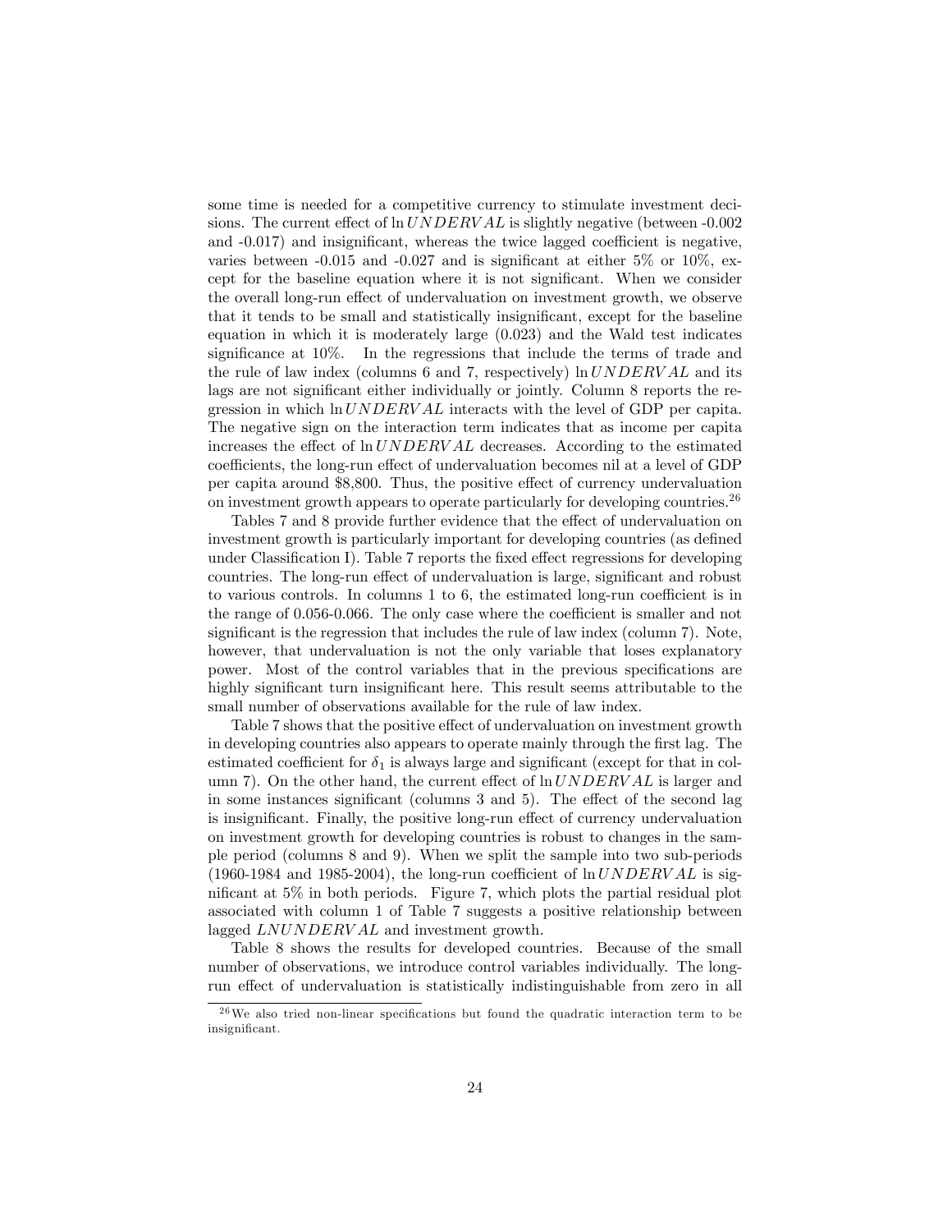some time is needed for a competitive currency to stimulate investment decisions. The current effect of $\ln UNDERVAL$ is slightly negative (between -0.002 and -0.017) and insignificant, whereas the twice lagged coefficient is negative, varies between -0.015 and -0.027 and is significant at either 5% or 10%, except for the baseline equation where it is not significant. When we consider the overall long-run effect of undervaluation on investment growth, we observe that it tends to be small and statistically insignificant, except for the baseline equation in which it is moderately large (0.023) and the Wald test indicates significance at 10%. In the regressions that include the terms of trade and the rule of law index (columns 6 and 7, respectively) $\ln UNDERVAL$ and its lags are not significant either individually or jointly. Column 8 reports the regression in which $\ln UNDERVAL$ interacts with the level of GDP per capita. The negative sign on the interaction term indicates that as income per capita increases the effect of $\ln UNDERVAL$ decreases. According to the estimated coefficients, the long-run effect of undervaluation becomes nil at a level of GDP per capita around \$8,800. Thus, the positive effect of currency undervaluation on investment growth appears to operate particularly for developing countries.[26]

Tables 7 and 8 provide further evidence that the effect of undervaluation on investment growth is particularly important for developing countries (as defined under Classification I). Table 7 reports the fixed effect regressions for developing countries. The long-run effect of undervaluation is large, significant and robust to various controls. In columns 1 to 6, the estimated long-run coefficient is in the range of 0.056-0.066. The only case where the coefficient is smaller and not significant is the regression that includes the rule of law index (column 7). Note, however, that undervaluation is not the only variable that loses explanatory power. Most of the control variables that in the previous specifications are highly significant turn insignificant here. This result seems attributable to the small number of observations available for the rule of law index.

Table 7 shows that the positive effect of undervaluation on investment growth in developing countries also appears to operate mainly through the first lag. The estimated coefficient for $\delta_1$ is always large and significant (except for that in column 7). On the other hand, the current effect of $\ln UNDERVAL$ is larger and in some instances significant (columns 3 and 5). The effect of the second lag is insignificant. Finally, the positive long-run effect of currency undervaluation on investment growth for developing countries is robust to changes in the sample period (columns 8 and 9). When we split the sample into two sub-periods (1960-1984 and 1985-2004), the long-run coefficient of $\ln UNDERVAL$ is significant at 5% in both periods. Figure 7, which plots the partial residual plot associated with column 1 of Table 7 suggests a positive relationship between lagged $LNUNDERVAL$ and investment growth.

Table 8 shows the results for developed countries. Because of the small number of observations, we introduce control variables individually. The long-run effect of undervaluation is statistically indistinguishable from zero in all

[26] We also tried non-linear specifications but found the quadratic interaction term to be insignificant.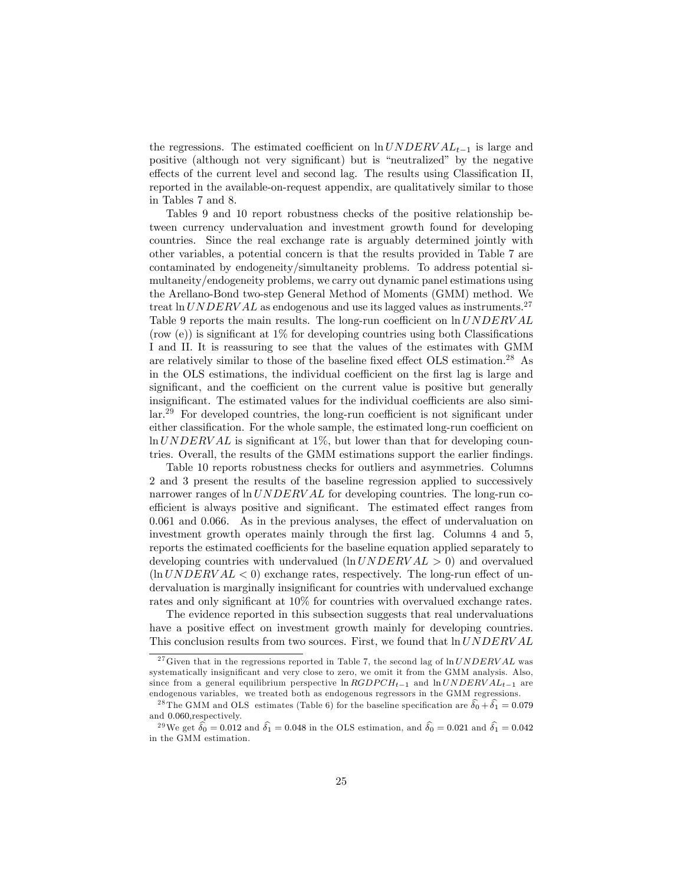the regressions. The estimated coefficient on $\ln UNDERVAL_{t-1}$ is large and positive (although not very significant) but is "neutralized" by the negative effects of the current level and second lag. The results using Classification II, reported in the available-on-request appendix, are qualitatively similar to those in Tables 7 and 8.

Tables 9 and 10 report robustness checks of the positive relationship between currency undervaluation and investment growth found for developing countries. Since the real exchange rate is arguably determined jointly with other variables, a potential concern is that the results provided in Table 7 are contaminated by endogeneity/simultaneity problems. To address potential simultaneity/endogeneity problems, we carry out dynamic panel estimations using the Arellano-Bond two-step General Method of Moments (GMM) method. We treat $\ln UNDERVAL$ as endogenous and use its lagged values as instruments.[27] Table 9 reports the main results. The long-run coefficient on $\ln UNDERVAL$ (row (e)) is significant at 1% for developing countries using both Classifications I and II. It is reassuring to see that the values of the estimates with GMM are relatively similar to those of the baseline fixed effect OLS estimation.[28] As in the OLS estimations, the individual coefficient on the first lag is large and significant, and the coefficient on the current value is positive but generally insignificant. The estimated values for the individual coefficients are also similar.[29] For developed countries, the long-run coefficient is not significant under either classification. For the whole sample, the estimated long-run coefficient on $\ln UNDERVAL$ is significant at 1%, but lower than that for developing countries. Overall, the results of the GMM estimations support the earlier findings.

Table 10 reports robustness checks for outliers and asymmetries. Columns 2 and 3 present the results of the baseline regression applied to successively narrower ranges of $\ln UNDERVAL$ for developing countries. The long-run coefficient is always positive and significant. The estimated effect ranges from 0.061 and 0.066. As in the previous analyses, the effect of undervaluation on investment growth operates mainly through the first lag. Columns 4 and 5, reports the estimated coefficients for the baseline equation applied separately to developing countries with undervalued ($\ln UNDERVAL > 0$) and overvalued ($\ln UNDERVAL < 0$) exchange rates, respectively. The long-run effect of undervaluation is marginally insignificant for countries with undervalued exchange rates and only significant at 10% for countries with overvalued exchange rates.

The evidence reported in this subsection suggests that real undervaluations have a positive effect on investment growth mainly for developing countries. This conclusion results from two sources. First, we found that $\ln UNDERVAL$

[27] Given that in the regressions reported in Table 7, the second lag of $\ln UNDERVAL$ was systematically insignificant and very close to zero, we omit it from the GMM analysis. Also, since from a general equilibrium perspective $\ln RGDPCH_{t-1}$ and $\ln UNDERVAL_{t-1}$ are endogenous variables, we treated both as endogenous regressors in the GMM regressions.

[28] The GMM and OLS estimates (Table 6) for the baseline specification are $\widehat{\delta_0} + \widehat{\delta_1} = 0.079$ and 0.060,respectively.

[29] We get $\widehat{\delta_0} = 0.012$ and $\widehat{\delta_1} = 0.048$ in the OLS estimation, and $\widehat{\delta_0} = 0.021$ and $\widehat{\delta_1} = 0.042$ in the GMM estimation.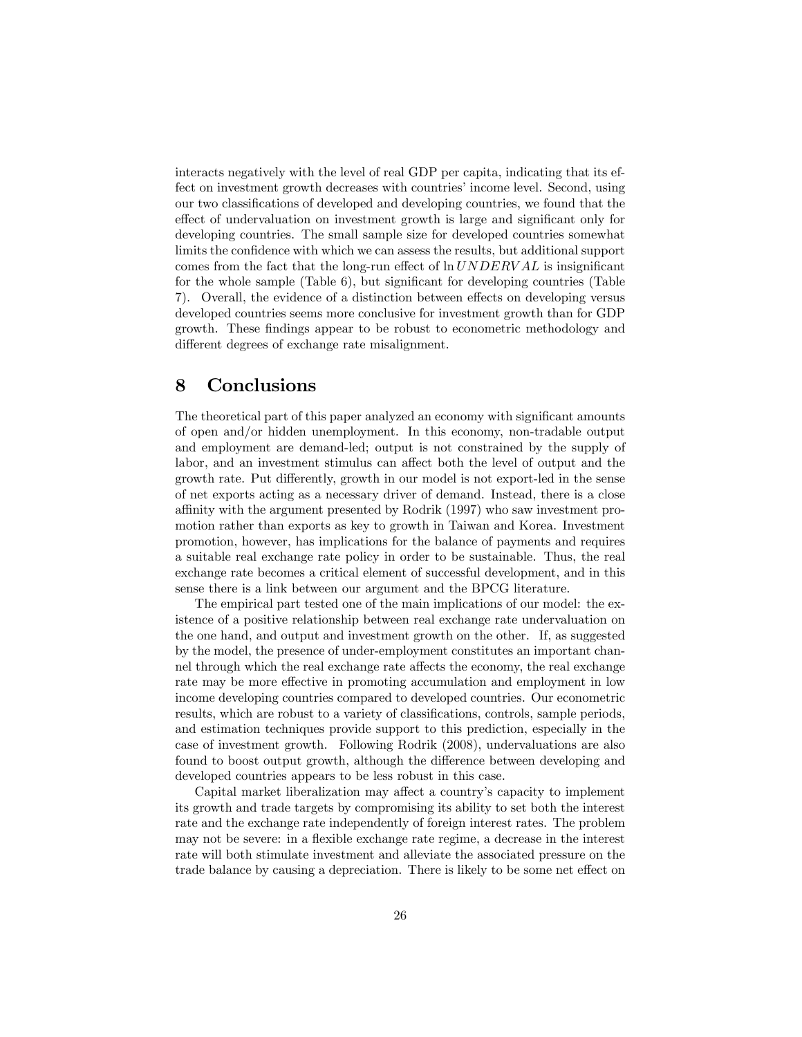interacts negatively with the level of real GDP per capita, indicating that its effect on investment growth decreases with countries' income level. Second, using our two classifications of developed and developing countries, we found that the effect of undervaluation on investment growth is large and significant only for developing countries. The small sample size for developed countries somewhat limits the confidence with which we can assess the results, but additional support comes from the fact that the long-run effect of $\ln UNDERVAL$ is insignificant for the whole sample (Table 6), but significant for developing countries (Table 7). Overall, the evidence of a distinction between effects on developing versus developed countries seems more conclusive for investment growth than for GDP growth. These findings appear to be robust to econometric methodology and different degrees of exchange rate misalignment.

# 8 Conclusions

The theoretical part of this paper analyzed an economy with significant amounts of open and/or hidden unemployment. In this economy, non-tradable output and employment are demand-led; output is not constrained by the supply of labor, and an investment stimulus can affect both the level of output and the growth rate. Put differently, growth in our model is not export-led in the sense of net exports acting as a necessary driver of demand. Instead, there is a close affinity with the argument presented by Rodrik (1997) who saw investment promotion rather than exports as key to growth in Taiwan and Korea. Investment promotion, however, has implications for the balance of payments and requires a suitable real exchange rate policy in order to be sustainable. Thus, the real exchange rate becomes a critical element of successful development, and in this sense there is a link between our argument and the BPCG literature.

The empirical part tested one of the main implications of our model: the existence of a positive relationship between real exchange rate undervaluation on the one hand, and output and investment growth on the other. If, as suggested by the model, the presence of under-employment constitutes an important channel through which the real exchange rate affects the economy, the real exchange rate may be more effective in promoting accumulation and employment in low income developing countries compared to developed countries. Our econometric results, which are robust to a variety of classifications, controls, sample periods, and estimation techniques provide support to this prediction, especially in the case of investment growth. Following Rodrik (2008), undervaluations are also found to boost output growth, although the difference between developing and developed countries appears to be less robust in this case.

Capital market liberalization may affect a country's capacity to implement its growth and trade targets by compromising its ability to set both the interest rate and the exchange rate independently of foreign interest rates. The problem may not be severe: in a flexible exchange rate regime, a decrease in the interest rate will both stimulate investment and alleviate the associated pressure on the trade balance by causing a depreciation. There is likely to be some net effect on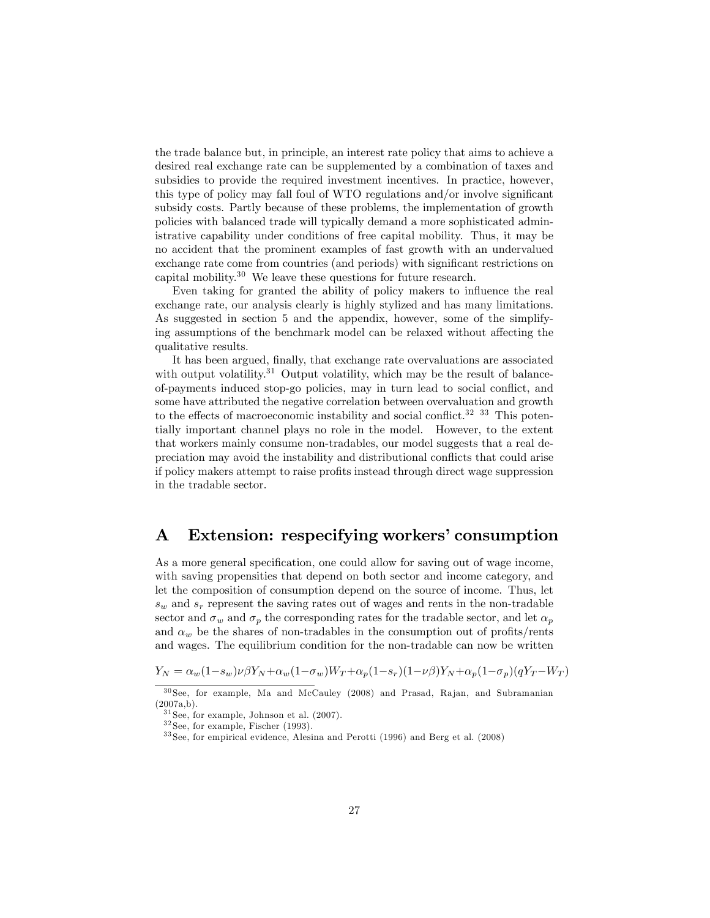the trade balance but, in principle, an interest rate policy that aims to achieve a desired real exchange rate can be supplemented by a combination of taxes and subsidies to provide the required investment incentives. In practice, however, this type of policy may fall foul of WTO regulations and/or involve significant subsidy costs. Partly because of these problems, the implementation of growth policies with balanced trade will typically demand a more sophisticated administrative capability under conditions of free capital mobility. Thus, it may be no accident that the prominent examples of fast growth with an undervalued exchange rate come from countries (and periods) with significant restrictions on capital mobility.[30] We leave these questions for future research.

Even taking for granted the ability of policy makers to influence the real exchange rate, our analysis clearly is highly stylized and has many limitations. As suggested in section 5 and the appendix, however, some of the simplifying assumptions of the benchmark model can be relaxed without affecting the qualitative results.

It has been argued, finally, that exchange rate overvaluations are associated with output volatility.[31] Output volatility, which may be the result of balance-of-payments induced stop-go policies, may in turn lead to social conflict, and some have attributed the negative correlation between overvaluation and growth to the effects of macroeconomic instability and social conflict.[32] [33] This potentially important channel plays no role in the model. However, to the extent that workers mainly consume non-tradables, our model suggests that a real depreciation may avoid the instability and distributional conflicts that could arise if policy makers attempt to raise profits instead through direct wage suppression in the tradable sector.

# A Extension: respecifying workers' consumption

As a more general specification, one could allow for saving out of wage income, with saving propensities that depend on both sector and income category, and let the composition of consumption depend on the source of income. Thus, let $s_w$ and $s_r$ represent the saving rates out of wages and rents in the non-tradable sector and $\sigma_w$ and $\sigma_p$ the corresponding rates for the tradable sector, and let $\alpha_p$ and $\alpha_w$ be the shares of non-tradables in the consumption out of profits/rents and wages. The equilibrium condition for the non-tradable can now be written

$$Y_N = \alpha_w(1-s_w)\nu\beta Y_N+\alpha_w(1-\sigma_w)W_T+\alpha_p(1-s_r)(1-\nu\beta)Y_N+\alpha_p(1-\sigma_p)(qY_T-W_T)$$

[30] See, for example, Ma and McCauley (2008) and Prasad, Rajan, and Subramanian (2007a,b).

[31] See, for example, Johnson et al. (2007).

[32] See, for example, Fischer (1993).

[33] See, for empirical evidence, Alesina and Perotti (1996) and Berg et al. (2008)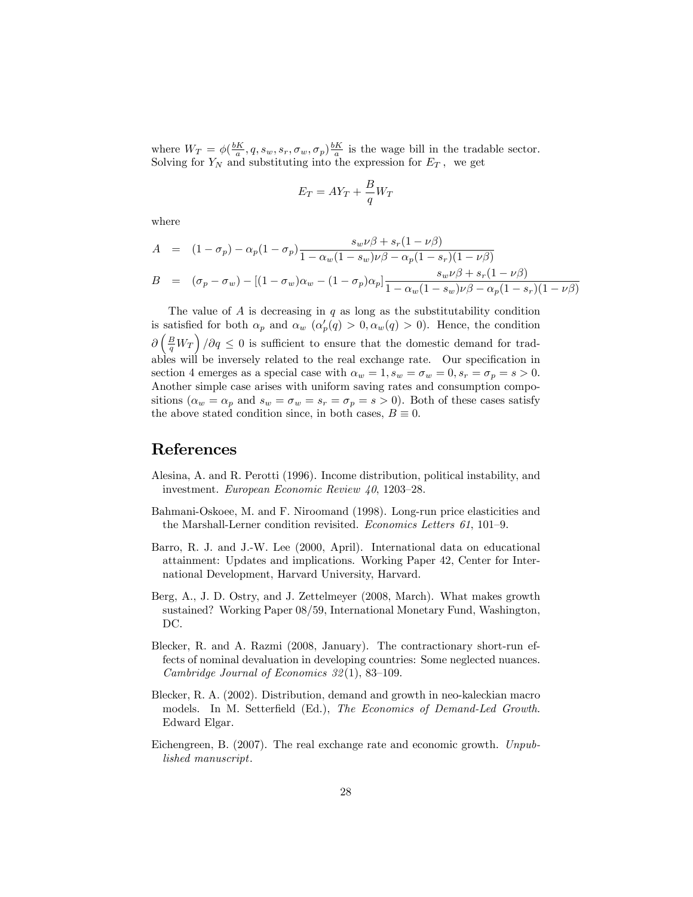where $W_T = \phi(\frac{bK}{a}, q, s_w, s_r, \sigma_w, \sigma_p)\frac{bK}{a}$ is the wage bill in the tradable sector. Solving for $Y_N$ and substituting into the expression for $E_T$, we get

$$E_T = AY_T + \frac{B}{q}W_T$$

where

$$A = (1-\sigma_p) - \alpha_p(1-\sigma_p)\frac{s_w\nu\beta + s_r(1-\nu\beta)}{1-\alpha_w(1-s_w)\nu\beta - \alpha_p(1-s_r)(1-\nu\beta)}$$

$$B = (\sigma_p - \sigma_w) - [(1-\sigma_w)\alpha_w - (1-\sigma_p)\alpha_p]\frac{s_w\nu\beta + s_r(1-\nu\beta)}{1-\alpha_w(1-s_w)\nu\beta - \alpha_p(1-s_r)(1-\nu\beta)}$$

The value of $A$ is decreasing in $q$ as long as the substitutability condition is satisfied for both $\alpha_p$ and $\alpha_w$ ($\alpha_p'(q) > 0, \alpha_w(q) > 0$). Hence, the condition $\partial\left(\frac{B}{q}W_T\right)/\partial q \leq 0$ is sufficient to ensure that the domestic demand for tradables will be inversely related to the real exchange rate. Our specification in section 4 emerges as a special case with $\alpha_w = 1, s_w = \sigma_w = 0, s_r = \sigma_p = s > 0$. Another simple case arises with uniform saving rates and consumption compositions ($\alpha_w = \alpha_p$ and $s_w = \sigma_w = s_r = \sigma_p = s > 0$). Both of these cases satisfy the above stated condition since, in both cases, $B \equiv 0$.

# References

Alesina, A. and R. Perotti (1996). Income distribution, political instability, and investment. *European Economic Review 40*, 1203–28.

Bahmani-Oskoee, M. and F. Niroomand (1998). Long-run price elasticities and the Marshall-Lerner condition revisited. *Economics Letters 61*, 101–9.

Barro, R. J. and J.-W. Lee (2000, April). International data on educational attainment: Updates and implications. Working Paper 42, Center for International Development, Harvard University, Harvard.

Berg, A., J. D. Ostry, and J. Zettelmeyer (2008, March). What makes growth sustained? Working Paper 08/59, International Monetary Fund, Washington, DC.

Blecker, R. and A. Razmi (2008, January). The contractionary short-run effects of nominal devaluation in developing countries: Some neglected nuances. *Cambridge Journal of Economics 32*(1), 83–109.

Blecker, R. A. (2002). Distribution, demand and growth in neo-kaleckian macro models. In M. Setterfield (Ed.), *The Economics of Demand-Led Growth*. Edward Elgar.

Eichengreen, B. (2007). The real exchange rate and economic growth. *Unpublished manuscript*.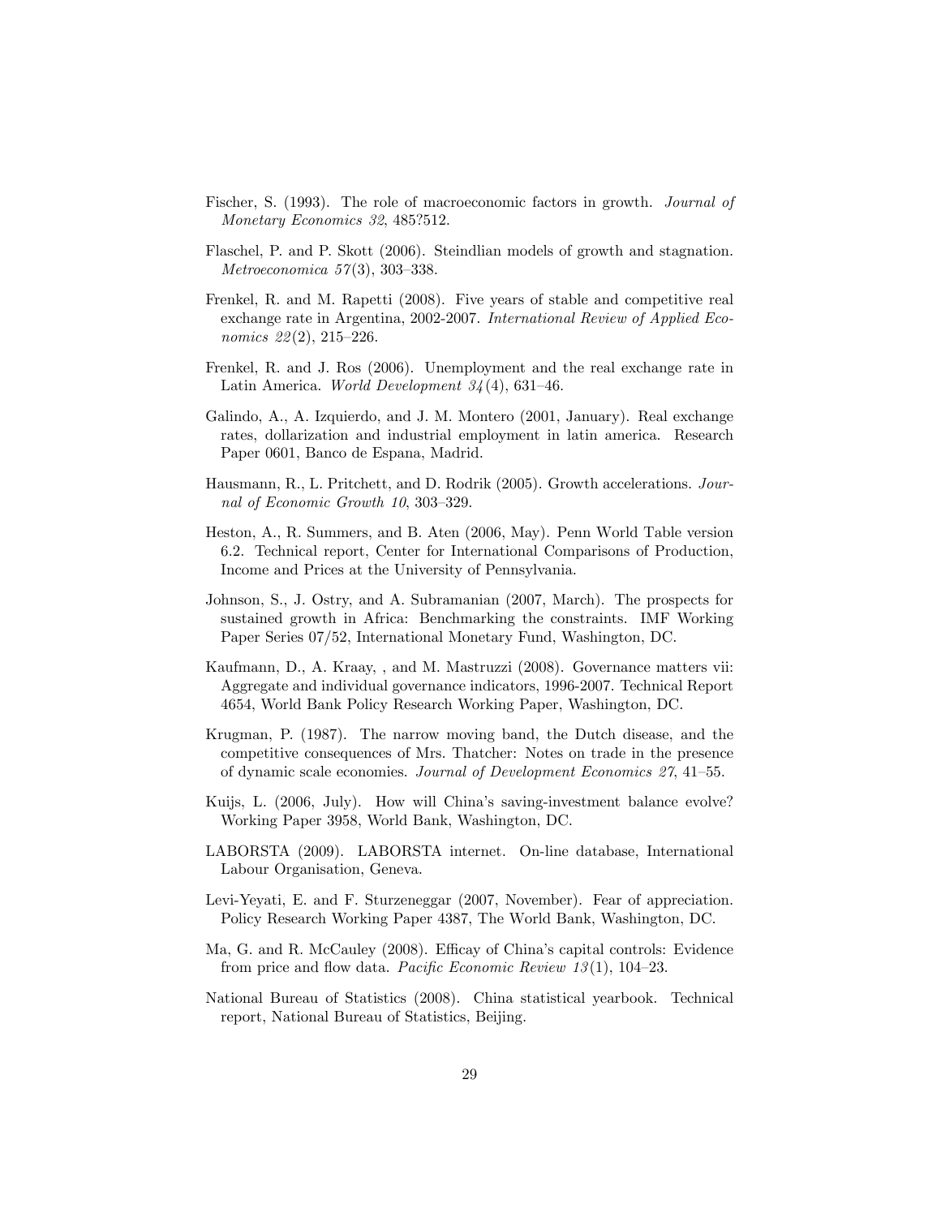Fischer, S. (1993). The role of macroeconomic factors in growth. *Journal of Monetary Economics 32*, 485?512.

Flaschel, P. and P. Skott (2006). Steindlian models of growth and stagnation. *Metroeconomica 57*(3), 303–338.

Frenkel, R. and M. Rapetti (2008). Five years of stable and competitive real exchange rate in Argentina, 2002-2007. *International Review of Applied Economics 22*(2), 215–226.

Frenkel, R. and J. Ros (2006). Unemployment and the real exchange rate in Latin America. *World Development 34*(4), 631–46.

Galindo, A., A. Izquierdo, and J. M. Montero (2001, January). Real exchange rates, dollarization and industrial employment in latin america. Research Paper 0601, Banco de Espana, Madrid.

Hausmann, R., L. Pritchett, and D. Rodrik (2005). Growth accelerations. *Journal of Economic Growth 10*, 303–329.

Heston, A., R. Summers, and B. Aten (2006, May). Penn World Table version 6.2. Technical report, Center for International Comparisons of Production, Income and Prices at the University of Pennsylvania.

Johnson, S., J. Ostry, and A. Subramanian (2007, March). The prospects for sustained growth in Africa: Benchmarking the constraints. IMF Working Paper Series 07/52, International Monetary Fund, Washington, DC.

Kaufmann, D., A. Kraay, , and M. Mastruzzi (2008). Governance matters vii: Aggregate and individual governance indicators, 1996-2007. Technical Report 4654, World Bank Policy Research Working Paper, Washington, DC.

Krugman, P. (1987). The narrow moving band, the Dutch disease, and the competitive consequences of Mrs. Thatcher: Notes on trade in the presence of dynamic scale economies. *Journal of Development Economics 27*, 41–55.

Kuijs, L. (2006, July). How will China's saving-investment balance evolve? Working Paper 3958, World Bank, Washington, DC.

LABORSTA (2009). LABORSTA internet. On-line database, International Labour Organisation, Geneva.

Levi-Yeyati, E. and F. Sturzeneggar (2007, November). Fear of appreciation. Policy Research Working Paper 4387, The World Bank, Washington, DC.

Ma, G. and R. McCauley (2008). Efficay of China's capital controls: Evidence from price and flow data. *Pacific Economic Review 13*(1), 104–23.

National Bureau of Statistics (2008). China statistical yearbook. Technical report, National Bureau of Statistics, Beijing.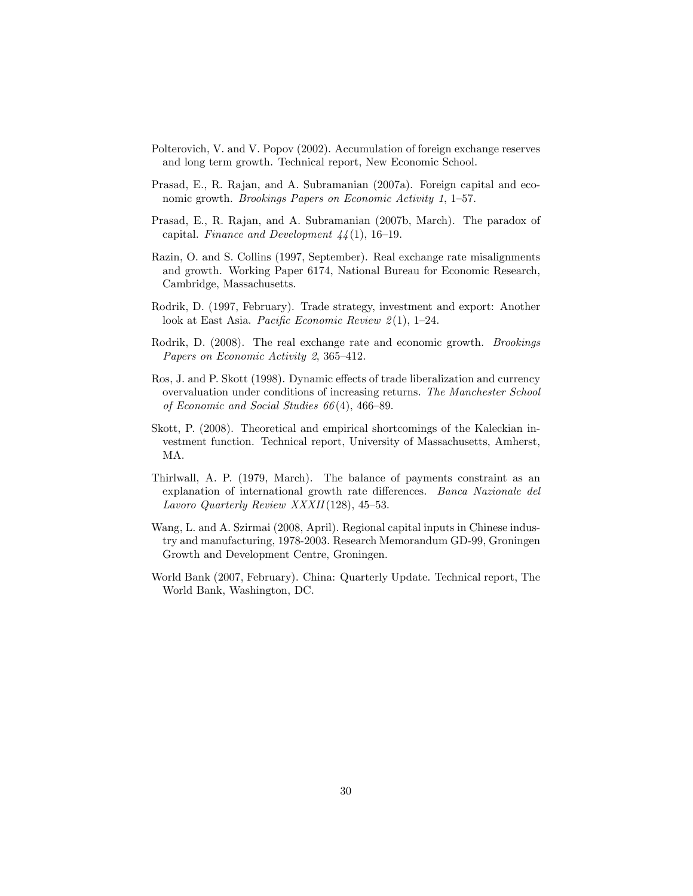Polterovich, V. and V. Popov (2002). Accumulation of foreign exchange reserves and long term growth. Technical report, New Economic School.

Prasad, E., R. Rajan, and A. Subramanian (2007a). Foreign capital and economic growth. *Brookings Papers on Economic Activity 1*, 1–57.

Prasad, E., R. Rajan, and A. Subramanian (2007b, March). The paradox of capital. *Finance and Development 44*(1), 16–19.

Razin, O. and S. Collins (1997, September). Real exchange rate misalignments and growth. Working Paper 6174, National Bureau for Economic Research, Cambridge, Massachusetts.

Rodrik, D. (1997, February). Trade strategy, investment and export: Another look at East Asia. *Pacific Economic Review 2*(1), 1–24.

Rodrik, D. (2008). The real exchange rate and economic growth. *Brookings Papers on Economic Activity 2*, 365–412.

Ros, J. and P. Skott (1998). Dynamic effects of trade liberalization and currency overvaluation under conditions of increasing returns. *The Manchester School of Economic and Social Studies 66*(4), 466–89.

Skott, P. (2008). Theoretical and empirical shortcomings of the Kaleckian investment function. Technical report, University of Massachusetts, Amherst, MA.

Thirlwall, A. P. (1979, March). The balance of payments constraint as an explanation of international growth rate differences. *Banca Nazionale del Lavoro Quarterly Review XXXII*(128), 45–53.

Wang, L. and A. Szirmai (2008, April). Regional capital inputs in Chinese industry and manufacturing, 1978-2003. Research Memorandum GD-99, Groningen Growth and Development Centre, Groningen.

World Bank (2007, February). China: Quarterly Update. Technical report, The World Bank, Washington, DC.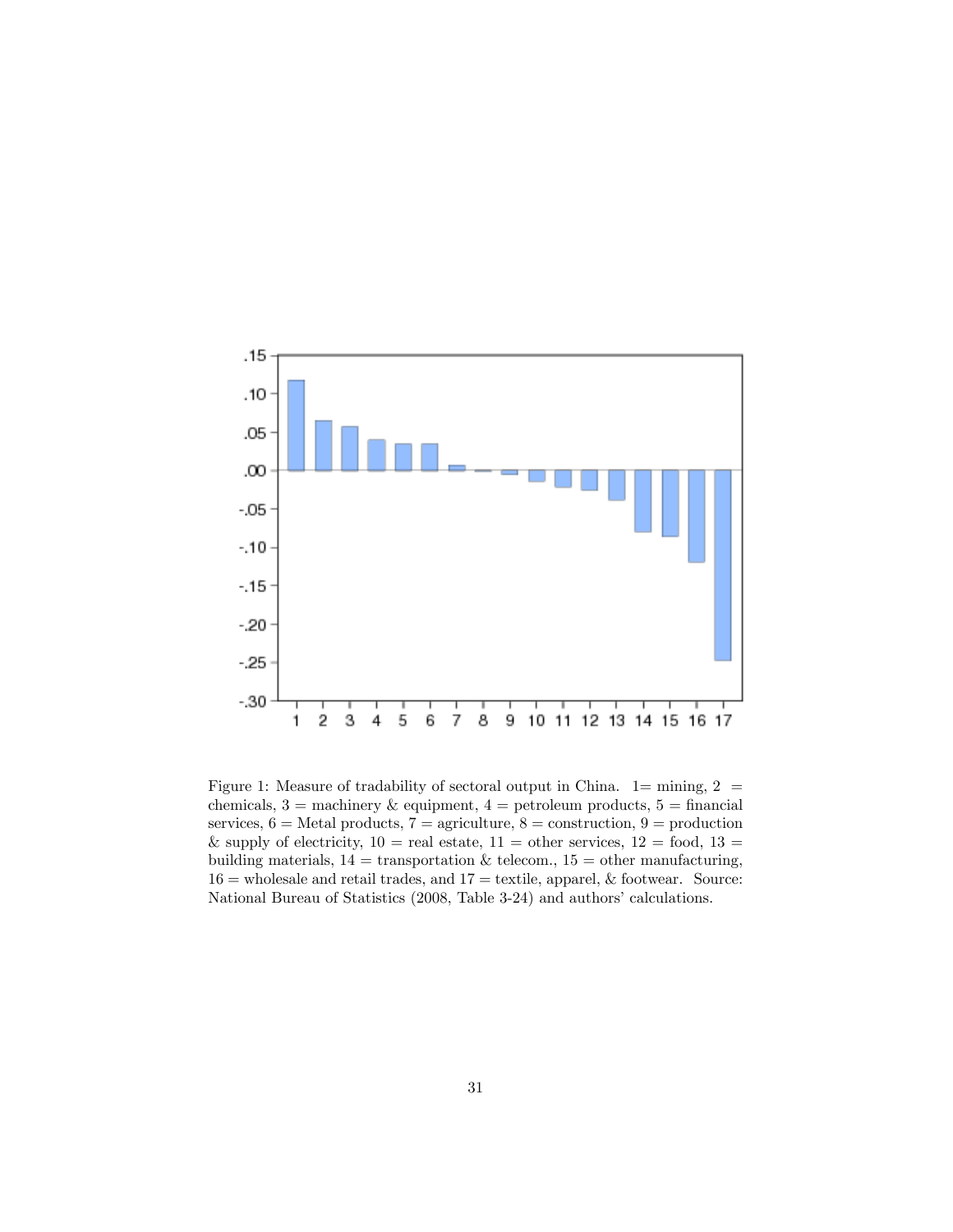Figure 1: Measure of tradability of sectoral output in China. 1= mining, 2 = chemicals, 3 = machinery & equipment, 4 = petroleum products, 5 = financial services, 6 = Metal products, 7 = agriculture, 8 = construction, 9 = production & supply of electricity, 10 = real estate, 11 = other services, 12 = food, 13 = building materials, 14 = transportation & telecom., 15 = other manufacturing, 16 = wholesale and retail trades, and 17 = textile, apparel, & footwear. Source: National Bureau of Statistics (2008, Table 3-24) and authors' calculations.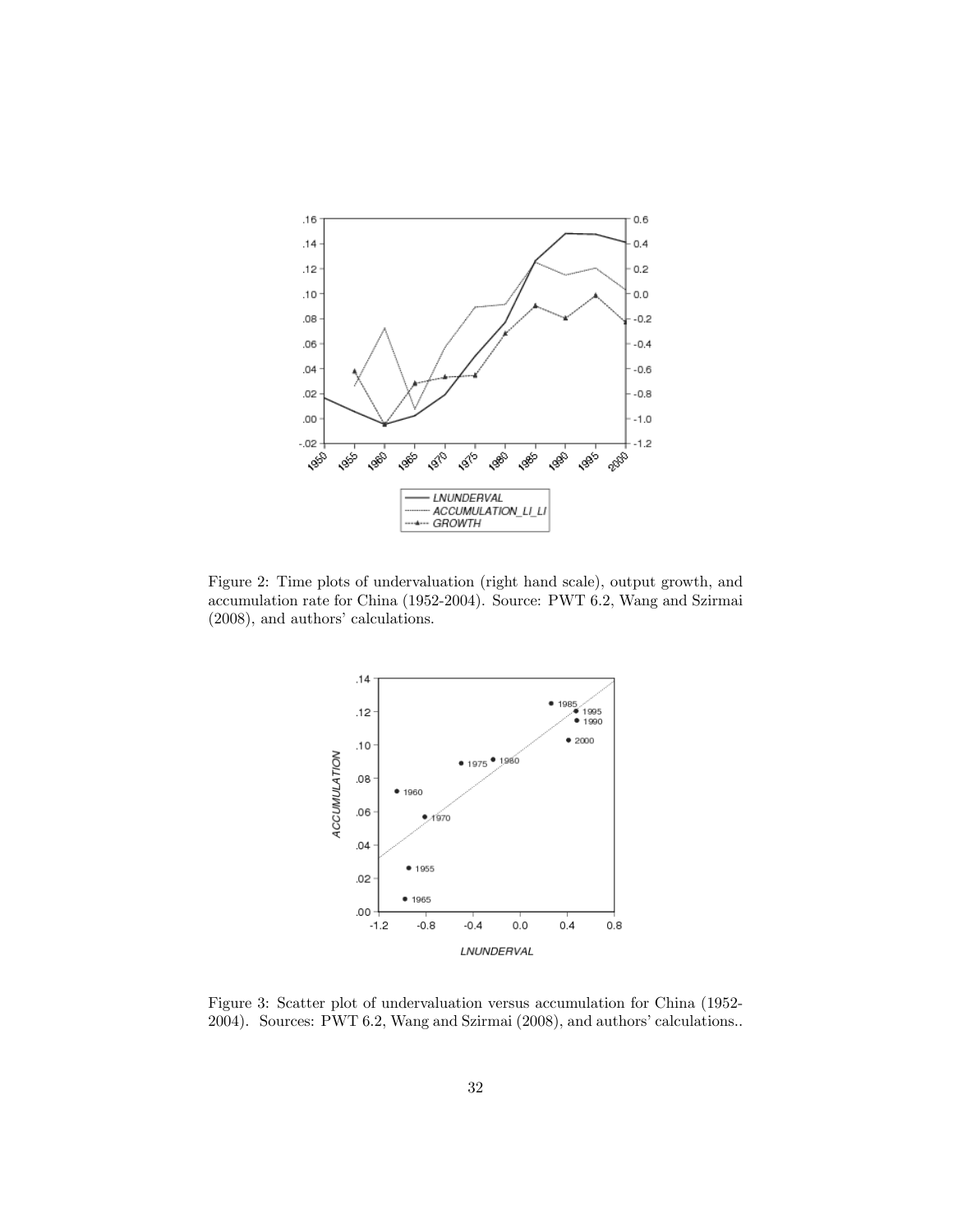Figure 2: Time plots of undervaluation (right hand scale), output growth, and accumulation rate for China (1952-2004). Source: PWT 6.2, Wang and Szirmai (2008), and authors' calculations.

Figure 3: Scatter plot of undervaluation versus accumulation for China (1952-2004). Sources: PWT 6.2, Wang and Szirmai (2008), and authors' calculations..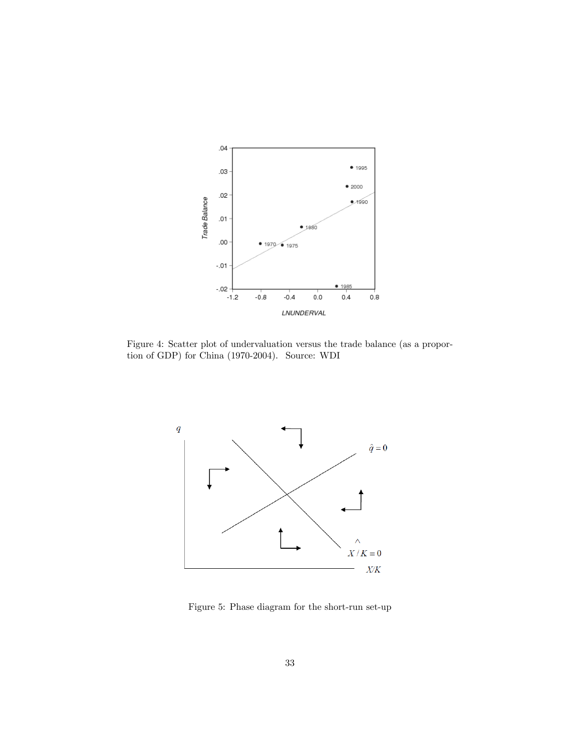Figure 4: Scatter plot of undervaluation versus the trade balance (as a proportion of GDP) for China (1970-2004). Source: WDI

Figure 5: Phase diagram for the short-run set-up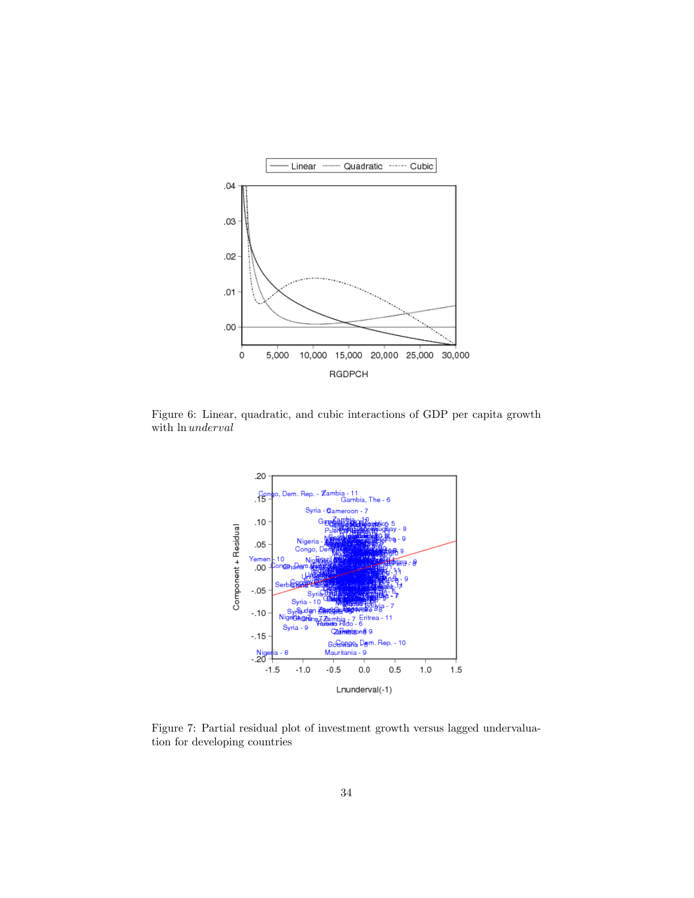Figure 6: Linear, quadratic, and cubic interactions of GDP per capita growth with $\ln \mathit{underval}$

Figure 7: Partial residual plot of investment growth versus lagged undervaluation for developing countries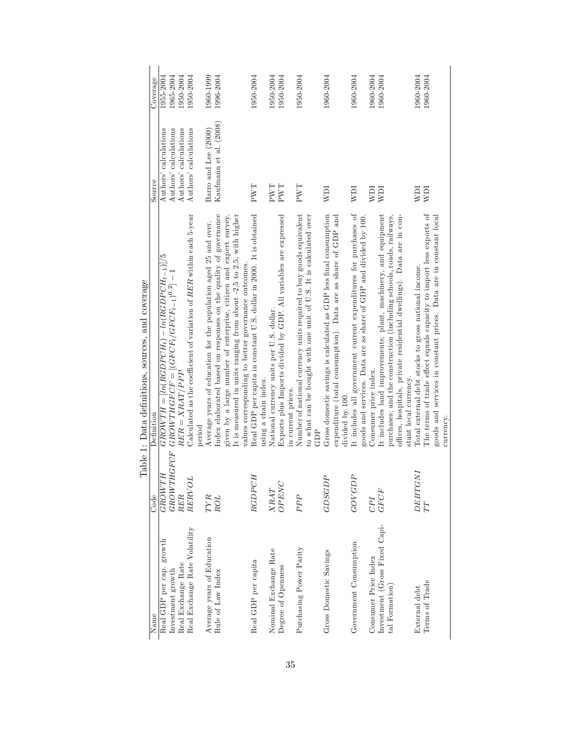Table 1: Data definitions, sources, and coverage

| Name | Code | Definition | Source | Coverage |
|---|---|---|---|---|
| Real GDP per cap. growth | $GROWTH$ | $GROWTH = [ln(RGDPCH_t) - ln(RGDPCH_{t-1})]/5$ | Authors' calculations | 1955-2004 |
| Investment growth | $GROWTHGFCF$ | $GROWTHGFCF = [(GFCF_t/GFCF_{t-1})^{0.2}] - 1$ | Authors' calculations | 1965-2004 |
| Real Exchange Rate | $RER$ | $RER = XRAT/PPP$ | Authors' calculations | 1950-2004 |
| Real Exchange Rate Volatility | $RERVOL$ | Calculated as the coefficient of variation of $RER$ within each 5-year period | Authors' calculations | 1950-2004 |
| Average years of Education | $TYR$ | Average years of education for the population aged 25 and over. | Barro and Lee (2000) | 1960-1999 |
| Rule of Law Index | $ROL$ | Index elaborated based on responses on the quality of governance given by a large number of enterprise, citizen and expert survey. It is measured in units ranging from about -2.5 to 2.5, with higher values corresponding to better governance outcomes. | Kaufmann et al. (2008) | 1996-2004 |
| Real GDP per capita | $RGDPCH$ | Real GDP per capita in constant U.S. dollar in 2000. It is obtained using a chain index. | PWT | 1950-2004 |
| Nominal Exchange Rate | $XRAT$ | National currency units per U.S. dollar. | PWT | 1950-2004 |
| Degree of Openness | $OPENC$ | Exports plus Imports divided by GDP. All variables are expressed in current prices. | PWT | 1950-2004 |
| Purchasing Power Parity | $PPP$ | Number of national currency units required to buy goods equivalent to what can be bought with one unit of U.S. It is calculated over GDP | PWT | 1950-2004 |
| Gross Domestic Savings | $GDSGDP$ | Gross domestic savings is calculated as GDP less final consumption expenditure (total consumption). Data are as share of GDP and divided by 100. | WDI | 1960-2004 |
| Government Consumption | $GOVGDP$ | It includes all government current expenditures for purchases of goods and services. Data are as share of GDP and divided by 100. | WDI | 1960-2004 |
| Consumer Price Index | $CPI$ | Consumer price index. | WDI | 1960-2004 |
| Investment (Gross Fixed Capital Formation) | $GFCF$ | It includes land improvements; plant, machinery, and equipment purchases; and the construction (including schools, roads, railways, offices, hospitals, private residential dwellings). Data are in constant local currency. | WDI | 1960-2004 |
| External debt | $DEBTGNI$ | Total external debt stocks to gross national income. | WDI | 1960-2004 |
| Terms of Trade | $TT$ | The terms of trade effect equals capacity to import less exports of goods and services in constant prices. Data are in constant local currency. | WDI | 1960-2004 |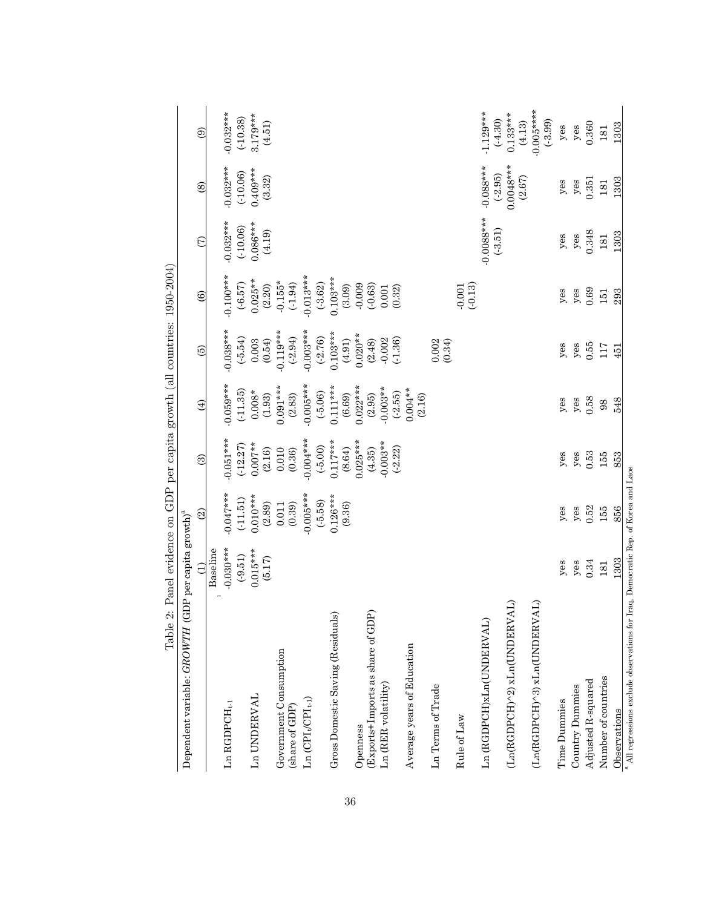Table 2: Panel evidence on GDP per capita growth (all countries: 1950-2004)

Dependent variable: *GROWTH* (GDP per capita growth)[a]

| | (1) Baseline | (2) | (3) | (4) | (5) | (6) | (7) | (8) | (9) |
|---|---|---|---|---|---|---|---|---|---|
| Ln $RGDPCH_{t-1}$ | -0.030*** | -0.047*** | -0.051*** | -0.059*** | -0.038*** | -0.100*** | -0.032*** | -0.032*** | -0.032*** |
| | (-9.51) | (-11.51) | (-12.27) | (-11.35) | (-5.54) | (-6.57) | (-10.06) | (-10.06) | (-10.38) |
| Ln UNDERVAL | 0.015*** | 0.010*** | 0.007** | 0.008* | 0.003 | 0.025** | 0.086*** | 0.409*** | 3.179*** |
| | (5.17) | (2.89) | (2.16) | (1.93) | (0.54) | (2.20) | (4.19) | (3.32) | (4.51) |
| Government Consumption (share of GDP) | | 0.011 | 0.010 | 0.091*** | -0.119*** | -0.155* | | | |
| | | (0.39) | (0.36) | (2.83) | (-2.94) | (-1.94) | | | |
| Ln ($CPI_t/CPI_{t-1}$) | | -0.005*** | -0.004*** | -0.005*** | -0.003*** | -0.013*** | | | |
| | | (-5.58) | (-5.00) | (-5.06) | (-2.76) | (-3.62) | | | |
| Gross Domestic Saving (Residuals) | | 0.126*** | 0.117*** | 0.111*** | 0.103*** | 0.103*** | | | |
| | | (9.36) | (8.64) | (6.69) | (4.91) | (3.09) | | | |
| Openness (Exports+Imports as share of GDP) | | | 0.025*** | 0.022*** | 0.020** | -0.009 | | | |
| | | | (4.35) | (2.95) | (2.48) | (-0.63) | | | |
| Ln (RER volatility) | | | -0.003** | -0.003** | -0.002 | 0.001 | | | |
| | | | (-2.22) | (-2.55) | (-1.36) | (0.32) | | | |
| Average years of Education | | | | 0.004** | | | | | |
| | | | | (2.16) | | | | | |
| Ln Terms of Trade | | | | | 0.002 | | | | |
| | | | | | (0.34) | | | | |
| Rule of Law | | | | | | -0.001 | | | |
| | | | | | | (-0.13) | | | |
| Ln (RGDPCH)xLn(UNDERVAL) | | | | | | | -0.0088*** | -0.088*** | -1.129*** |
| | | | | | | | (-3.51) | (-2.95) | (-4.30) |
| (Ln(RGDPCH)^2) xLn(UNDERVAL) | | | | | | | | 0.0048*** | 0.133*** |
| | | | | | | | | (2.67) | (4.13) |
| (Ln(RGDPCH)^3) xLn(UNDERVAL) | | | | | | | | | -0.005**** |
| | | | | | | | | | (-3.99) |
| Time Dummies | yes | yes | yes | yes | yes | yes | yes | yes | yes |
| Country Dummies | yes | yes | yes | yes | yes | yes | yes | yes | yes |
| Adjusted R-squared | 0.34 | 0.52 | 0.53 | 0.58 | 0.55 | 0.69 | 0.348 | 0.351 | 0.360 |
| Number of countries | 181 | 155 | 155 | 98 | 117 | 151 | 181 | 181 | 181 |
| Observations | 1303 | 856 | 853 | 548 | 451 | 293 | 1303 | 1303 | 1303 |

[a] All regressions exclude observations for Iraq, Democratic Rep. of Korea and Laos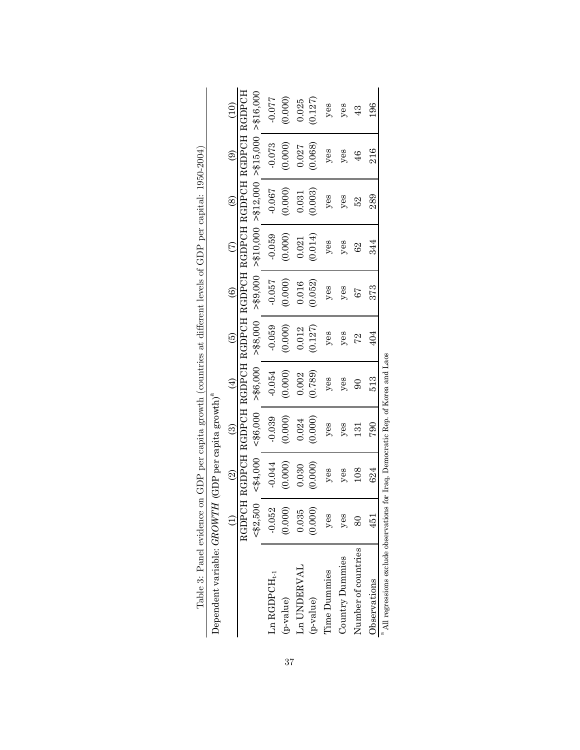Table 3: Panel evidence on GDP per capita growth (countries at different levels of GDP per capital: 1950-2004)

Dependent variable: *GROWTH* (GDP per capita growth)[a]

| | (1) | (2) | (3) | (4) | (5) | (6) | (7) | (8) | (9) | (10) |
|---|---|---|---|---|---|---|---|---|---|---|
| | RGDPCH <$2,500 | RGDPCH <$4,000 | RGDPCH <$6,000 | RGDPCH >$6,000 | RGDPCH >$8,000 | RGDPCH >$9,000 | RGDPCH >$10,000 | RGDPCH >$12,000 | RGDPCH >$15,000 | RGDPCH >$16,000 |
| Ln $RGDPCH_{t-1}$ | -0.052 | -0.044 | -0.039 | -0.054 | -0.059 | -0.057 | -0.059 | -0.067 | -0.073 | -0.077 |
| (p-value) | (0.000) | (0.000) | (0.000) | (0.000) | (0.000) | (0.000) | (0.000) | (0.000) | (0.000) | (0.000) |
| Ln UNDERVAL | 0.035 | 0.030 | 0.024 | 0.002 | 0.012 | 0.016 | 0.021 | 0.031 | 0.027 | 0.025 |
| (p-value) | (0.000) | (0.000) | (0.000) | (0.789) | (0.127) | (0.052) | (0.014) | (0.003) | (0.068) | (0.127) |
| Time Dummies | yes | yes | yes | yes | yes | yes | yes | yes | yes | yes |
| Country Dummies | yes | yes | yes | yes | yes | yes | yes | yes | yes | yes |
| Number of countries | 80 | 108 | 131 | 90 | 72 | 67 | 62 | 52 | 46 | 43 |
| Observations | 451 | 624 | 790 | 513 | 404 | 373 | 344 | 289 | 216 | 196 |

[a] All regressions exclude observations for Iraq, Democratic Rep. of Korea and Laos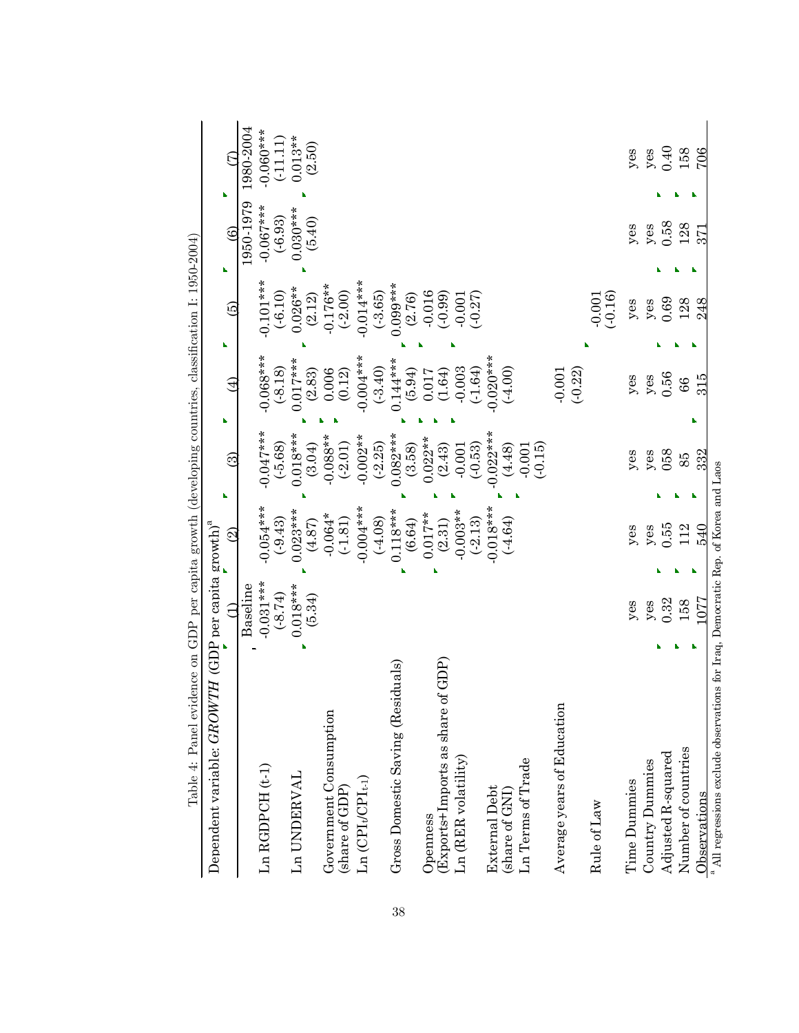Table 4: Panel evidence on GDP per capita growth (developing countries, classification I: 1950-2004)

Dependent variable: *GROWTH* (GDP per capita growth)[a]

| | (1) | (2) | (3) | (4) | (5) | (6) | (7) |
|---|---|---|---|---|---|---|---|
| | Baseline | | | | | 1950-1979 | 1980-2004 |
| Ln RGDPCH (t-1) | -0.031*** | -0.054*** | -0.047*** | -0.068*** | -0.101*** | -0.067*** | -0.060*** |
| | (-8.74) | (-9.43) | (-5.68) | (-8.18) | (-6.10) | (-6.93) | (-11.11) |
| Ln UNDERVAL | 0.018*** | 0.023*** | 0.018*** | 0.017*** | 0.026** | 0.030*** | 0.013** |
| | (5.34) | (4.87) | (3.04) | (2.83) | (2.12) | (5.40) | (2.50) |
| Government Consumption (share of GDP) | | -0.064* | -0.088** | 0.006 | -0.176** | | |
| | | (-1.81) | (-2.01) | (0.12) | (-2.00) | | |
| Ln ($CPI_t/CPI_{t-1}$) | | -0.004*** | -0.002** | -0.004*** | -0.014*** | | |
| | | (-4.08) | (-2.25) | (-3.40) | (-3.65) | | |
| Gross Domestic Saving (Residuals) | | 0.118*** | 0.082*** | 0.144*** | 0.099*** | | |
| | | (6.64) | (3.58) | (5.94) | (2.76) | | |
| Openness (Exports+Imports as share of GDP) | | 0.017** | 0.022** | 0.017 | -0.016 | | |
| | | (2.31) | (2.43) | (1.64) | (-0.99) | | |
| Ln (RER volatility) | | -0.003** | -0.001 | -0.003 | -0.001 | | |
| | | (-2.13) | (-0.53) | (-1.64) | (-0.27) | | |
| External Debt (share of GNI) | | -0.018*** | -0.022*** | -0.020*** | | | |
| | | (-4.64) | (4.48) | (-4.00) | | | |
| Ln Terms of Trade | | | -0.001 | | | | |
| | | | (-0.15) | | | | |
| Average years of Education | | | | -0.001 | | | |
| | | | | (-0.22) | | | |
| Rule of Law | | | | | -0.001 | | |
| | | | | | (-0.16) | | |
| Time Dummies | yes | yes | yes | yes | yes | yes | yes |
| Country Dummies | yes | yes | yes | yes | yes | yes | yes |
| Adjusted R-squared | 0.32 | 0.55 | 058 | 0.56 | 0.69 | 0.58 | 0.40 |
| Number of countries | 158 | 112 | 85 | 66 | 128 | 128 | 158 |
| Observations | 1077 | 540 | 332 | 315 | 248 | 371 | 706 |

[a] All regressions exclude observations for Iraq, Democratic Rep. of Korea and Laos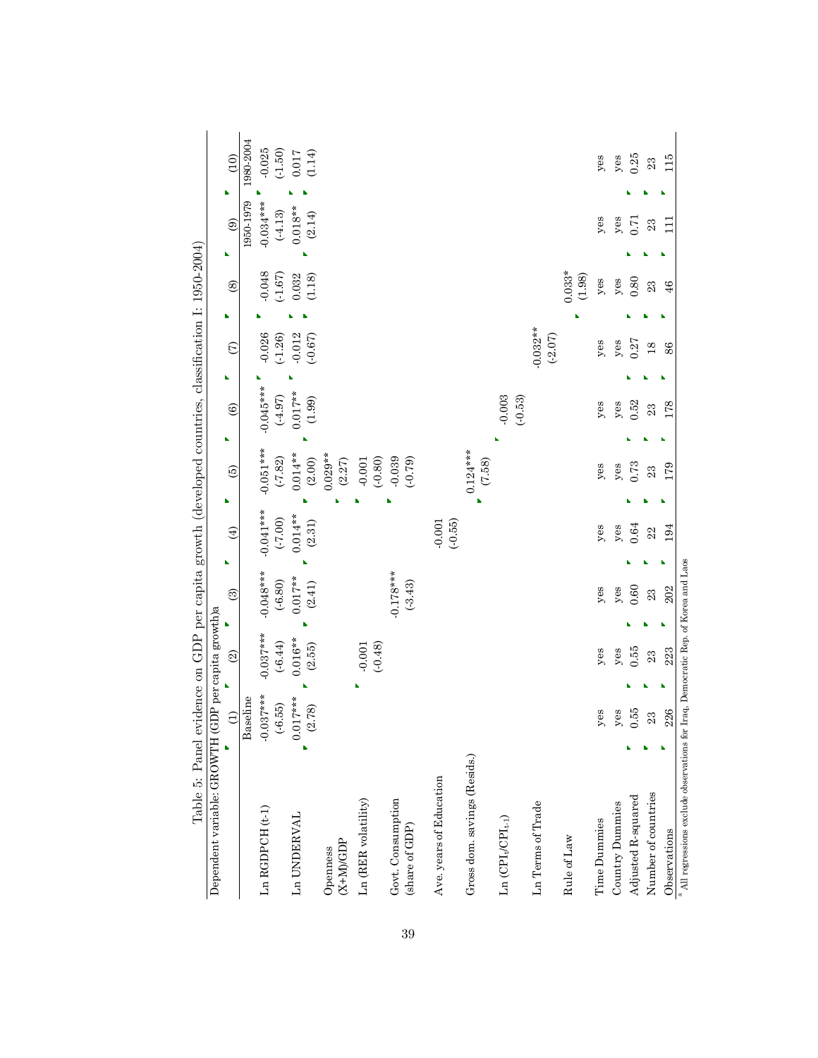Table 5: Panel evidence on GDP per capita growth (developed countries, classification I: 1950-2004)

Dependent variable: GROWTH (GDP per capita growth)[a]

| | (1) | (2) | (3) | (4) | (5) | (6) | (7) | (8) | (9) | (10) |
|---|---|---|---|---|---|---|---|---|---|---|
| | Baseline | | | | | | | | 1950-1979 | 1980-2004 |
| Ln RGDPCH (t-1) | -0.037*** | -0.037*** | -0.048*** | -0.041*** | -0.051*** | -0.045*** | -0.026 | -0.048 | -0.034*** | -0.025 |
| | (-6.55) | (-6.44) | (-6.80) | (-7.00) | (-7.82) | (-4.97) | (-1.26) | (-1.67) | (-4.13) | (-1.50) |
| Ln UNDERVAL | 0.017*** | 0.016** | 0.017** | 0.014** | 0.014** | 0.017** | -0.012 | 0.032 | 0.018** | 0.017 |
| | (2.78) | (2.55) | (2.41) | (2.31) | (2.00) | (1.99) | (-0.67) | (1.18) | (2.14) | (1.14) |
| Openness (X+M)/GDP | | | | | 0.029** | | | | | |
| | | | | | (2.27) | | | | | |
| Ln (RER volatility) | | -0.001 | | | -0.001 | | | | | |
| | | (-0.48) | | | (-0.80) | | | | | |
| Govt. Consumption (share of GDP) | | | -0.178*** | | -0.039 | | | | | |
| | | | (-3.43) | | (-0.79) | | | | | |
| Ave. years of Education | | | | -0.001 | | | | | | |
| | | | | (-0.55) | | | | | | |
| Gross dom. savings (Resids.) | | | | | 0.124*** | | | | | |
| | | | | | (7.58) | | | | | |
| Ln ($CPI_t/CPI_{t-1}$) | | | | | | -0.003 | | | | |
| | | | | | | (-0.53) | | | | |
| Ln Terms of Trade | | | | | | | -0.032** | | | |
| | | | | | | | (-2.07) | | | |
| Rule of Law | | | | | | | | 0.033* | | |
| | | | | | | | | (1.98) | | |
| Time Dummies | yes | yes | yes | yes | yes | yes | yes | yes | yes | yes |
| Country Dummies | yes | yes | yes | yes | yes | yes | yes | yes | yes | yes |
| Adjusted R-squared | 0.55 | 0.55 | 0.60 | 0.64 | 0.73 | 0.52 | 0.27 | 0.80 | 0.71 | 0.25 |
| Number of countries | 23 | 23 | 23 | 22 | 23 | 23 | 18 | 23 | 23 | 23 |
| Observations | 226 | 223 | 202 | 194 | 179 | 178 | 86 | 46 | 111 | 115 |

[a] All regressions exclude observations for Iraq, Democratic Rep. of Korea and Laos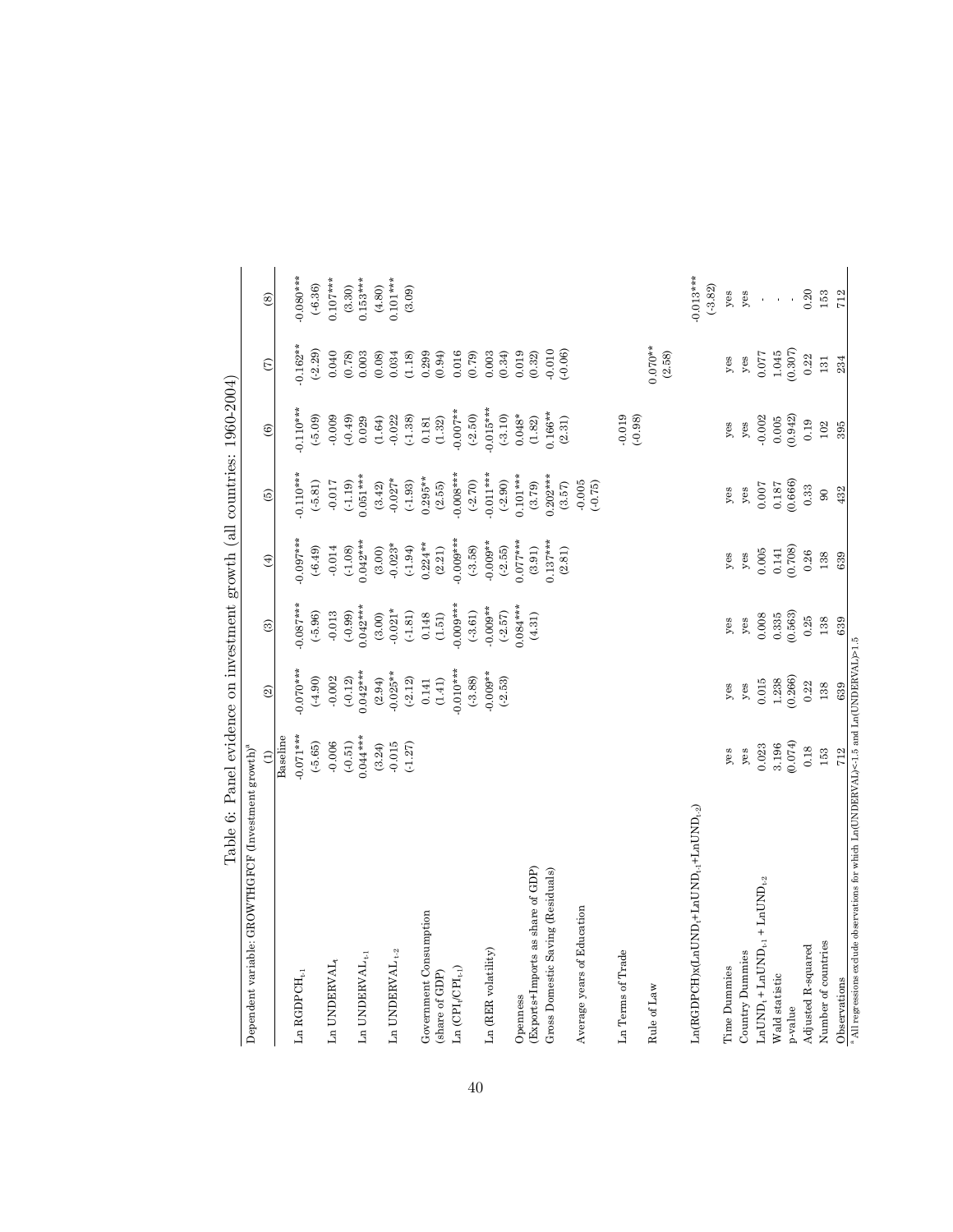# Table 6: Panel evidence on investment growth (all countries: 1960-2004)

| Dependent variable: GROWTHGFCF (Investment growth)[a] | (1) Baseline | (2) | (3) | (4) | (5) | (6) | (7) | (8) |
|---|---|---|---|---|---|---|---|---|
| Ln $RGDPCH_{t-1}$ | -0.071*** | -0.070*** | -0.087*** | -0.097*** | -0.110*** | -0.110*** | -0.162** | -0.080*** |
| | (-5.65) | (-4.90) | (-5.96) | (-6.49) | (-5.81) | (-5.09) | (-2.29) | (-6.36) |
| Ln $UNDERVAL_t$ | -0.006 | -0.002 | -0.013 | -0.014 | -0.017 | -0.009 | 0.040 | 0.107*** |
| | (-0.51) | (-0.12) | (-0.99) | (-1.08) | (-1.19) | (-0.49) | (0.78) | (3.30) |
| Ln $UNDERVAL_{t-1}$ | 0.044*** | 0.042*** | 0.042*** | 0.042*** | 0.051*** | 0.029 | 0.003 | 0.153*** |
| | (3.24) | (2.94) | (3.00) | (3.00) | (3.42) | (1.64) | (0.08) | (4.80) |
| Ln $UNDERVAL_{t-2}$ | -0.015 | -0.025** | -0.021* | -0.023* | -0.027* | -0.022 | 0.034 | 0.101*** |
| | (-1.27) | (-2.12) | (-1.81) | (-1.94) | (-1.93) | (-1.38) | (1.18) | (3.09) |
| Government Consumption (share of GDP) | | 0.141 | 0.148 | 0.224** | 0.295** | 0.181 | 0.299 | |
| | | (1.41) | (1.51) | (2.21) | (2.55) | (1.32) | (0.94) | |
| Ln $(CPI_t/CPI_{t-1})$ | | -0.010*** | -0.009*** | -0.009*** | -0.008*** | -0.007** | 0.016 | |
| | | (-3.88) | (-3.61) | (-3.58) | (-2.70) | (-2.50) | (0.79) | |
| Ln (RER volatility) | | -0.009** | -0.009** | -0.009** | -0.011*** | -0.015*** | 0.003 | |
| | | (-2.53) | (-2.57) | (-2.55) | (-2.90) | (-3.10) | (0.34) | |
| Openness (Exports+Imports as share of GDP) | | | 0.084*** | 0.077*** | 0.101*** | 0.048* | 0.019 | |
| | | | (4.31) | (3.91) | (3.79) | (1.82) | (0.32) | |
| Gross Domestic Saving (Residuals) | | | | 0.137*** | 0.202*** | 0.166** | -0.010 | |
| | | | | (2.81) | (3.57) | (2.31) | (-0.06) | |
| Average years of Education | | | | | -0.005 | | | |
| | | | | | (-0.75) | | | |
| Ln Terms of Trade | | | | | | -0.019 | | |
| | | | | | | (-0.98) | | |
| Rule of Law | | | | | | | 0.070** | |
| | | | | | | | (2.58) | |
| $Ln(RGDPCH)x(LnUND_t+LnUND_{t-1}+LnUND_{t-2})$ | | | | | | | | -0.013*** |
| | | | | | | | | (-3.82) |
| Time Dummies | yes | yes | yes | yes | yes | yes | yes | yes |
| Country Dummies | yes | yes | yes | yes | yes | yes | yes | yes |
| $LnUND_t + LnUND_{t-1} + LnUND_{t-2}$ | 0.023 | 0.015 | 0.008 | 0.005 | 0.007 | -0.002 | 0.077 | - |
| Wald statistic | 3.196 | 1.238 | 0.335 | 0.141 | 0.187 | 0.005 | 1.045 | - |
| p-value | (0.074) | (0.266) | (0.563) | (0.708) | (0.666) | (0.942) | (0.307) | - |
| Adjusted R-squared | 0.18 | 0.22 | 0.25 | 0.26 | 0.33 | 0.19 | 0.22 | 0.20 |
| Number of countries | 153 | 138 | 138 | 138 | 90 | 102 | 131 | 153 |
| Observations | 712 | 639 | 639 | 639 | 432 | 395 | 234 | 712 |

[a] All regressions exclude observations for which Ln(UNDERVAL)<-1.5 and Ln(UNDERVAL)>1.5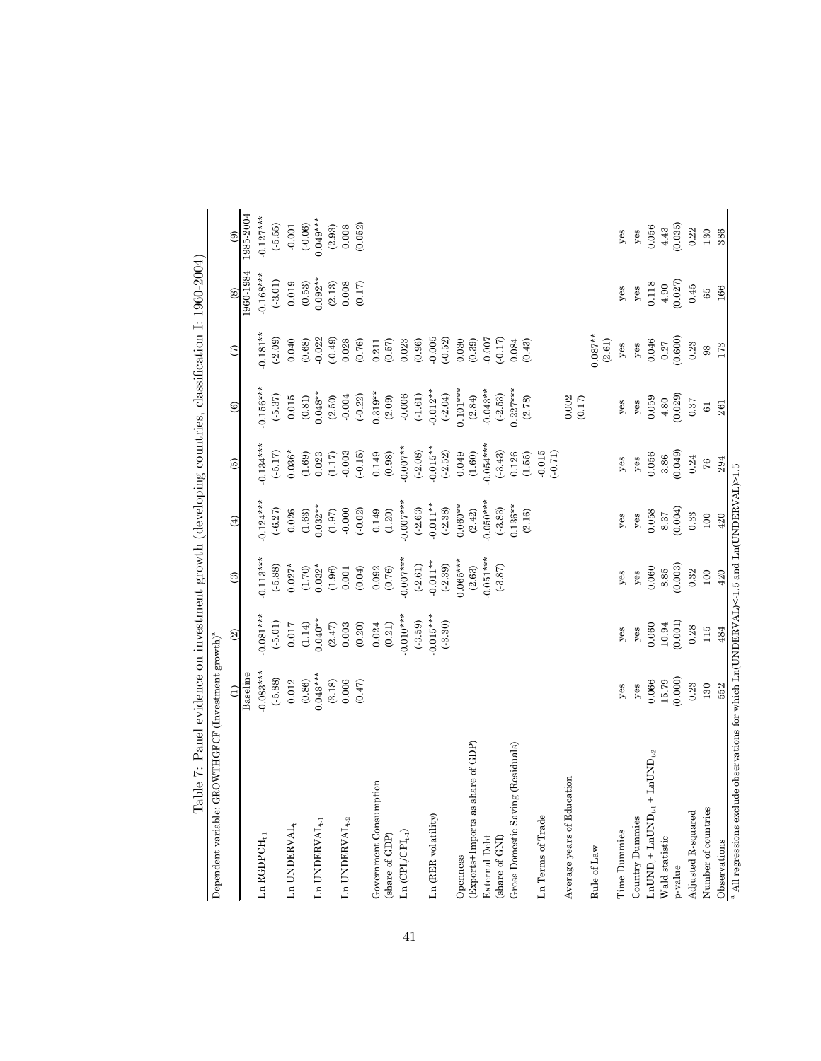# Table 7: Panel evidence on investment growth (developing countries, classification I: 1960-2004)

Dependent variable: GROWTHGFCF (Investment growth)[a]

| | (1) | (2) | (3) | (4) | (5) | (6) | (7) | (8) | (9) |
|---|---|---|---|---|---|---|---|---|---|
| | Baseline | | | | | | | 1960-1984 | 1985-2004 |
| Ln $RGDPCH_{t-1}$ | -0.083*** | -0.081*** | -0.113*** | -0.124*** | -0.134*** | -0.156*** | -0.181** | -0.168*** | -0.127*** |
| | (-5.88) | (-5.01) | (-5.88) | (-6.27) | (-5.17) | (-5.37) | (-2.09) | (-3.01) | (-5.55) |
| Ln $UNDERVAL_t$ | 0.012 | 0.017 | 0.027* | 0.026 | 0.036* | 0.015 | 0.040 | 0.019 | -0.001 |
| | (0.86) | (1.14) | (1.70) | (1.63) | (1.69) | (0.81) | (0.68) | (0.53) | (-0.06) |
| Ln $UNDERVAL_{t-1}$ | 0.048*** | 0.040** | 0.032* | 0.032** | 0.023 | 0.048** | -0.022 | 0.092** | 0.049*** |
| | (3.18) | (2.47) | (1.96) | (1.97) | (1.17) | (2.50) | (-0.49) | (2.13) | (2.93) |
| Ln $UNDERVAL_{t-2}$ | 0.006 | 0.003 | 0.001 | -0.000 | -0.003 | -0.004 | 0.028 | 0.008 | 0.008 |
| | (0.47) | (0.20) | (0.04) | (-0.02) | (-0.15) | (-0.22) | (0.76) | (0.17) | (0.052) |
| Government Consumption | | 0.024 | 0.092 | 0.149 | 0.149 | 0.319** | 0.211 | | |
| (share of GDP) | | (0.21) | (0.76) | (1.20) | (0.98) | (2.09) | (0.57) | | |
| Ln $(CPI_t/CPI_{t-1})$ | | -0.010*** | -0.007*** | -0.007*** | -0.007** | -0.006 | 0.023 | | |
| | | (-3.59) | (-2.61) | (-2.63) | (-2.08) | (-1.61) | (0.96) | | |
| Ln (RER volatility) | | -0.015*** | -0.011** | -0.011** | -0.015** | -0.012** | -0.005 | | |
| | | (-3.30) | (-2.39) | (-2.38) | (-2.52) | (-2.04) | (-0.52) | | |
| Openness | | | 0.065*** | 0.060** | 0.049 | 0.101*** | 0.030 | | |
| (Exports+Imports as share of GDP) | | | (2.63) | (2.42) | (1.60) | (2.84) | (0.39) | | |
| External Debt | | | -0.051*** | -0.050*** | -0.054*** | -0.043** | -0.007 | | |
| (share of GNI) | | | (-3.87) | (-3.83) | (-3.43) | (-2.53) | (-0.17) | | |
| Gross Domestic Saving (Residuals) | | | | 0.136** | 0.126 | 0.227*** | 0.084 | | |
| | | | | (2.16) | (1.55) | (2.78) | (0.43) | | |
| Ln Terms of Trade | | | | | -0.015 | | | | |
| | | | | | (-0.71) | | | | |
| Average years of Education | | | | | | 0.002 | | | |
| | | | | | | (0.17) | | | |
| Rule of Law | | | | | | | 0.087** | | |
| | | | | | | | (2.61) | | |
| Time Dummies | yes | yes | yes | yes | yes | yes | yes | yes | yes |
| Country Dummies | yes | yes | yes | yes | yes | yes | yes | yes | yes |
| $LnUND_t + LnUND_{t-1} + LnUND_{t-2}$ | 0.066 | 0.060 | 0.060 | 0.058 | 0.056 | 0.059 | 0.046 | 0.118 | 0.056 |
| Wald statistic | 15.79 | 10.94 | 8.85 | 8.37 | 3.86 | 4.80 | 0.27 | 4.90 | 4.43 |
| p-value | (0.000) | (0.001) | (0.003) | (0.004) | (0.049) | (0.029) | (0.600) | (0.027) | (0.035) |
| Adjusted R-squared | 0.23 | 0.28 | 0.32 | 0.33 | 0.24 | 0.37 | 0.23 | 0.45 | 0.22 |
| Number of countries | 130 | 115 | 100 | 100 | 76 | 61 | 98 | 65 | 130 |
| Observations | 552 | 484 | 420 | 420 | 294 | 261 | 173 | 166 | 386 |

[a] All regressions exclude observations for which Ln(UNDERVAL)<-1.5 and Ln(UNDERVAL)>1.5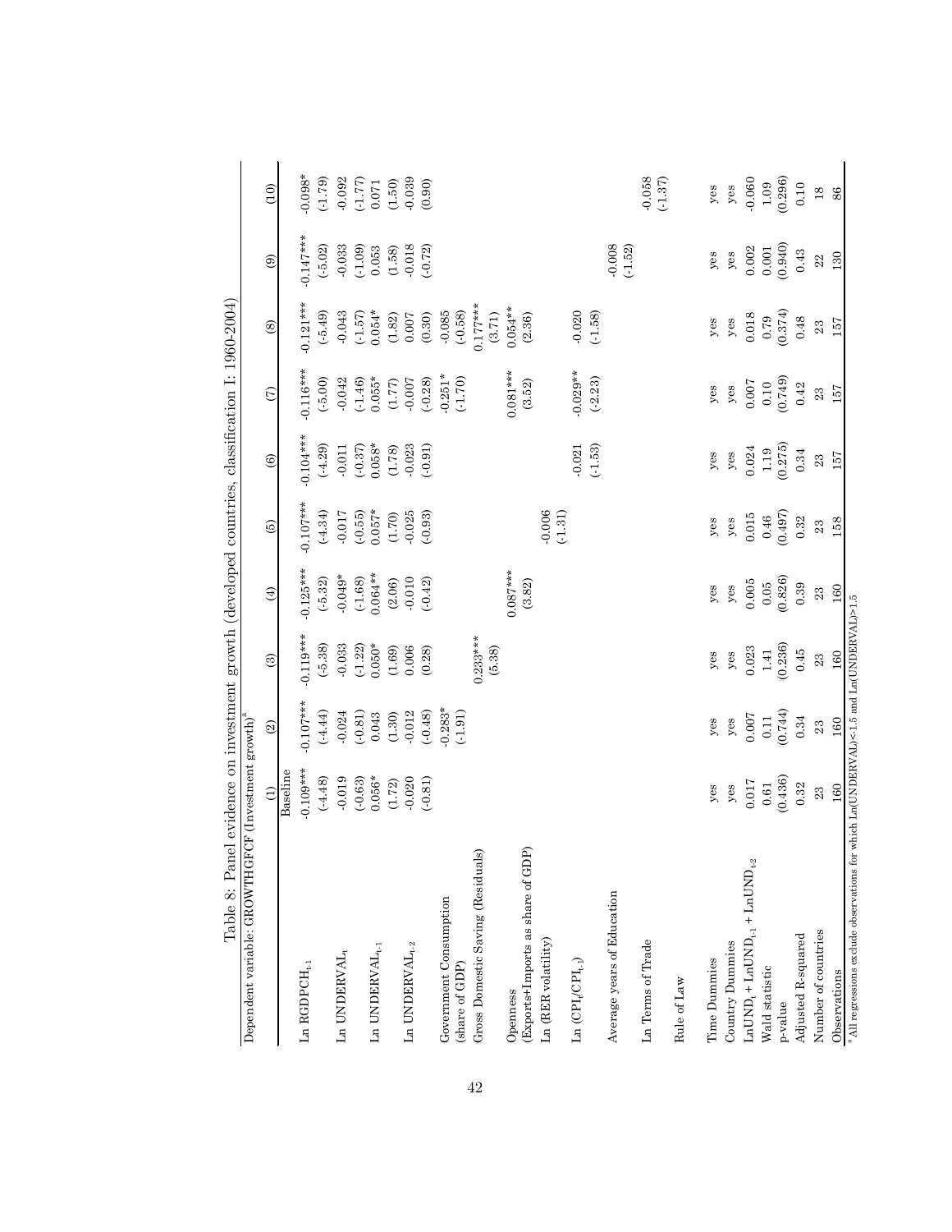Table 8: Panel evidence on investment growth (developed countries, classification I: 1960-2004)

Dependent variable: GROWTHGFCF (Investment growth)[a]

| | (1) | (2) | (3) | (4) | (5) | (6) | (7) | (8) | (9) | (10) |
|---|---|---|---|---|---|---|---|---|---|---|
| | Baseline | | | | | | | | | |
| Ln RGDPCH$_{t-1}$ | -0.109*** | -0.107*** | -0.119*** | -0.125*** | -0.107*** | -0.104*** | -0.116*** | -0.121*** | -0.147*** | -0.098* |
| | (-4.48) | (-4.44) | (-5.38) | (-5.32) | (-4.34) | (-4.29) | (-5.00) | (-5.49) | (-5.02) | (-1.79) |
| Ln UNDERVAL$_t$ | -0.019 | -0.024 | -0.033 | -0.049* | -0.017 | -0.011 | -0.042 | -0.043 | -0.033 | -0.092 |
| | (-0.63) | (-0.81) | (-1.22) | (-1.68) | (-0.55) | (-0.37) | (-1.46) | (-1.57) | (-1.09) | (-1.77) |
| Ln UNDERVAL$_{t-1}$ | 0.056* | 0.043 | 0.050* | 0.064** | 0.057* | 0.058* | 0.055* | 0.054* | 0.053 | 0.071 |
| | (1.72) | (1.30) | (1.69) | (2.06) | (1.70) | (1.78) | (1.77) | (1.82) | (1.58) | (1.50) |
| Ln UNDERVAL$_{t-2}$ | -0.020 | -0.012 | 0.006 | -0.010 | -0.025 | -0.023 | -0.007 | 0.007 | -0.018 | -0.039 |
| | (-0.81) | (-0.48) | (0.28) | (-0.42) | (-0.93) | (-0.91) | (-0.28) | (0.30) | (-0.72) | (0.90) |
| Government Consumption (share of GDP) | | -0.283* | | | | | -0.251* | -0.085 | | |
| | | (-1.91) | | | | | (-1.70) | (-0.58) | | |
| Gross Domestic Saving (Residuals) | | | 0.233*** | | | | | 0.177*** | | |
| | | | (5.38) | | | | | (3.71) | | |
| Openness (Exports+Imports as share of GDP) | | | | 0.087*** | | | 0.081*** | 0.054** | | |
| | | | | (3.82) | | | (3.52) | (2.36) | | |
| Ln (RER volatility) | | | | | -0.006 | | | | | |
| | | | | | (-1.31) | | | | | |
| Ln (CPI$_t$/CPI$_{t-1}$) | | | | | | -0.021 | -0.029** | -0.020 | | |
| | | | | | | (-1.53) | (-2.23) | (-1.58) | | |
| Average years of Education | | | | | | | | | -0.008 | |
| | | | | | | | | | (-1.52) | |
| Ln Terms of Trade | | | | | | | | | | -0.058 |
| | | | | | | | | | | (-1.37) |
| Rule of Law | | | | | | | | | | |
| Time Dummies | yes | yes | yes | yes | yes | yes | yes | yes | yes | yes |
| Country Dummies | yes | yes | yes | yes | yes | yes | yes | yes | yes | yes |
| LnUND$_t$ + LnUND$_{t-1}$ + LnUND$_{t-2}$ | 0.017 | 0.007 | 0.023 | 0.005 | 0.015 | 0.024 | 0.007 | 0.018 | 0.002 | -0.060 |
| Wald statistic | 0.61 | 0.11 | 1.41 | 0.05 | 0.46 | 1.19 | 0.10 | 0.79 | 0.001 | 1.09 |
| p-value | (0.436) | (0.744) | (0.236) | (0.826) | (0.497) | (0.275) | (0.749) | (0.374) | (0.940) | (0.296) |
| Adjusted R-squared | 0.32 | 0.34 | 0.45 | 0.39 | 0.32 | 0.34 | 0.42 | 0.48 | 0.43 | 0.10 |
| Number of countries | 23 | 23 | 23 | 23 | 23 | 23 | 23 | 23 | 22 | 18 |
| Observations | 160 | 160 | 160 | 160 | 158 | 157 | 157 | 157 | 130 | 86 |

[a] All regressions exclude observations for which Ln(UNDERVAL)<-1.5 and Ln(UNDERVAL)>1.5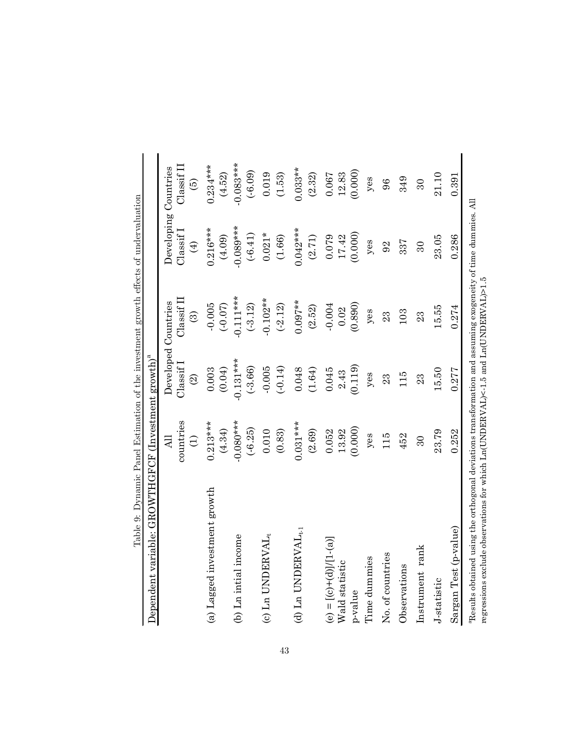Table 9: Dynamic Panel Estimation of the investment growth effects of undervaluation

Dependent variable: GROWTHGFCF (Investment growth)[a]

| | All countries | Developed Countries | | Developing Countries | |
|---|---|---|---|---|---|
| | | Classif I | Classif II | Classif I | Classif II |
| | (1) | (2) | (3) | (4) | (5) |
| (a) Lagged investment growth | 0.213*** | 0.003 | -0.005 | 0.216*** | 0.234*** |
| | (4.34) | (0.04) | (-0.07) | (4.09) | (4.52) |
| (b) Ln intial income | -0.080*** | -0.131*** | -0.111*** | -0.089*** | -0.083*** |
| | (-6.25) | (-3.66) | (-3.12) | (-6.41) | (-6.09) |
| (c) Ln UNDERVAL$_t$ | 0.010 | -0.005 | -0.102** | 0.021* | 0.019 |
| | (0.83) | (-0.14) | (-2.12) | (1.66) | (1.53) |
| (d) Ln UNDERVAL$_{t-1}$ | 0.031*** | 0.048 | 0.097** | 0.042*** | 0.033** |
| | (2.69) | (1.64) | (2.52) | (2.71) | (2.32) |
| (e) = [(c)+(d)]/[1-(a)] | 0.052 | 0.045 | -0.004 | 0.079 | 0.067 |
| Wald statistic | 13.92 | 2.43 | 0.02 | 17.42 | 12.83 |
| p-value | (0.000) | (0.119) | (0.890) | (0.000) | (0.000) |
| Time dummies | yes | yes | yes | yes | yes |
| No. of countries | 115 | 23 | 23 | 92 | 96 |
| Observations | 452 | 115 | 103 | 337 | 349 |
| Instrument rank | 30 | 23 | 23 | 30 | 30 |
| J-statistic | 23.79 | 15.50 | 15.55 | 23.05 | 21.10 |
| Sargan Test (p-value) | 0.252 | 0.277 | 0.274 | 0.286 | 0.391 |

[a]Results obtained using the orthogonal deviations transformation and assuming exogeneity of time dummies. All regressions exclude observations for which Ln(UNDERVAL)<-1.5 and Ln(UNDERVAL)>1.5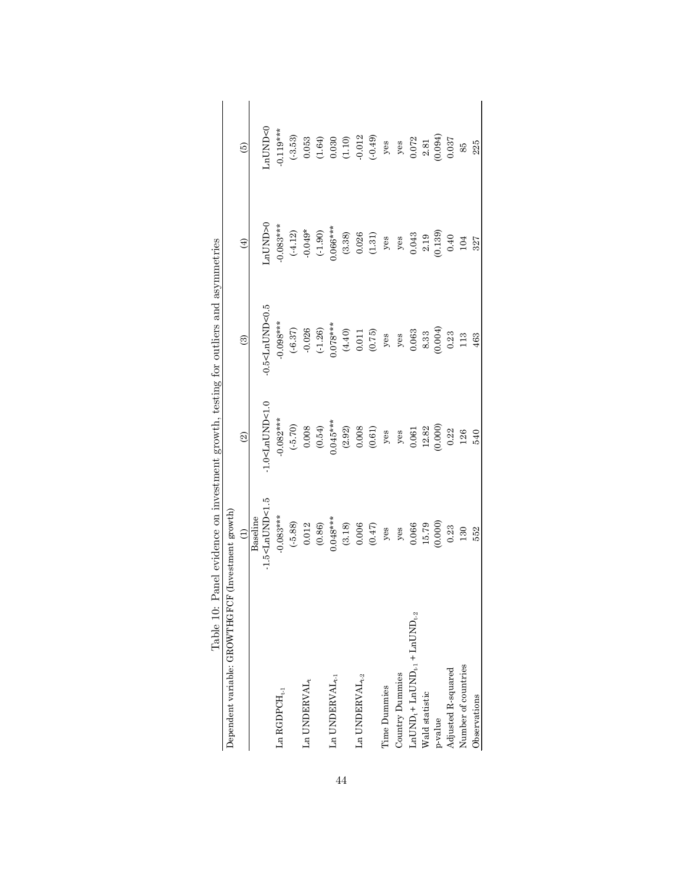Table 10: Panel evidence on investment growth, testing for outliers and asymmetries

Dependent variable: GROWTHGFCF (Investment growth)

| | (1) | (2) | (3) | (4) | (5) |
|---|---|---|---|---|---|
| | Baseline | | | | |
| | -1.5<LnUND<1.5 | -1.0<LnUND<1.0 | -0.5<LnUND<0.5 | LnUND>0 | LnUND<0 |
| Ln $RGDPCH_{t-1}$ | -0.083*** | -0.082*** | -0.098*** | -0.083*** | -0.119*** |
| | (-5.88) | (-5.70) | (-6.37) | (-4.12) | (-3.53) |
| Ln $UNDERVAL_t$ | 0.012 | 0.008 | -0.026 | -0.049* | 0.053 |
| | (0.86) | (0.54) | (-1.26) | (-1.90) | (1.64) |
| Ln $UNDERVAL_{t-1}$ | 0.048*** | 0.045*** | 0.078*** | 0.066*** | 0.030 |
| | (3.18) | (2.92) | (4.40) | (3.38) | (1.10) |
| Ln $UNDERVAL_{t-2}$ | 0.006 | 0.008 | 0.011 | 0.026 | -0.012 |
| | (0.47) | (0.61) | (0.75) | (1.31) | (-0.49) |
| Time Dummies | yes | yes | yes | yes | yes |
| Country Dummies | yes | yes | yes | yes | yes |
| $LnUND_t + LnUND_{t-1} + LnUND_{t-2}$ | 0.066 | 0.061 | 0.063 | 0.043 | 0.072 |
| Wald statistic | 15.79 | 12.82 | 8.33 | 2.19 | 2.81 |
| p-value | (0.000) | (0.000) | (0.004) | (0.139) | (0.094) |
| Adjusted R-squared | 0.23 | 0.22 | 0.23 | 0.40 | 0.037 |
| Number of countries | 130 | 126 | 113 | 104 | 85 |
| Observations | 552 | 540 | 463 | 327 | 225 |